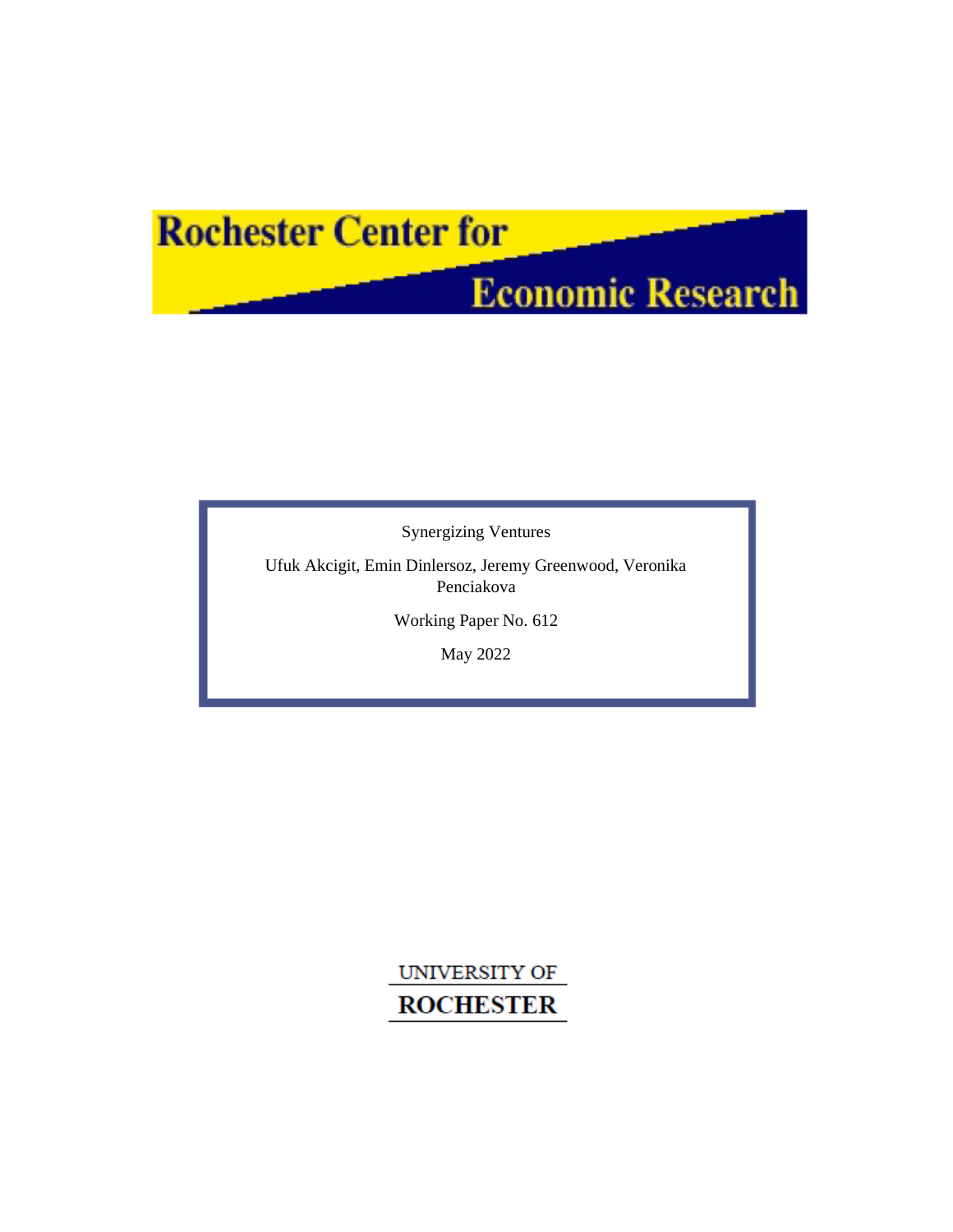# Rochester Center for Economic Research

Synergizing Ventures

Ufuk Akcigit, Emin Dinlersoz, Jeremy Greenwood, Veronika Penciakova

Working Paper No. 612

May 2022

UNIVERSITY OF ROCHESTER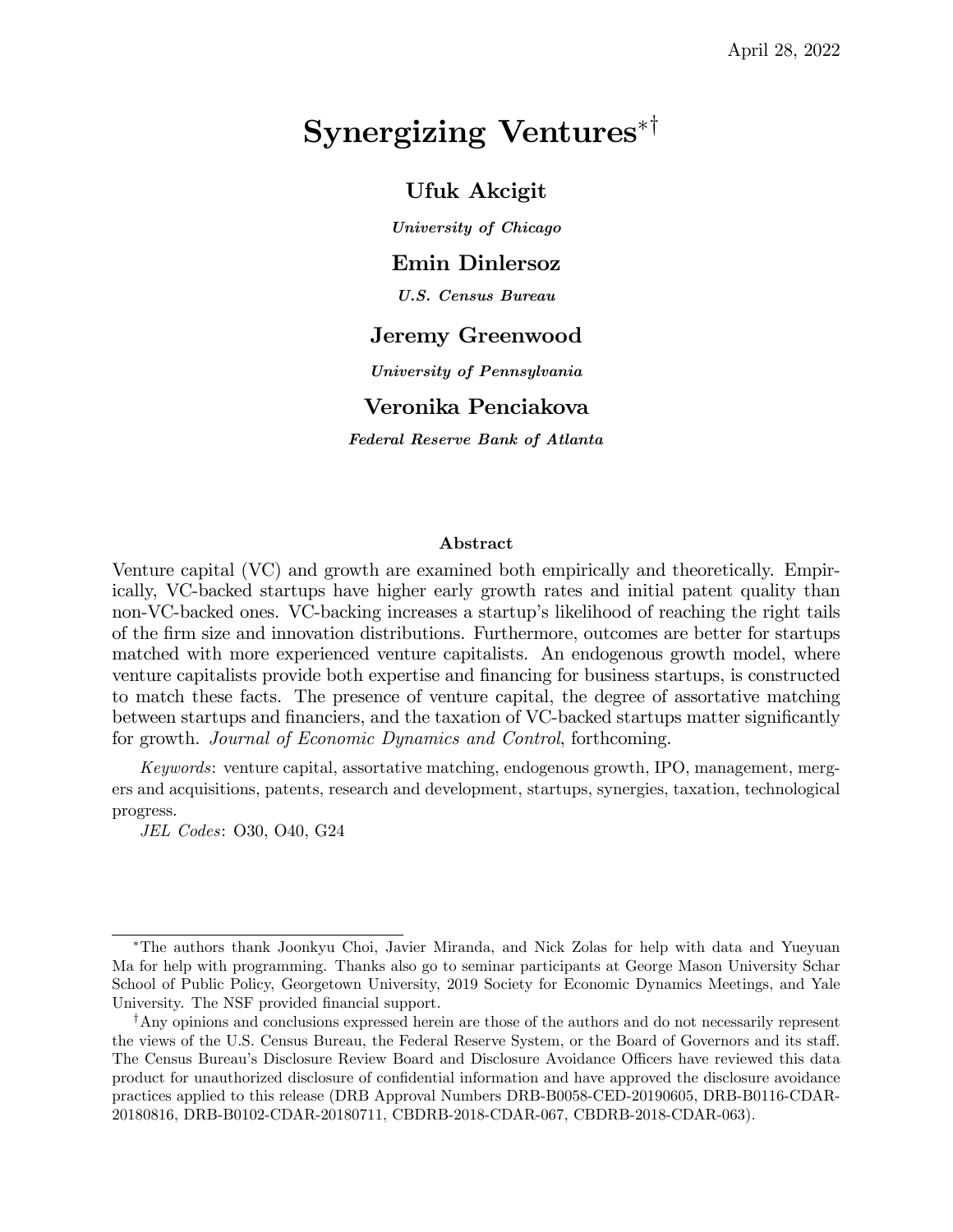April 28, 2022

# Synergizing Ventures*†

**Ufuk Akcigit**

***University of Chicago***

**Emin Dinlersoz**

***U.S. Census Bureau***

**Jeremy Greenwood**

***University of Pennsylvania***

**Veronika Penciakova**

***Federal Reserve Bank of Atlanta***

### Abstract

Venture capital (VC) and growth are examined both empirically and theoretically. Empirically, VC-backed startups have higher early growth rates and initial patent quality than non-VC-backed ones. VC-backing increases a startup's likelihood of reaching the right tails of the firm size and innovation distributions. Furthermore, outcomes are better for startups matched with more experienced venture capitalists. An endogenous growth model, where venture capitalists provide both expertise and financing for business startups, is constructed to match these facts. The presence of venture capital, the degree of assortative matching between startups and financiers, and the taxation of VC-backed startups matter significantly for growth. *Journal of Economic Dynamics and Control*, forthcoming.

*Keywords*: venture capital, assortative matching, endogenous growth, IPO, management, mergers and acquisitions, patents, research and development, startups, synergies, taxation, technological progress.

*JEL Codes*: O30, O40, G24

---

*The authors thank Joonkyu Choi, Javier Miranda, and Nick Zolas for help with data and Yueyuan Ma for help with programming. Thanks also go to seminar participants at George Mason University Schar School of Public Policy, Georgetown University, 2019 Society for Economic Dynamics Meetings, and Yale University. The NSF provided financial support.

†Any opinions and conclusions expressed herein are those of the authors and do not necessarily represent the views of the U.S. Census Bureau, the Federal Reserve System, or the Board of Governors and its staff. The Census Bureau's Disclosure Review Board and Disclosure Avoidance Officers have reviewed this data product for unauthorized disclosure of confidential information and have approved the disclosure avoidance practices applied to this release (DRB Approval Numbers DRB-B0058-CED-20190605, DRB-B0116-CDAR-20180816, DRB-B0102-CDAR-20180711, CBDRB-2018-CDAR-067, CBDRB-2018-CDAR-063).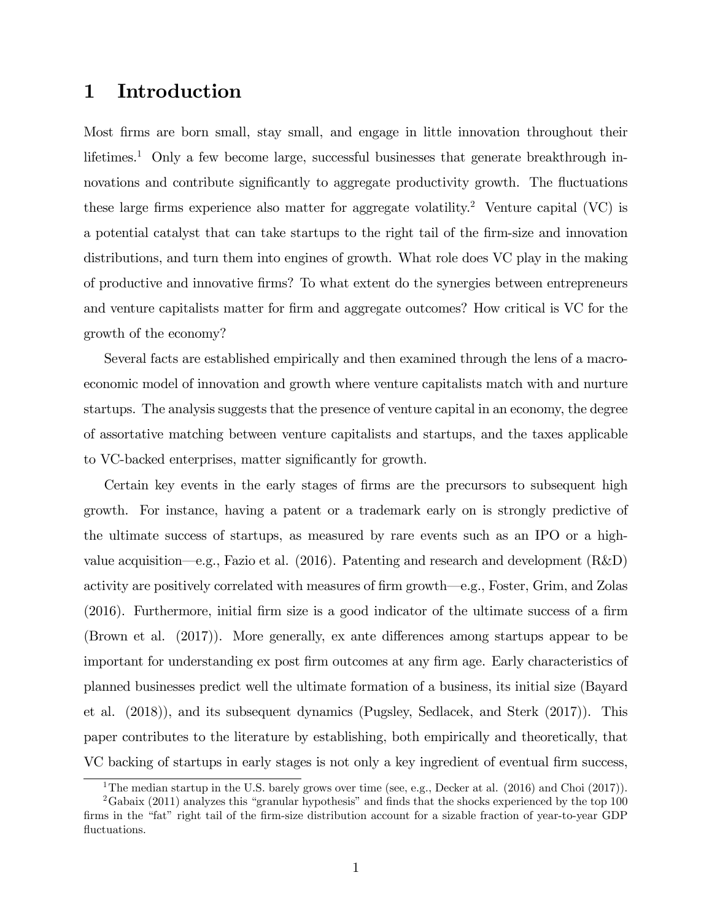# 1 Introduction

Most firms are born small, stay small, and engage in little innovation throughout their lifetimes.[1] Only a few become large, successful businesses that generate breakthrough innovations and contribute significantly to aggregate productivity growth. The fluctuations these large firms experience also matter for aggregate volatility.[2] Venture capital (VC) is a potential catalyst that can take startups to the right tail of the firm-size and innovation distributions, and turn them into engines of growth. What role does VC play in the making of productive and innovative firms? To what extent do the synergies between entrepreneurs and venture capitalists matter for firm and aggregate outcomes? How critical is VC for the growth of the economy?

Several facts are established empirically and then examined through the lens of a macroeconomic model of innovation and growth where venture capitalists match with and nurture startups. The analysis suggests that the presence of venture capital in an economy, the degree of assortative matching between venture capitalists and startups, and the taxes applicable to VC-backed enterprises, matter significantly for growth.

Certain key events in the early stages of firms are the precursors to subsequent high growth. For instance, having a patent or a trademark early on is strongly predictive of the ultimate success of startups, as measured by rare events such as an IPO or a high-value acquisition—e.g., Fazio et al. (2016). Patenting and research and development (R&D) activity are positively correlated with measures of firm growth—e.g., Foster, Grim, and Zolas (2016). Furthermore, initial firm size is a good indicator of the ultimate success of a firm (Brown et al. (2017)). More generally, ex ante differences among startups appear to be important for understanding ex post firm outcomes at any firm age. Early characteristics of planned businesses predict well the ultimate formation of a business, its initial size (Bayard et al. (2018)), and its subsequent dynamics (Pugsley, Sedlacek, and Sterk (2017)). This paper contributes to the literature by establishing, both empirically and theoretically, that VC backing of startups in early stages is not only a key ingredient of eventual firm success,

[1] The median startup in the U.S. barely grows over time (see, e.g., Decker at al. (2016) and Choi (2017)).

[2] Gabaix (2011) analyzes this "granular hypothesis" and finds that the shocks experienced by the top 100 firms in the "fat" right tail of the firm-size distribution account for a sizable fraction of year-to-year GDP fluctuations.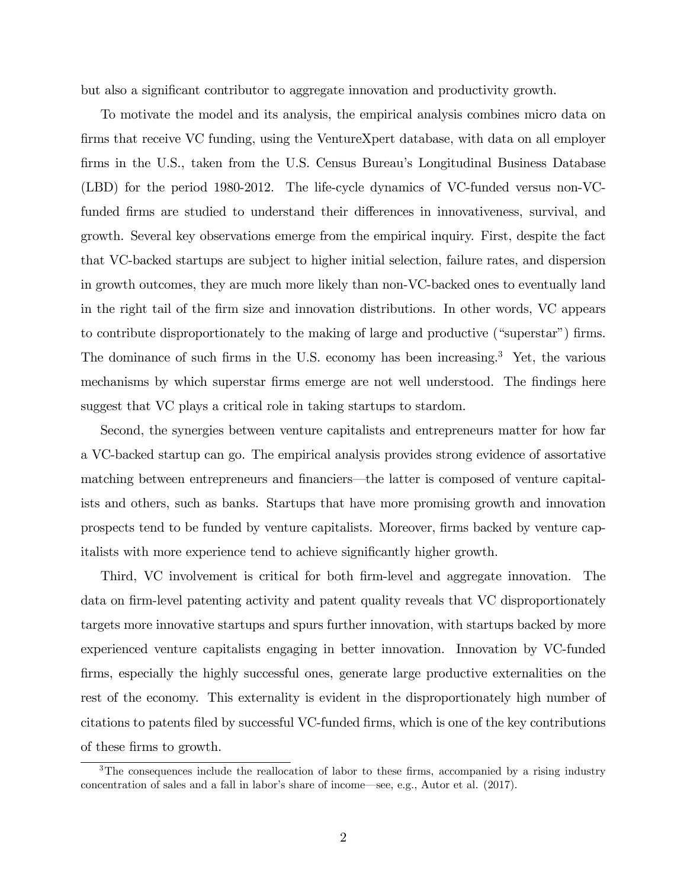but also a significant contributor to aggregate innovation and productivity growth.

To motivate the model and its analysis, the empirical analysis combines micro data on firms that receive VC funding, using the VentureXpert database, with data on all employer firms in the U.S., taken from the U.S. Census Bureau's Longitudinal Business Database (LBD) for the period 1980-2012. The life-cycle dynamics of VC-funded versus non-VC-funded firms are studied to understand their differences in innovativeness, survival, and growth. Several key observations emerge from the empirical inquiry. First, despite the fact that VC-backed startups are subject to higher initial selection, failure rates, and dispersion in growth outcomes, they are much more likely than non-VC-backed ones to eventually land in the right tail of the firm size and innovation distributions. In other words, VC appears to contribute disproportionately to the making of large and productive ("superstar") firms. The dominance of such firms in the U.S. economy has been increasing.[3] Yet, the various mechanisms by which superstar firms emerge are not well understood. The findings here suggest that VC plays a critical role in taking startups to stardom.

Second, the synergies between venture capitalists and entrepreneurs matter for how far a VC-backed startup can go. The empirical analysis provides strong evidence of assortative matching between entrepreneurs and financiers—the latter is composed of venture capitalists and others, such as banks. Startups that have more promising growth and innovation prospects tend to be funded by venture capitalists. Moreover, firms backed by venture capitalists with more experience tend to achieve significantly higher growth.

Third, VC involvement is critical for both firm-level and aggregate innovation. The data on firm-level patenting activity and patent quality reveals that VC disproportionately targets more innovative startups and spurs further innovation, with startups backed by more experienced venture capitalists engaging in better innovation. Innovation by VC-funded firms, especially the highly successful ones, generate large productive externalities on the rest of the economy. This externality is evident in the disproportionately high number of citations to patents filed by successful VC-funded firms, which is one of the key contributions of these firms to growth.

[3] The consequences include the reallocation of labor to these firms, accompanied by a rising industry concentration of sales and a fall in labor's share of income—see, e.g., Autor et al. (2017).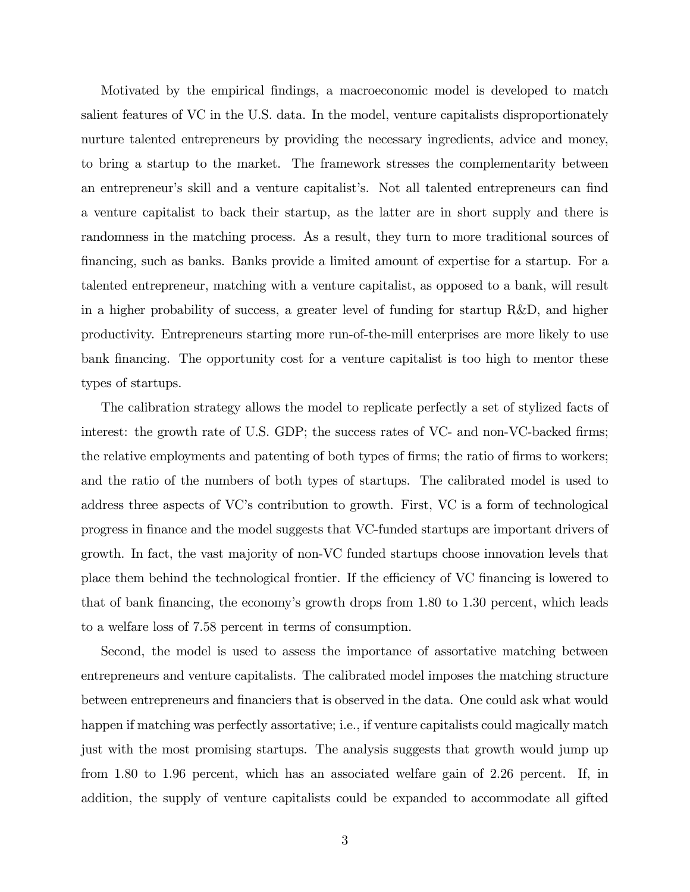Motivated by the empirical findings, a macroeconomic model is developed to match salient features of VC in the U.S. data. In the model, venture capitalists disproportionately nurture talented entrepreneurs by providing the necessary ingredients, advice and money, to bring a startup to the market. The framework stresses the complementarity between an entrepreneur's skill and a venture capitalist's. Not all talented entrepreneurs can find a venture capitalist to back their startup, as the latter are in short supply and there is randomness in the matching process. As a result, they turn to more traditional sources of financing, such as banks. Banks provide a limited amount of expertise for a startup. For a talented entrepreneur, matching with a venture capitalist, as opposed to a bank, will result in a higher probability of success, a greater level of funding for startup R&D, and higher productivity. Entrepreneurs starting more run-of-the-mill enterprises are more likely to use bank financing. The opportunity cost for a venture capitalist is too high to mentor these types of startups.

The calibration strategy allows the model to replicate perfectly a set of stylized facts of interest: the growth rate of U.S. GDP; the success rates of VC- and non-VC-backed firms; the relative employments and patenting of both types of firms; the ratio of firms to workers; and the ratio of the numbers of both types of startups. The calibrated model is used to address three aspects of VC's contribution to growth. First, VC is a form of technological progress in finance and the model suggests that VC-funded startups are important drivers of growth. In fact, the vast majority of non-VC funded startups choose innovation levels that place them behind the technological frontier. If the efficiency of VC financing is lowered to that of bank financing, the economy's growth drops from 1.80 to 1.30 percent, which leads to a welfare loss of 7.58 percent in terms of consumption.

Second, the model is used to assess the importance of assortative matching between entrepreneurs and venture capitalists. The calibrated model imposes the matching structure between entrepreneurs and financiers that is observed in the data. One could ask what would happen if matching was perfectly assortative; i.e., if venture capitalists could magically match just with the most promising startups. The analysis suggests that growth would jump up from 1.80 to 1.96 percent, which has an associated welfare gain of 2.26 percent. If, in addition, the supply of venture capitalists could be expanded to accommodate all gifted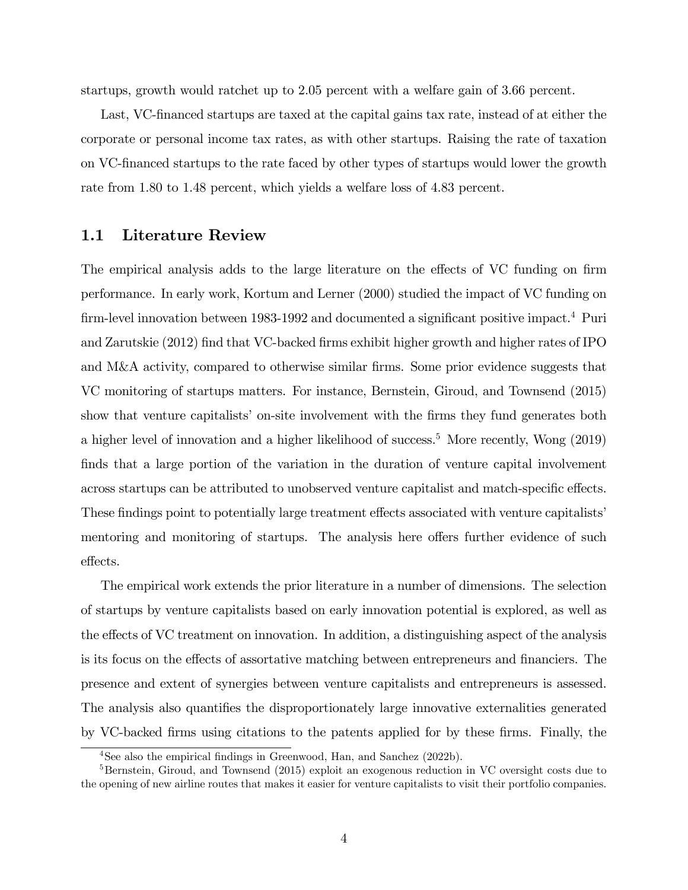startups, growth would ratchet up to 2.05 percent with a welfare gain of 3.66 percent.

Last, VC-financed startups are taxed at the capital gains tax rate, instead of at either the corporate or personal income tax rates, as with other startups. Raising the rate of taxation on VC-financed startups to the rate faced by other types of startups would lower the growth rate from 1.80 to 1.48 percent, which yields a welfare loss of 4.83 percent.

## 1.1 Literature Review

The empirical analysis adds to the large literature on the effects of VC funding on firm performance. In early work, Kortum and Lerner (2000) studied the impact of VC funding on firm-level innovation between 1983-1992 and documented a significant positive impact.[4] Puri and Zarutskie (2012) find that VC-backed firms exhibit higher growth and higher rates of IPO and M&A activity, compared to otherwise similar firms. Some prior evidence suggests that VC monitoring of startups matters. For instance, Bernstein, Giroud, and Townsend (2015) show that venture capitalists' on-site involvement with the firms they fund generates both a higher level of innovation and a higher likelihood of success.[5] More recently, Wong (2019) finds that a large portion of the variation in the duration of venture capital involvement across startups can be attributed to unobserved venture capitalist and match-specific effects. These findings point to potentially large treatment effects associated with venture capitalists' mentoring and monitoring of startups. The analysis here offers further evidence of such effects.

The empirical work extends the prior literature in a number of dimensions. The selection of startups by venture capitalists based on early innovation potential is explored, as well as the effects of VC treatment on innovation. In addition, a distinguishing aspect of the analysis is its focus on the effects of assortative matching between entrepreneurs and financiers. The presence and extent of synergies between venture capitalists and entrepreneurs is assessed. The analysis also quantifies the disproportionately large innovative externalities generated by VC-backed firms using citations to the patents applied for by these firms. Finally, the

[4] See also the empirical findings in Greenwood, Han, and Sanchez (2022b).

[5] Bernstein, Giroud, and Townsend (2015) exploit an exogenous reduction in VC oversight costs due to the opening of new airline routes that makes it easier for venture capitalists to visit their portfolio companies.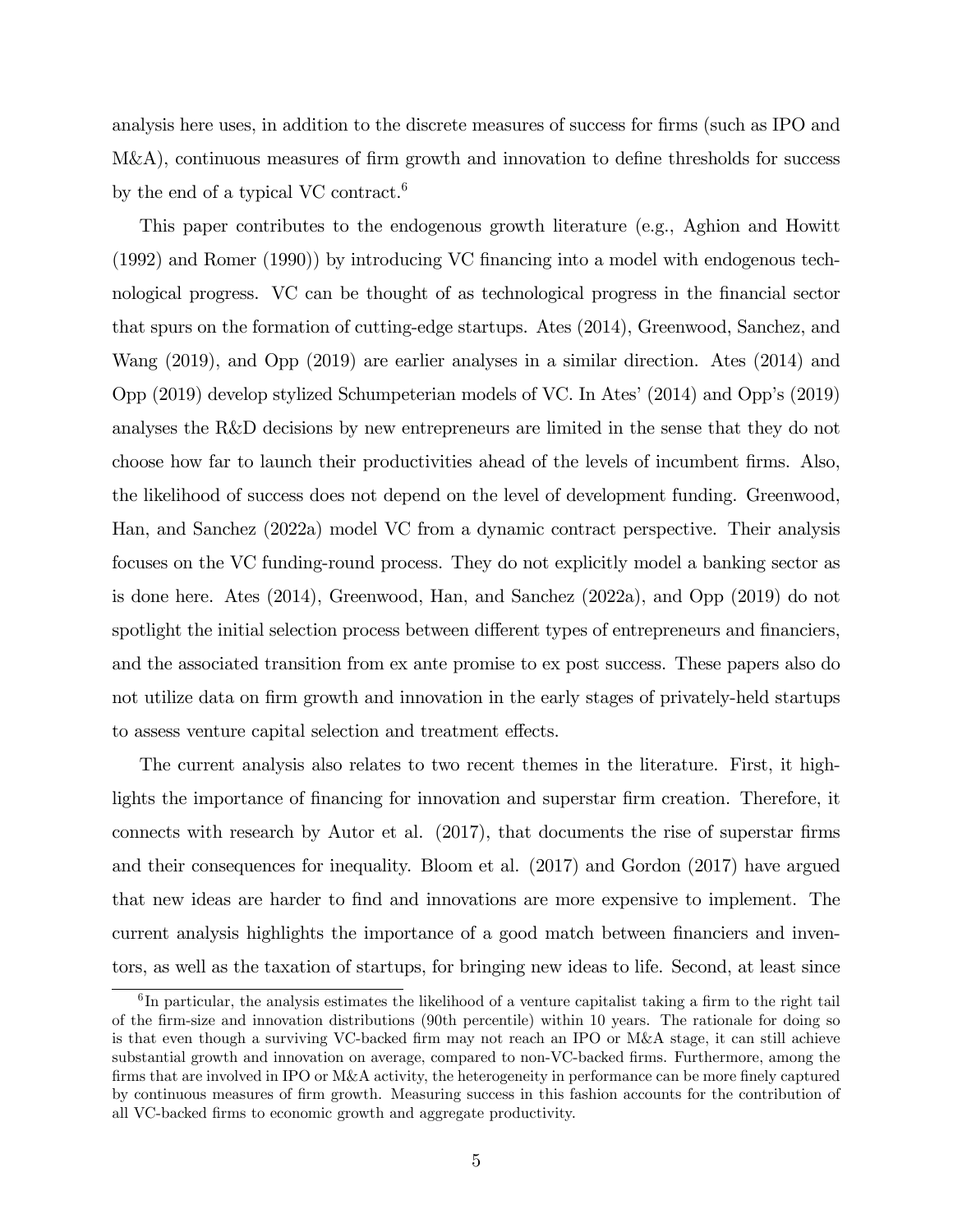analysis here uses, in addition to the discrete measures of success for firms (such as IPO and M&A), continuous measures of firm growth and innovation to define thresholds for success by the end of a typical VC contract.[6]

This paper contributes to the endogenous growth literature (e.g., Aghion and Howitt (1992) and Romer (1990)) by introducing VC financing into a model with endogenous technological progress. VC can be thought of as technological progress in the financial sector that spurs on the formation of cutting-edge startups. Ates (2014), Greenwood, Sanchez, and Wang (2019), and Opp (2019) are earlier analyses in a similar direction. Ates (2014) and Opp (2019) develop stylized Schumpeterian models of VC. In Ates' (2014) and Opp's (2019) analyses the R&D decisions by new entrepreneurs are limited in the sense that they do not choose how far to launch their productivities ahead of the levels of incumbent firms. Also, the likelihood of success does not depend on the level of development funding. Greenwood, Han, and Sanchez (2022a) model VC from a dynamic contract perspective. Their analysis focuses on the VC funding-round process. They do not explicitly model a banking sector as is done here. Ates (2014), Greenwood, Han, and Sanchez (2022a), and Opp (2019) do not spotlight the initial selection process between different types of entrepreneurs and financiers, and the associated transition from ex ante promise to ex post success. These papers also do not utilize data on firm growth and innovation in the early stages of privately-held startups to assess venture capital selection and treatment effects.

The current analysis also relates to two recent themes in the literature. First, it highlights the importance of financing for innovation and superstar firm creation. Therefore, it connects with research by Autor et al. (2017), that documents the rise of superstar firms and their consequences for inequality. Bloom et al. (2017) and Gordon (2017) have argued that new ideas are harder to find and innovations are more expensive to implement. The current analysis highlights the importance of a good match between financiers and inventors, as well as the taxation of startups, for bringing new ideas to life. Second, at least since

[6] In particular, the analysis estimates the likelihood of a venture capitalist taking a firm to the right tail of the firm-size and innovation distributions (90th percentile) within 10 years. The rationale for doing so is that even though a surviving VC-backed firm may not reach an IPO or M&A stage, it can still achieve substantial growth and innovation on average, compared to non-VC-backed firms. Furthermore, among the firms that are involved in IPO or M&A activity, the heterogeneity in performance can be more finely captured by continuous measures of firm growth. Measuring success in this fashion accounts for the contribution of all VC-backed firms to economic growth and aggregate productivity.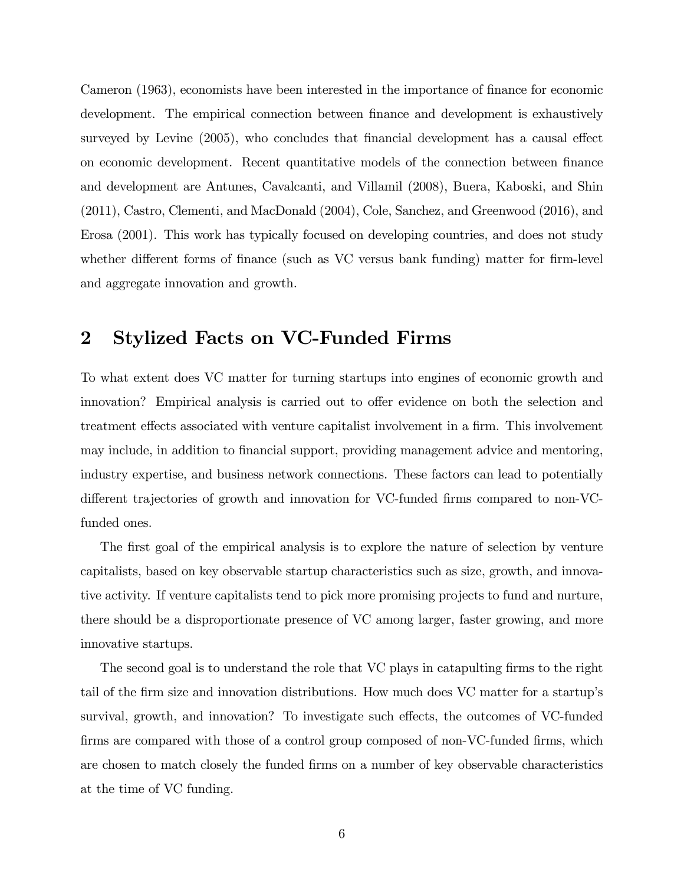Cameron (1963), economists have been interested in the importance of finance for economic development. The empirical connection between finance and development is exhaustively surveyed by Levine (2005), who concludes that financial development has a causal effect on economic development. Recent quantitative models of the connection between finance and development are Antunes, Cavalcanti, and Villamil (2008), Buera, Kaboski, and Shin (2011), Castro, Clementi, and MacDonald (2004), Cole, Sanchez, and Greenwood (2016), and Erosa (2001). This work has typically focused on developing countries, and does not study whether different forms of finance (such as VC versus bank funding) matter for firm-level and aggregate innovation and growth.

## 2 Stylized Facts on VC-Funded Firms

To what extent does VC matter for turning startups into engines of economic growth and innovation? Empirical analysis is carried out to offer evidence on both the selection and treatment effects associated with venture capitalist involvement in a firm. This involvement may include, in addition to financial support, providing management advice and mentoring, industry expertise, and business network connections. These factors can lead to potentially different trajectories of growth and innovation for VC-funded firms compared to non-VC-funded ones.

The first goal of the empirical analysis is to explore the nature of selection by venture capitalists, based on key observable startup characteristics such as size, growth, and innovative activity. If venture capitalists tend to pick more promising projects to fund and nurture, there should be a disproportionate presence of VC among larger, faster growing, and more innovative startups.

The second goal is to understand the role that VC plays in catapulting firms to the right tail of the firm size and innovation distributions. How much does VC matter for a startup's survival, growth, and innovation? To investigate such effects, the outcomes of VC-funded firms are compared with those of a control group composed of non-VC-funded firms, which are chosen to match closely the funded firms on a number of key observable characteristics at the time of VC funding.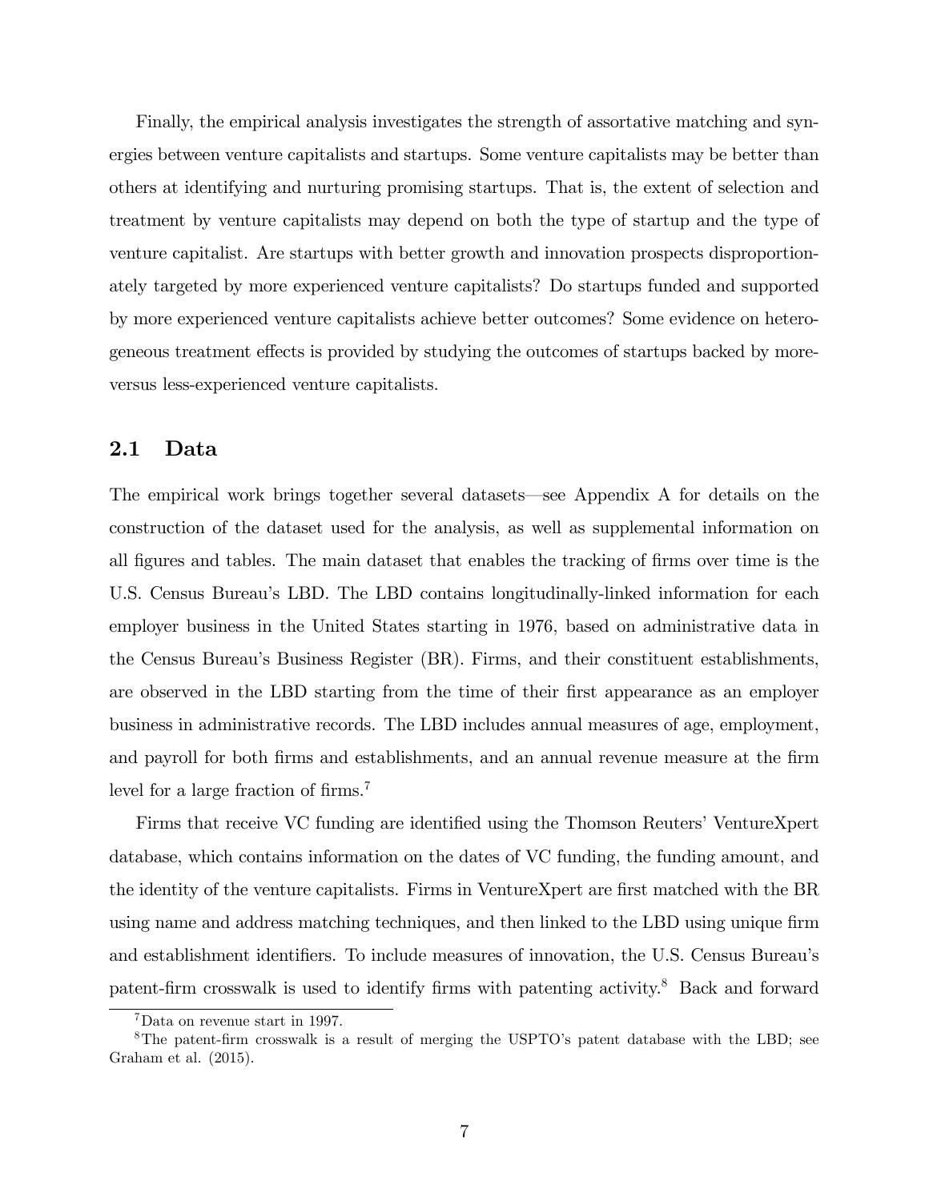Finally, the empirical analysis investigates the strength of assortative matching and synergies between venture capitalists and startups. Some venture capitalists may be better than others at identifying and nurturing promising startups. That is, the extent of selection and treatment by venture capitalists may depend on both the type of startup and the type of venture capitalist. Are startups with better growth and innovation prospects disproportionately targeted by more experienced venture capitalists? Do startups funded and supported by more experienced venture capitalists achieve better outcomes? Some evidence on heterogeneous treatment effects is provided by studying the outcomes of startups backed by more- versus less-experienced venture capitalists.

## 2.1 Data

The empirical work brings together several datasets—see Appendix A for details on the construction of the dataset used for the analysis, as well as supplemental information on all figures and tables. The main dataset that enables the tracking of firms over time is the U.S. Census Bureau's LBD. The LBD contains longitudinally-linked information for each employer business in the United States starting in 1976, based on administrative data in the Census Bureau's Business Register (BR). Firms, and their constituent establishments, are observed in the LBD starting from the time of their first appearance as an employer business in administrative records. The LBD includes annual measures of age, employment, and payroll for both firms and establishments, and an annual revenue measure at the firm level for a large fraction of firms.[7]

Firms that receive VC funding are identified using the Thomson Reuters' VentureXpert database, which contains information on the dates of VC funding, the funding amount, and the identity of the venture capitalists. Firms in VentureXpert are first matched with the BR using name and address matching techniques, and then linked to the LBD using unique firm and establishment identifiers. To include measures of innovation, the U.S. Census Bureau's patent-firm crosswalk is used to identify firms with patenting activity.[8] Back and forward

[7] Data on revenue start in 1997.

[8] The patent-firm crosswalk is a result of merging the USPTO's patent database with the LBD; see Graham et al. (2015).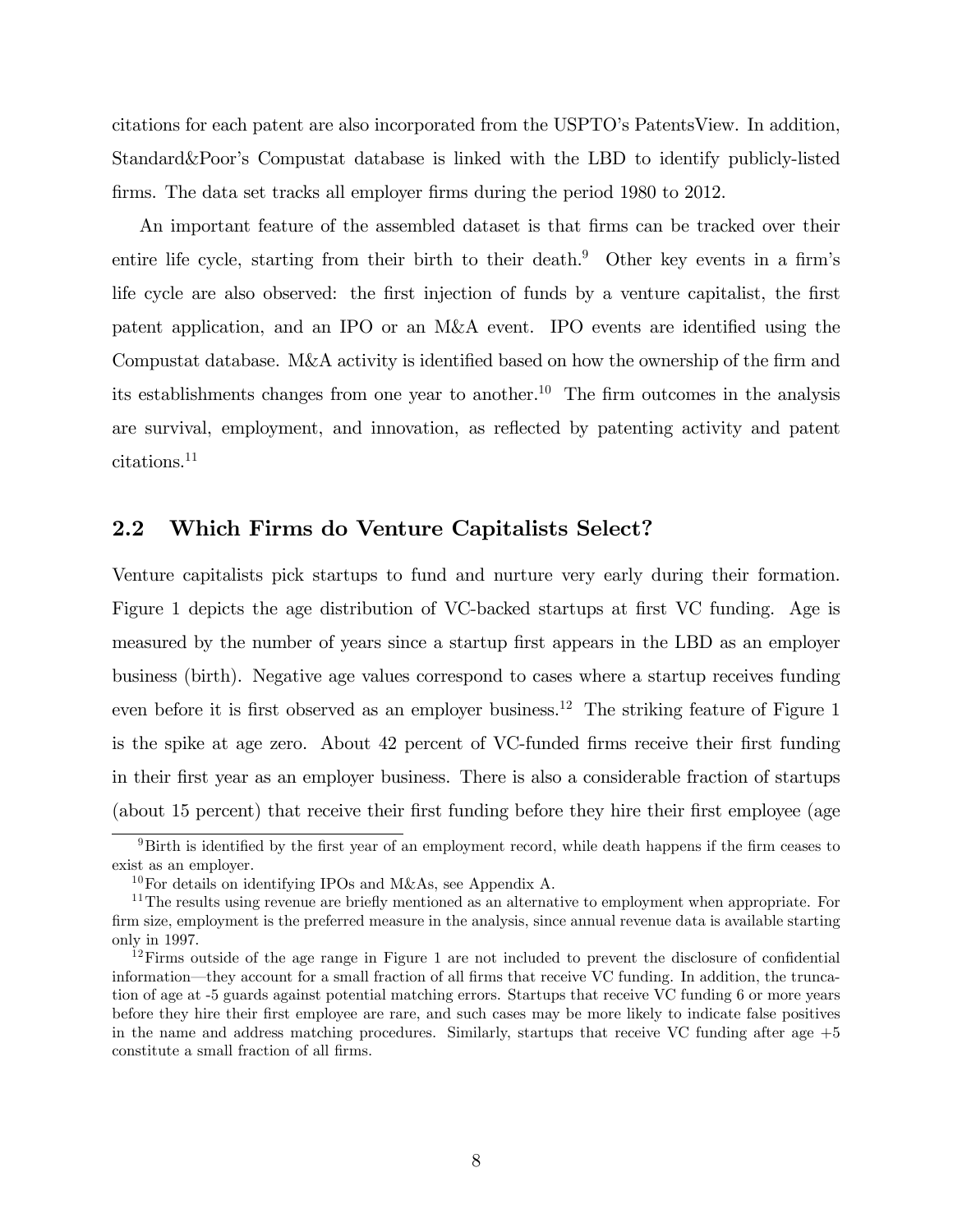citations for each patent are also incorporated from the USPTO's PatentsView. In addition, Standard&Poor's Compustat database is linked with the LBD to identify publicly-listed firms. The data set tracks all employer firms during the period 1980 to 2012.

An important feature of the assembled dataset is that firms can be tracked over their entire life cycle, starting from their birth to their death.[9] Other key events in a firm's life cycle are also observed: the first injection of funds by a venture capitalist, the first patent application, and an IPO or an M&A event. IPO events are identified using the Compustat database. M&A activity is identified based on how the ownership of the firm and its establishments changes from one year to another.[10] The firm outcomes in the analysis are survival, employment, and innovation, as reflected by patenting activity and patent citations.[11]

## 2.2 Which Firms do Venture Capitalists Select?

Venture capitalists pick startups to fund and nurture very early during their formation. Figure 1 depicts the age distribution of VC-backed startups at first VC funding. Age is measured by the number of years since a startup first appears in the LBD as an employer business (birth). Negative age values correspond to cases where a startup receives funding even before it is first observed as an employer business.[12] The striking feature of Figure 1 is the spike at age zero. About 42 percent of VC-funded firms receive their first funding in their first year as an employer business. There is also a considerable fraction of startups (about 15 percent) that receive their first funding before they hire their first employee (age

---

[9] Birth is identified by the first year of an employment record, while death happens if the firm ceases to exist as an employer.

[10] For details on identifying IPOs and M&As, see Appendix A.

[11] The results using revenue are briefly mentioned as an alternative to employment when appropriate. For firm size, employment is the preferred measure in the analysis, since annual revenue data is available starting only in 1997.

[12] Firms outside of the age range in Figure 1 are not included to prevent the disclosure of confidential information—they account for a small fraction of all firms that receive VC funding. In addition, the truncation of age at -5 guards against potential matching errors. Startups that receive VC funding 6 or more years before they hire their first employee are rare, and such cases may be more likely to indicate false positives in the name and address matching procedures. Similarly, startups that receive VC funding after age +5 constitute a small fraction of all firms.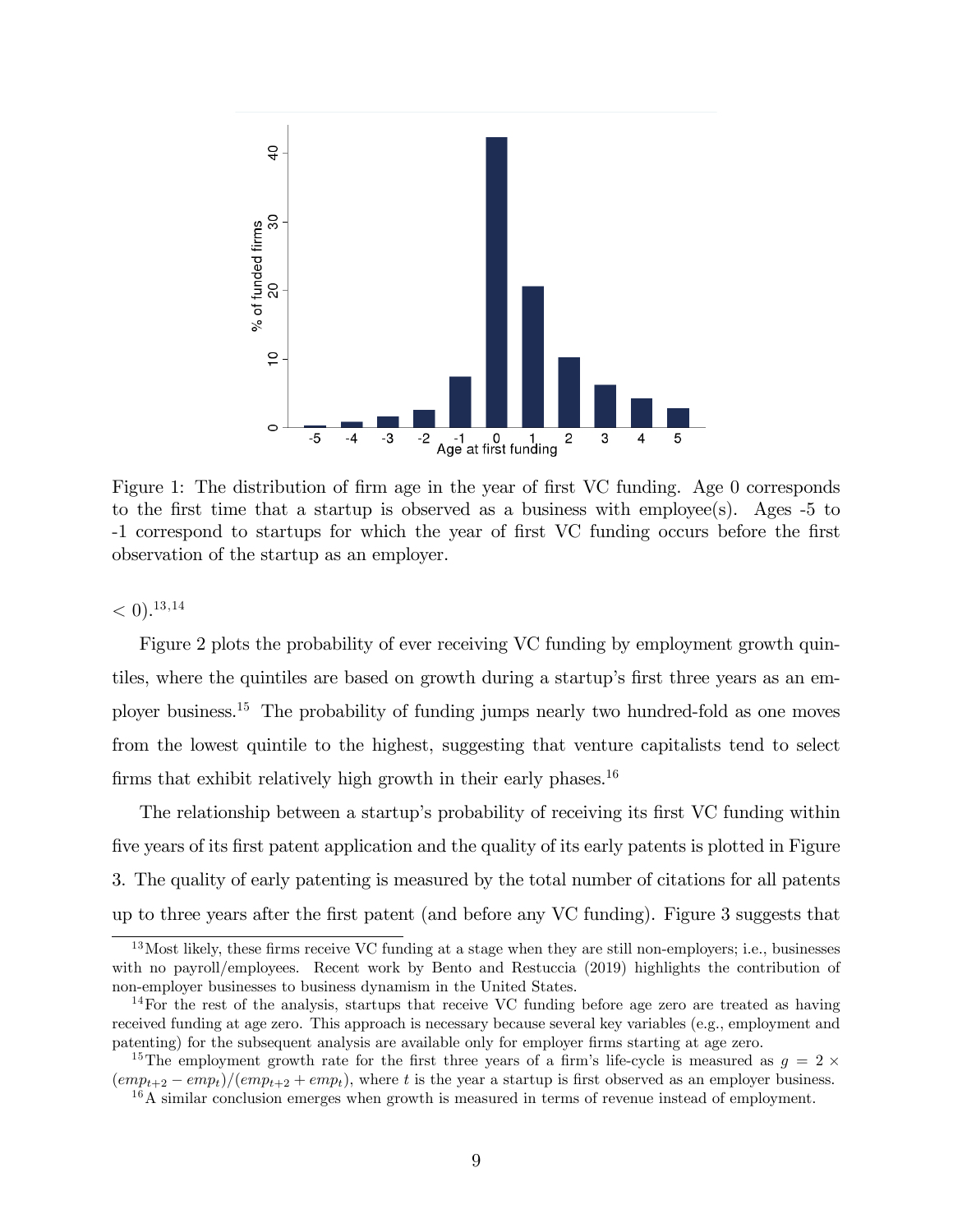Figure 1: The distribution of firm age in the year of first VC funding. Age 0 corresponds to the first time that a startup is observed as a business with employee(s). Ages -5 to -1 correspond to startups for which the year of first VC funding occurs before the first observation of the startup as an employer.

$< 0$).[13,14]

Figure 2 plots the probability of ever receiving VC funding by employment growth quintiles, where the quintiles are based on growth during a startup's first three years as an employer business.[15] The probability of funding jumps nearly two hundred-fold as one moves from the lowest quintile to the highest, suggesting that venture capitalists tend to select firms that exhibit relatively high growth in their early phases.[16]

The relationship between a startup's probability of receiving its first VC funding within five years of its first patent application and the quality of its early patents is plotted in Figure 3. The quality of early patenting is measured by the total number of citations for all patents up to three years after the first patent (and before any VC funding). Figure 3 suggests that

---

[13] Most likely, these firms receive VC funding at a stage when they are still non-employers; i.e., businesses with no payroll/employees. Recent work by Bento and Restuccia (2019) highlights the contribution of non-employer businesses to business dynamism in the United States.

[14] For the rest of the analysis, startups that receive VC funding before age zero are treated as having received funding at age zero. This approach is necessary because several key variables (e.g., employment and patenting) for the subsequent analysis are available only for employer firms starting at age zero.

[15] The employment growth rate for the first three years of a firm's life-cycle is measured as $g = 2 \times (emp_{t+2} - emp_t)/(emp_{t+2} + emp_t)$, where $t$ is the year a startup is first observed as an employer business.

[16] A similar conclusion emerges when growth is measured in terms of revenue instead of employment.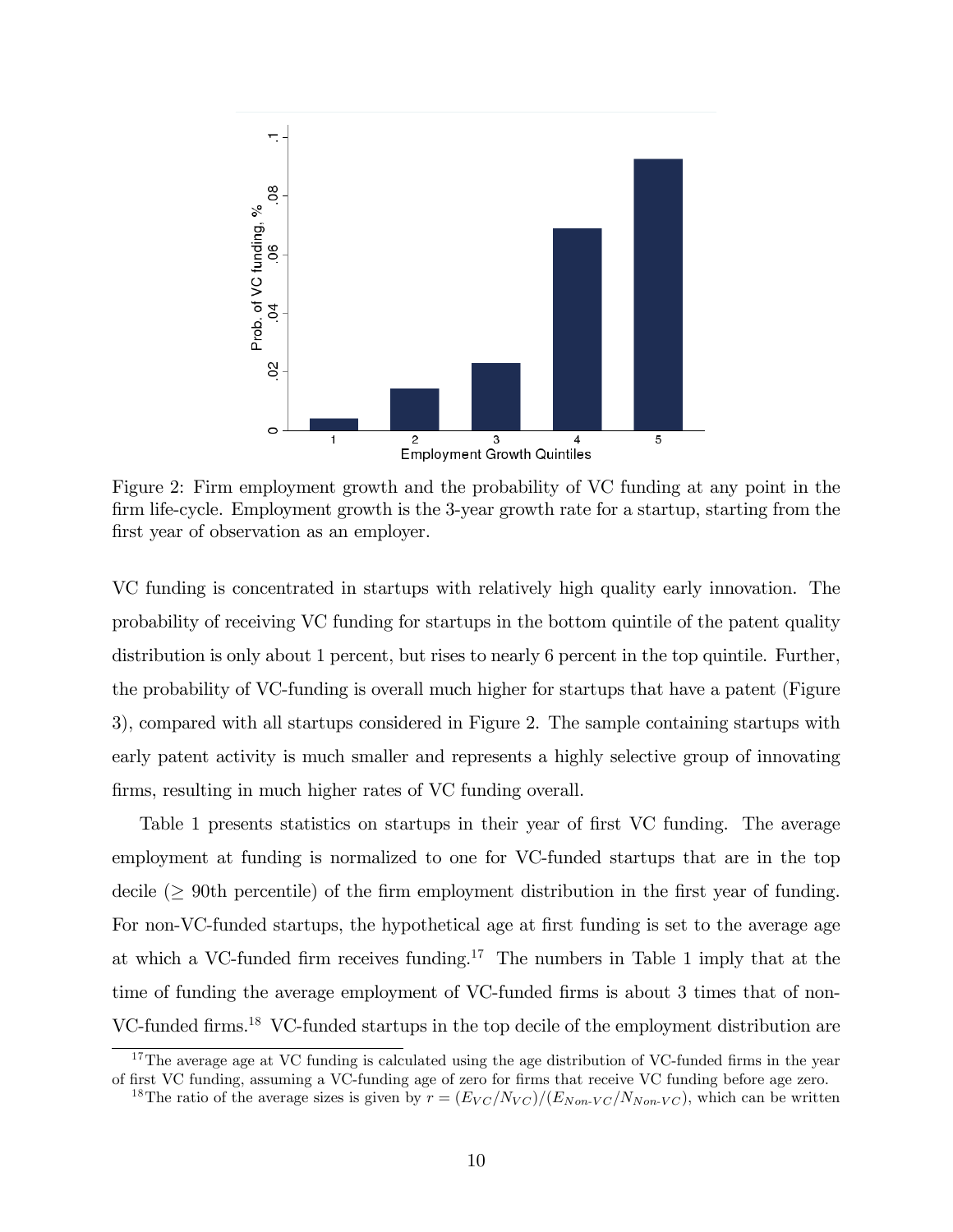Figure 2: Firm employment growth and the probability of VC funding at any point in the firm life-cycle. Employment growth is the 3-year growth rate for a startup, starting from the first year of observation as an employer.

VC funding is concentrated in startups with relatively high quality early innovation. The probability of receiving VC funding for startups in the bottom quintile of the patent quality distribution is only about 1 percent, but rises to nearly 6 percent in the top quintile. Further, the probability of VC-funding is overall much higher for startups that have a patent (Figure 3), compared with all startups considered in Figure 2. The sample containing startups with early patent activity is much smaller and represents a highly selective group of innovating firms, resulting in much higher rates of VC funding overall.

Table 1 presents statistics on startups in their year of first VC funding. The average employment at funding is normalized to one for VC-funded startups that are in the top decile ($\geq$ 90th percentile) of the firm employment distribution in the first year of funding. For non-VC-funded startups, the hypothetical age at first funding is set to the average age at which a VC-funded firm receives funding.[17] The numbers in Table 1 imply that at the time of funding the average employment of VC-funded firms is about 3 times that of non-VC-funded firms.[18] VC-funded startups in the top decile of the employment distribution are

[17] The average age at VC funding is calculated using the age distribution of VC-funded firms in the year of first VC funding, assuming a VC-funding age of zero for firms that receive VC funding before age zero.

[18] The ratio of the average sizes is given by $r = (E_{VC}/N_{VC})/(E_{Non\text{-}VC}/N_{Non\text{-}VC})$, which can be written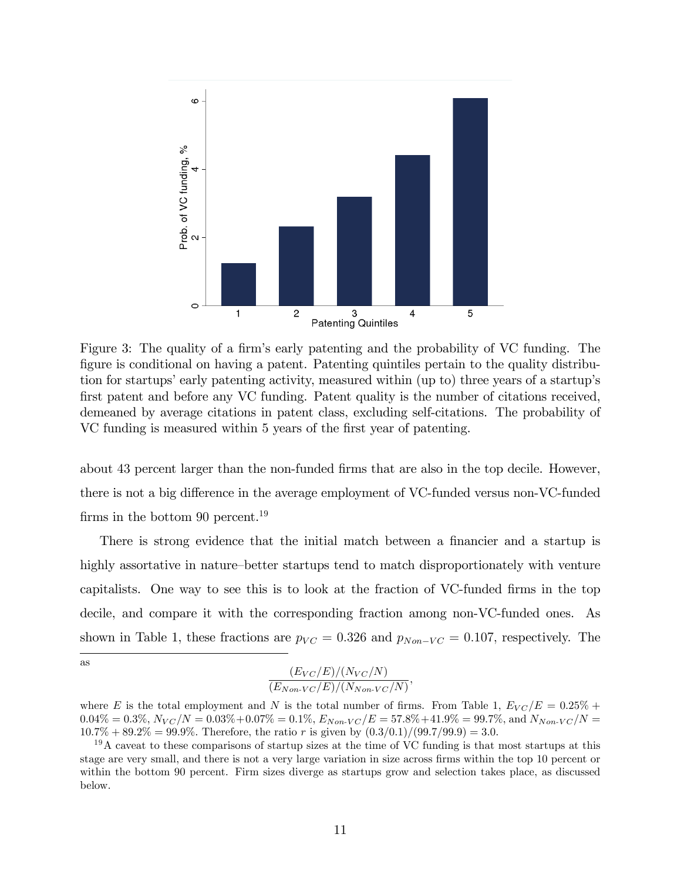Figure 3: The quality of a firm's early patenting and the probability of VC funding. The figure is conditional on having a patent. Patenting quintiles pertain to the quality distribution for startups' early patenting activity, measured within (up to) three years of a startup's first patent and before any VC funding. Patent quality is the number of citations received, demeaned by average citations in patent class, excluding self-citations. The probability of VC funding is measured within 5 years of the first year of patenting.

about 43 percent larger than the non-funded firms that are also in the top decile. However, there is not a big difference in the average employment of VC-funded versus non-VC-funded firms in the bottom 90 percent.[19]

There is strong evidence that the initial match between a financier and a startup is highly assortative in nature–better startups tend to match disproportionately with venture capitalists. One way to see this is to look at the fraction of VC-funded firms in the top decile, and compare it with the corresponding fraction among non-VC-funded ones. As shown in Table 1, these fractions are $p_{VC} = 0.326$ and $p_{Non-VC} = 0.107$, respectively. The

---

as

$$\frac{(E_{VC}/E)/(N_{VC}/N)}{(E_{Non\text{-}VC}/E)/(N_{Non\text{-}VC}/N)},$$

where $E$ is the total employment and $N$ is the total number of firms. From Table 1, $E_{VC}/E = 0.25\% + 0.04\% = 0.3\%$, $N_{VC}/N = 0.03\% + 0.07\% = 0.1\%$, $E_{Non\text{-}VC}/E = 57.8\% + 41.9\% = 99.7\%$, and $N_{Non\text{-}VC}/N = 10.7\% + 89.2\% = 99.9\%$. Therefore, the ratio $r$ is given by $(0.3/0.1)/(99.7/99.9) = 3.0$.

[19] A caveat to these comparisons of startup sizes at the time of VC funding is that most startups at this stage are very small, and there is not a very large variation in size across firms within the top 10 percent or within the bottom 90 percent. Firm sizes diverge as startups grow and selection takes place, as discussed below.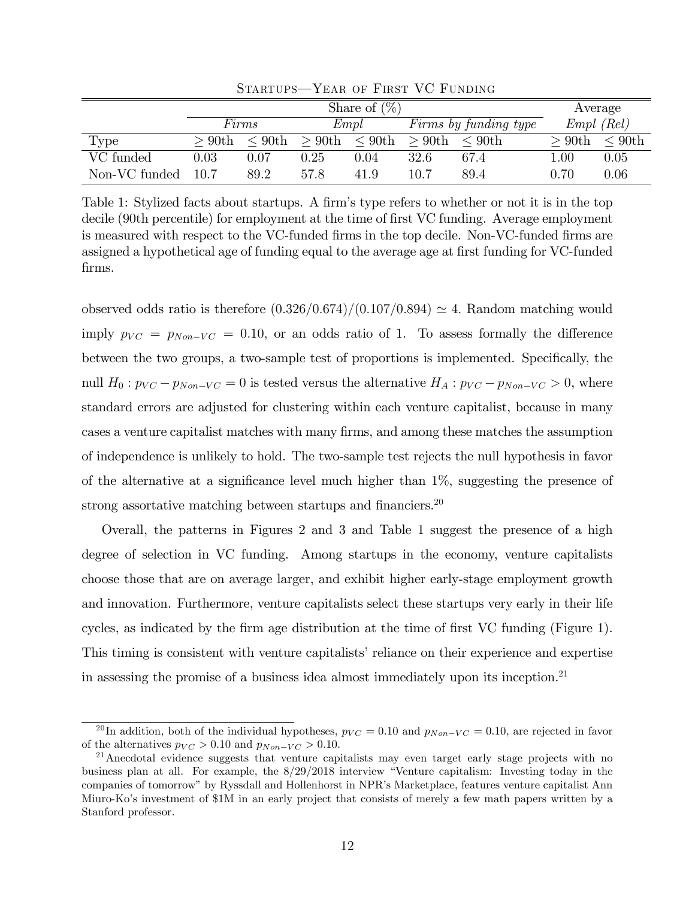Startups—Year of First VC Funding

| | Share of (%) | | | | | | Average | |
|---|---|---|---|---|---|---|---|---|
| | *Firms* | | *Empl* | | *Firms by funding type* | | *Empl (Rel)* | |
| Type | $\geq$ 90th | $\leq$ 90th | $\geq$ 90th | $\leq$ 90th | $\geq$ 90th | $\leq$ 90th | $\geq$ 90th | $\leq$ 90th |
| VC funded | 0.03 | 0.07 | 0.25 | 0.04 | 32.6 | 67.4 | 1.00 | 0.05 |
| Non-VC funded | 10.7 | 89.2 | 57.8 | 41.9 | 10.7 | 89.4 | 0.70 | 0.06 |

Table 1: Stylized facts about startups. A firm's type refers to whether or not it is in the top decile (90th percentile) for employment at the time of first VC funding. Average employment is measured with respect to the VC-funded firms in the top decile. Non-VC-funded firms are assigned a hypothetical age of funding equal to the average age at first funding for VC-funded firms.

observed odds ratio is therefore $(0.326/0.674)/(0.107/0.894) \simeq 4$. Random matching would imply $p_{VC} = p_{Non-VC} = 0.10$, or an odds ratio of 1. To assess formally the difference between the two groups, a two-sample test of proportions is implemented. Specifically, the null $H_0 : p_{VC} - p_{Non-VC} = 0$ is tested versus the alternative $H_A : p_{VC} - p_{Non-VC} > 0$, where standard errors are adjusted for clustering within each venture capitalist, because in many cases a venture capitalist matches with many firms, and among these matches the assumption of independence is unlikely to hold. The two-sample test rejects the null hypothesis in favor of the alternative at a significance level much higher than 1%, suggesting the presence of strong assortative matching between startups and financiers.[20]

Overall, the patterns in Figures 2 and 3 and Table 1 suggest the presence of a high degree of selection in VC funding. Among startups in the economy, venture capitalists choose those that are on average larger, and exhibit higher early-stage employment growth and innovation. Furthermore, venture capitalists select these startups very early in their life cycles, as indicated by the firm age distribution at the time of first VC funding (Figure 1). This timing is consistent with venture capitalists' reliance on their experience and expertise in assessing the promise of a business idea almost immediately upon its inception.[21]

[20] In addition, both of the individual hypotheses, $p_{VC} = 0.10$ and $p_{Non-VC} = 0.10$, are rejected in favor of the alternatives $p_{VC} > 0.10$ and $p_{Non-VC} > 0.10$.

[21] Anecdotal evidence suggests that venture capitalists may even target early stage projects with no business plan at all. For example, the 8/29/2018 interview "Venture capitalism: Investing today in the companies of tomorrow" by Ryssdall and Hollenhorst in NPR's Marketplace, features venture capitalist Ann Miuro-Ko's investment of \$1M in an early project that consists of merely a few math papers written by a Stanford professor.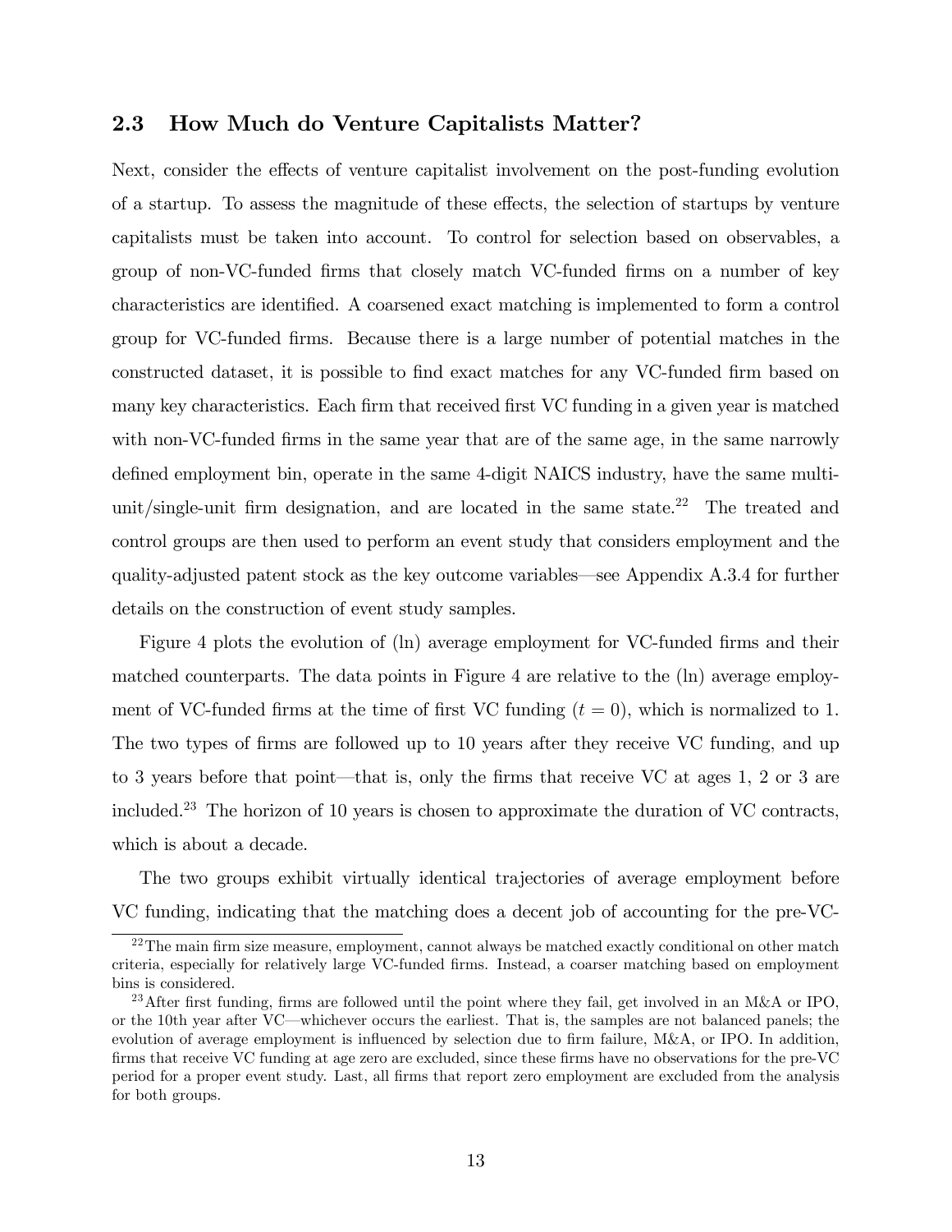### 2.3 How Much do Venture Capitalists Matter?

Next, consider the effects of venture capitalist involvement on the post-funding evolution of a startup. To assess the magnitude of these effects, the selection of startups by venture capitalists must be taken into account. To control for selection based on observables, a group of non-VC-funded firms that closely match VC-funded firms on a number of key characteristics are identified. A coarsened exact matching is implemented to form a control group for VC-funded firms. Because there is a large number of potential matches in the constructed dataset, it is possible to find exact matches for any VC-funded firm based on many key characteristics. Each firm that received first VC funding in a given year is matched with non-VC-funded firms in the same year that are of the same age, in the same narrowly defined employment bin, operate in the same 4-digit NAICS industry, have the same multi-unit/single-unit firm designation, and are located in the same state.[22] The treated and control groups are then used to perform an event study that considers employment and the quality-adjusted patent stock as the key outcome variables—see Appendix A.3.4 for further details on the construction of event study samples.

Figure 4 plots the evolution of (ln) average employment for VC-funded firms and their matched counterparts. The data points in Figure 4 are relative to the (ln) average employment of VC-funded firms at the time of first VC funding ($t = 0$), which is normalized to 1. The two types of firms are followed up to 10 years after they receive VC funding, and up to 3 years before that point—that is, only the firms that receive VC at ages 1, 2 or 3 are included.[23] The horizon of 10 years is chosen to approximate the duration of VC contracts, which is about a decade.

The two groups exhibit virtually identical trajectories of average employment before VC funding, indicating that the matching does a decent job of accounting for the pre-VC-

[22] The main firm size measure, employment, cannot always be matched exactly conditional on other match criteria, especially for relatively large VC-funded firms. Instead, a coarser matching based on employment bins is considered.

[23] After first funding, firms are followed until the point where they fail, get involved in an M&A or IPO, or the 10th year after VC—whichever occurs the earliest. That is, the samples are not balanced panels; the evolution of average employment is influenced by selection due to firm failure, M&A, or IPO. In addition, firms that receive VC funding at age zero are excluded, since these firms have no observations for the pre-VC period for a proper event study. Last, all firms that report zero employment are excluded from the analysis for both groups.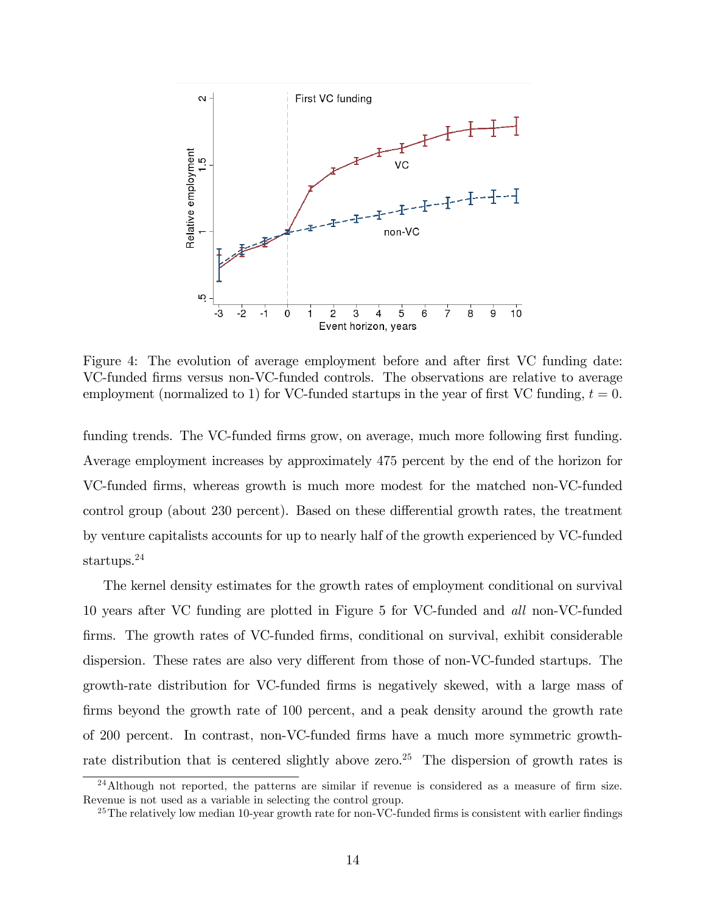Figure 4: The evolution of average employment before and after first VC funding date: VC-funded firms versus non-VC-funded controls. The observations are relative to average employment (normalized to 1) for VC-funded startups in the year of first VC funding, $t = 0$.

funding trends. The VC-funded firms grow, on average, much more following first funding. Average employment increases by approximately 475 percent by the end of the horizon for VC-funded firms, whereas growth is much more modest for the matched non-VC-funded control group (about 230 percent). Based on these differential growth rates, the treatment by venture capitalists accounts for up to nearly half of the growth experienced by VC-funded startups.[24]

The kernel density estimates for the growth rates of employment conditional on survival 10 years after VC funding are plotted in Figure 5 for VC-funded and *all* non-VC-funded firms. The growth rates of VC-funded firms, conditional on survival, exhibit considerable dispersion. These rates are also very different from those of non-VC-funded startups. The growth-rate distribution for VC-funded firms is negatively skewed, with a large mass of firms beyond the growth rate of 100 percent, and a peak density around the growth rate of 200 percent. In contrast, non-VC-funded firms have a much more symmetric growth-rate distribution that is centered slightly above zero.[25] The dispersion of growth rates is

[24] Although not reported, the patterns are similar if revenue is considered as a measure of firm size. Revenue is not used as a variable in selecting the control group.

[25] The relatively low median 10-year growth rate for non-VC-funded firms is consistent with earlier findings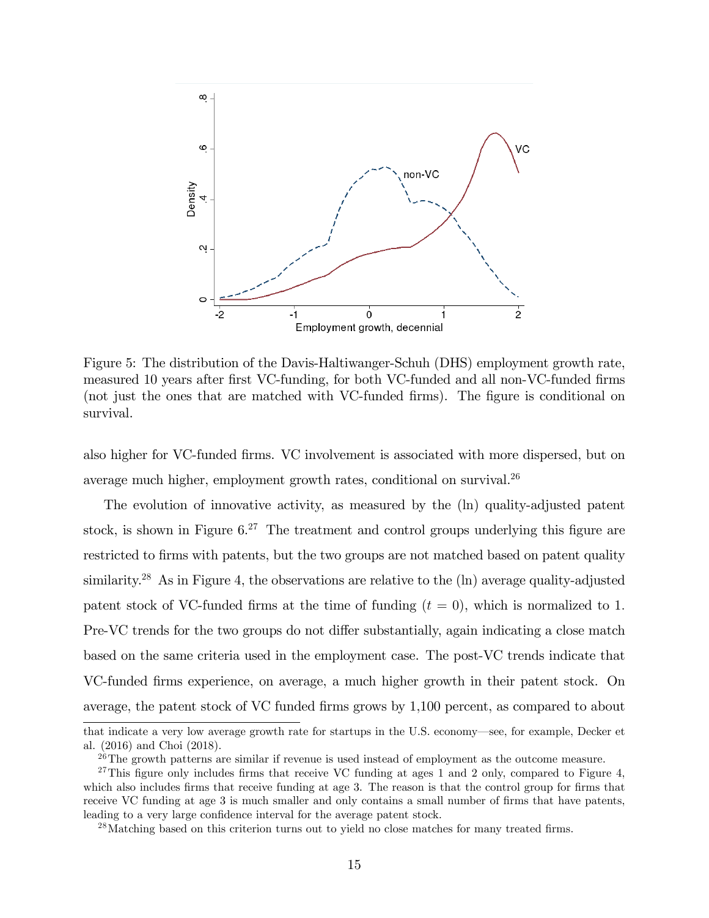Figure 5: The distribution of the Davis-Haltiwanger-Schuh (DHS) employment growth rate, measured 10 years after first VC-funding, for both VC-funded and all non-VC-funded firms (not just the ones that are matched with VC-funded firms). The figure is conditional on survival.

also higher for VC-funded firms. VC involvement is associated with more dispersed, but on average much higher, employment growth rates, conditional on survival.[26]

The evolution of innovative activity, as measured by the (ln) quality-adjusted patent stock, is shown in Figure 6.[27] The treatment and control groups underlying this figure are restricted to firms with patents, but the two groups are not matched based on patent quality similarity.[28] As in Figure 4, the observations are relative to the (ln) average quality-adjusted patent stock of VC-funded firms at the time of funding ($t = 0$), which is normalized to 1. Pre-VC trends for the two groups do not differ substantially, again indicating a close match based on the same criteria used in the employment case. The post-VC trends indicate that VC-funded firms experience, on average, a much higher growth in their patent stock. On average, the patent stock of VC funded firms grows by 1,100 percent, as compared to about

that indicate a very low average growth rate for startups in the U.S. economy—see, for example, Decker et al. (2016) and Choi (2018).

[26] The growth patterns are similar if revenue is used instead of employment as the outcome measure.

[27] This figure only includes firms that receive VC funding at ages 1 and 2 only, compared to Figure 4, which also includes firms that receive funding at age 3. The reason is that the control group for firms that receive VC funding at age 3 is much smaller and only contains a small number of firms that have patents, leading to a very large confidence interval for the average patent stock.

[28] Matching based on this criterion turns out to yield no close matches for many treated firms.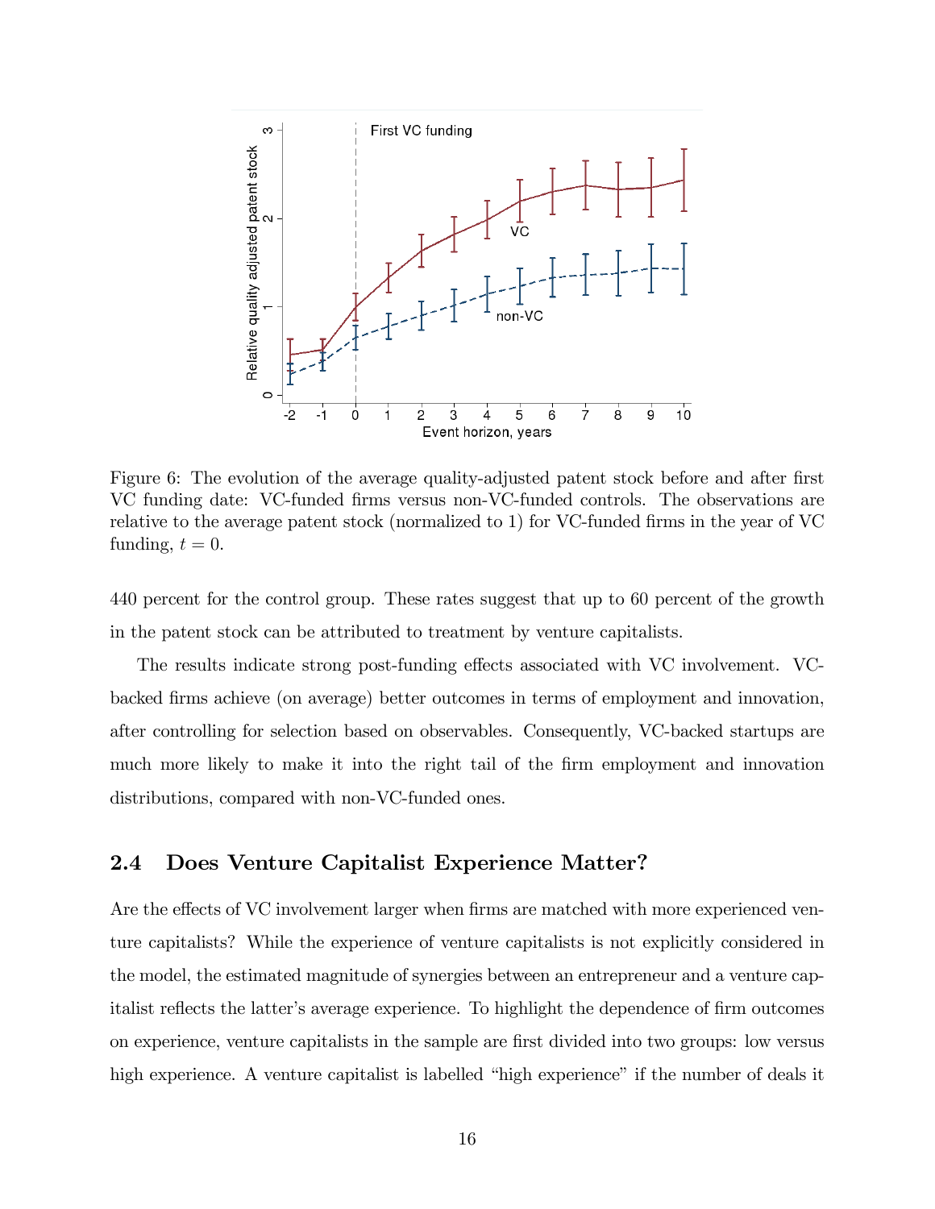Figure 6: The evolution of the average quality-adjusted patent stock before and after first VC funding date: VC-funded firms versus non-VC-funded controls. The observations are relative to the average patent stock (normalized to 1) for VC-funded firms in the year of VC funding, $t = 0$.

440 percent for the control group. These rates suggest that up to 60 percent of the growth in the patent stock can be attributed to treatment by venture capitalists.

The results indicate strong post-funding effects associated with VC involvement. VC-backed firms achieve (on average) better outcomes in terms of employment and innovation, after controlling for selection based on observables. Consequently, VC-backed startups are much more likely to make it into the right tail of the firm employment and innovation distributions, compared with non-VC-funded ones.

## 2.4 Does Venture Capitalist Experience Matter?

Are the effects of VC involvement larger when firms are matched with more experienced venture capitalists? While the experience of venture capitalists is not explicitly considered in the model, the estimated magnitude of synergies between an entrepreneur and a venture capitalist reflects the latter's average experience. To highlight the dependence of firm outcomes on experience, venture capitalists in the sample are first divided into two groups: low versus high experience. A venture capitalist is labelled "high experience" if the number of deals it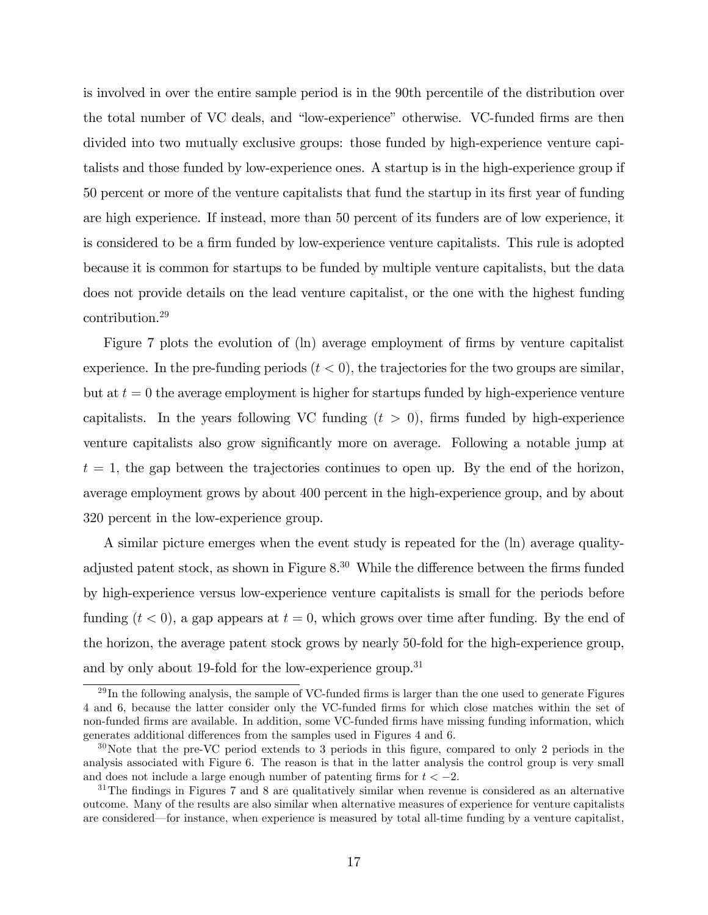is involved in over the entire sample period is in the 90th percentile of the distribution over the total number of VC deals, and "low-experience" otherwise. VC-funded firms are then divided into two mutually exclusive groups: those funded by high-experience venture capitalists and those funded by low-experience ones. A startup is in the high-experience group if 50 percent or more of the venture capitalists that fund the startup in its first year of funding are high experience. If instead, more than 50 percent of its funders are of low experience, it is considered to be a firm funded by low-experience venture capitalists. This rule is adopted because it is common for startups to be funded by multiple venture capitalists, but the data does not provide details on the lead venture capitalist, or the one with the highest funding contribution.[29]

Figure 7 plots the evolution of (ln) average employment of firms by venture capitalist experience. In the pre-funding periods ($t < 0$), the trajectories for the two groups are similar, but at $t = 0$ the average employment is higher for startups funded by high-experience venture capitalists. In the years following VC funding ($t > 0$), firms funded by high-experience venture capitalists also grow significantly more on average. Following a notable jump at $t = 1$, the gap between the trajectories continues to open up. By the end of the horizon, average employment grows by about 400 percent in the high-experience group, and by about 320 percent in the low-experience group.

A similar picture emerges when the event study is repeated for the (ln) average quality-adjusted patent stock, as shown in Figure 8.[30] While the difference between the firms funded by high-experience versus low-experience venture capitalists is small for the periods before funding ($t < 0$), a gap appears at $t = 0$, which grows over time after funding. By the end of the horizon, the average patent stock grows by nearly 50-fold for the high-experience group, and by only about 19-fold for the low-experience group.[31]

[29] In the following analysis, the sample of VC-funded firms is larger than the one used to generate Figures 4 and 6, because the latter consider only the VC-funded firms for which close matches within the set of non-funded firms are available. In addition, some VC-funded firms have missing funding information, which generates additional differences from the samples used in Figures 4 and 6.

[30] Note that the pre-VC period extends to 3 periods in this figure, compared to only 2 periods in the analysis associated with Figure 6. The reason is that in the latter analysis the control group is very small and does not include a large enough number of patenting firms for $t < -2$.

[31] The findings in Figures 7 and 8 are qualitatively similar when revenue is considered as an alternative outcome. Many of the results are also similar when alternative measures of experience for venture capitalists are considered—for instance, when experience is measured by total all-time funding by a venture capitalist,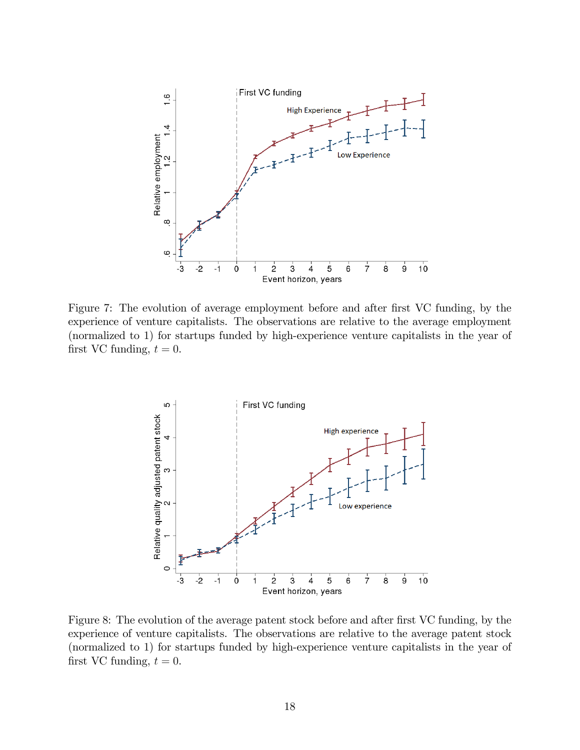Figure 7: The evolution of average employment before and after first VC funding, by the experience of venture capitalists. The observations are relative to the average employment (normalized to 1) for startups funded by high-experience venture capitalists in the year of first VC funding, $t = 0$.

Figure 8: The evolution of the average patent stock before and after first VC funding, by the experience of venture capitalists. The observations are relative to the average patent stock (normalized to 1) for startups funded by high-experience venture capitalists in the year of first VC funding, $t = 0$.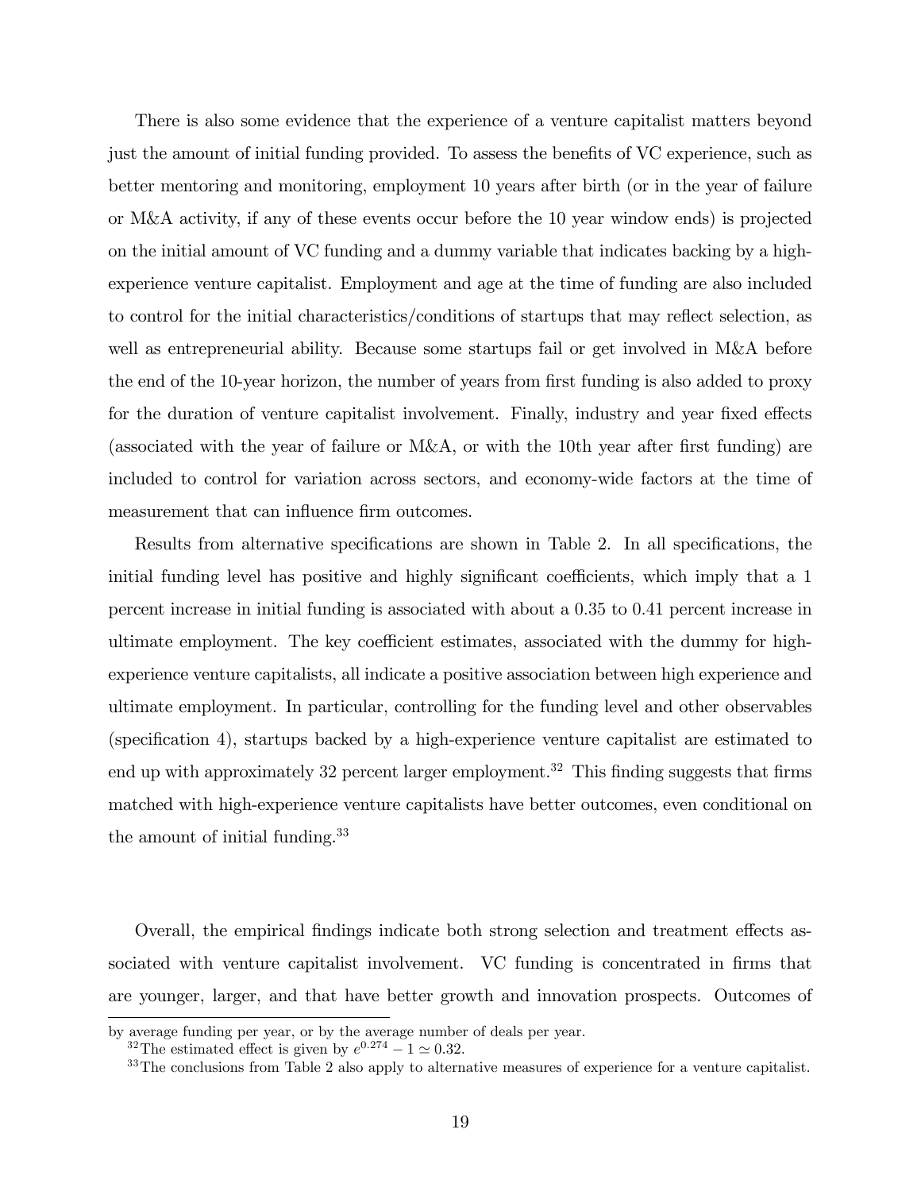There is also some evidence that the experience of a venture capitalist matters beyond just the amount of initial funding provided. To assess the benefits of VC experience, such as better mentoring and monitoring, employment 10 years after birth (or in the year of failure or M&A activity, if any of these events occur before the 10 year window ends) is projected on the initial amount of VC funding and a dummy variable that indicates backing by a high-experience venture capitalist. Employment and age at the time of funding are also included to control for the initial characteristics/conditions of startups that may reflect selection, as well as entrepreneurial ability. Because some startups fail or get involved in M&A before the end of the 10-year horizon, the number of years from first funding is also added to proxy for the duration of venture capitalist involvement. Finally, industry and year fixed effects (associated with the year of failure or M&A, or with the 10th year after first funding) are included to control for variation across sectors, and economy-wide factors at the time of measurement that can influence firm outcomes.

Results from alternative specifications are shown in Table 2. In all specifications, the initial funding level has positive and highly significant coefficients, which imply that a 1 percent increase in initial funding is associated with about a 0.35 to 0.41 percent increase in ultimate employment. The key coefficient estimates, associated with the dummy for high-experience venture capitalists, all indicate a positive association between high experience and ultimate employment. In particular, controlling for the funding level and other observables (specification 4), startups backed by a high-experience venture capitalist are estimated to end up with approximately 32 percent larger employment.[32] This finding suggests that firms matched with high-experience venture capitalists have better outcomes, even conditional on the amount of initial funding.[33]

Overall, the empirical findings indicate both strong selection and treatment effects associated with venture capitalist involvement. VC funding is concentrated in firms that are younger, larger, and that have better growth and innovation prospects. Outcomes of

---

by average funding per year, or by the average number of deals per year.

[32] The estimated effect is given by $e^{0.274} - 1 \simeq 0.32$.

[33] The conclusions from Table 2 also apply to alternative measures of experience for a venture capitalist.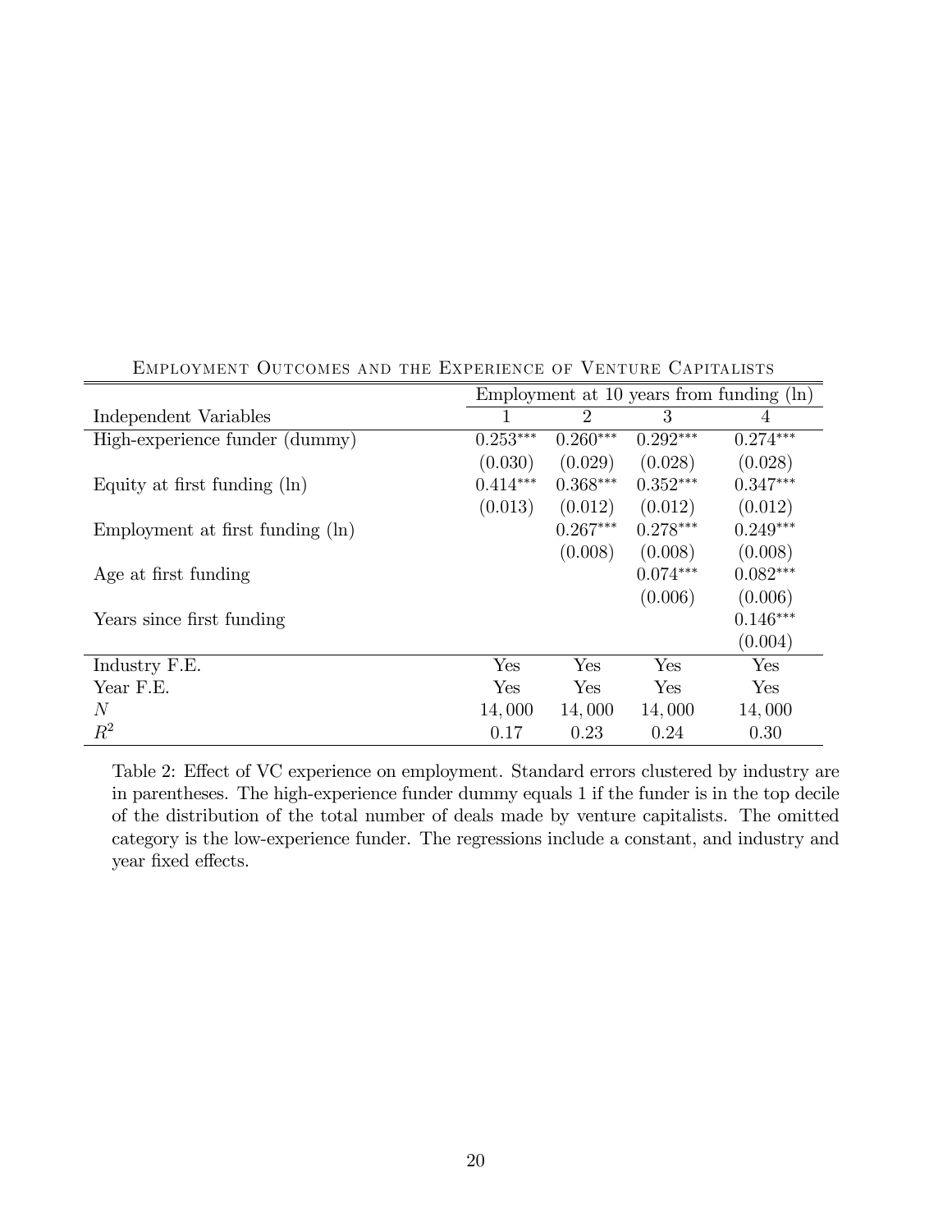Employment Outcomes and the Experience of Venture Capitalists

| Independent Variables | Employment at 10 years from funding (ln) | | | |
|---|---|---|---|---|
| | 1 | 2 | 3 | 4 |
| High-experience funder (dummy) | $0.253^{***}$ | $0.260^{***}$ | $0.292^{***}$ | $0.274^{***}$ |
| | (0.030) | (0.029) | (0.028) | (0.028) |
| Equity at first funding (ln) | $0.414^{***}$ | $0.368^{***}$ | $0.352^{***}$ | $0.347^{***}$ |
| | (0.013) | (0.012) | (0.012) | (0.012) |
| Employment at first funding (ln) | | $0.267^{***}$ | $0.278^{***}$ | $0.249^{***}$ |
| | | (0.008) | (0.008) | (0.008) |
| Age at first funding | | | $0.074^{***}$ | $0.082^{***}$ |
| | | | (0.006) | (0.006) |
| Years since first funding | | | | $0.146^{***}$ |
| | | | | (0.004) |
| Industry F.E. | Yes | Yes | Yes | Yes |
| Year F.E. | Yes | Yes | Yes | Yes |
| $N$ | 14,000 | 14,000 | 14,000 | 14,000 |
| $R^2$ | 0.17 | 0.23 | 0.24 | 0.30 |

Table 2: Effect of VC experience on employment. Standard errors clustered by industry are in parentheses. The high-experience funder dummy equals 1 if the funder is in the top decile of the distribution of the total number of deals made by venture capitalists. The omitted category is the low-experience funder. The regressions include a constant, and industry and year fixed effects.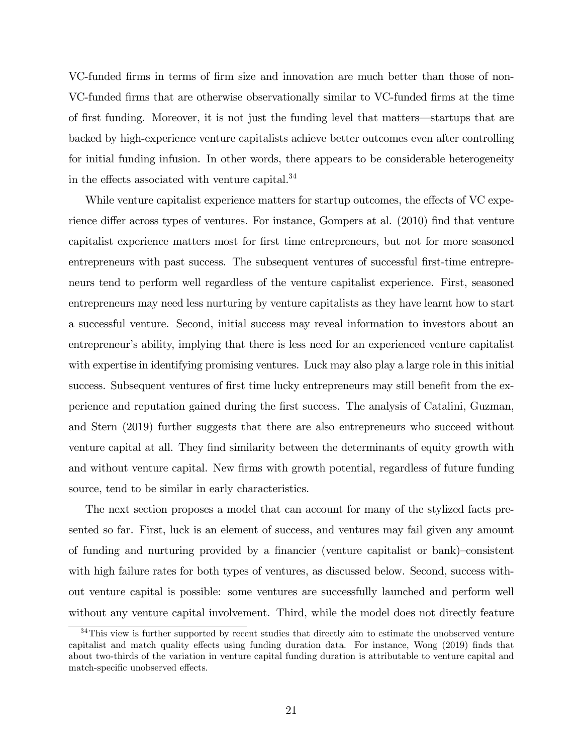VC-funded firms in terms of firm size and innovation are much better than those of non-VC-funded firms that are otherwise observationally similar to VC-funded firms at the time of first funding. Moreover, it is not just the funding level that matters—startups that are backed by high-experience venture capitalists achieve better outcomes even after controlling for initial funding infusion. In other words, there appears to be considerable heterogeneity in the effects associated with venture capital.[34]

While venture capitalist experience matters for startup outcomes, the effects of VC experience differ across types of ventures. For instance, Gompers at al. (2010) find that venture capitalist experience matters most for first time entrepreneurs, but not for more seasoned entrepreneurs with past success. The subsequent ventures of successful first-time entrepreneurs tend to perform well regardless of the venture capitalist experience. First, seasoned entrepreneurs may need less nurturing by venture capitalists as they have learnt how to start a successful venture. Second, initial success may reveal information to investors about an entrepreneur's ability, implying that there is less need for an experienced venture capitalist with expertise in identifying promising ventures. Luck may also play a large role in this initial success. Subsequent ventures of first time lucky entrepreneurs may still benefit from the experience and reputation gained during the first success. The analysis of Catalini, Guzman, and Stern (2019) further suggests that there are also entrepreneurs who succeed without venture capital at all. They find similarity between the determinants of equity growth with and without venture capital. New firms with growth potential, regardless of future funding source, tend to be similar in early characteristics.

The next section proposes a model that can account for many of the stylized facts presented so far. First, luck is an element of success, and ventures may fail given any amount of funding and nurturing provided by a financier (venture capitalist or bank)–consistent with high failure rates for both types of ventures, as discussed below. Second, success without venture capital is possible: some ventures are successfully launched and perform well without any venture capital involvement. Third, while the model does not directly feature

[34]This view is further supported by recent studies that directly aim to estimate the unobserved venture capitalist and match quality effects using funding duration data. For instance, Wong (2019) finds that about two-thirds of the variation in venture capital funding duration is attributable to venture capital and match-specific unobserved effects.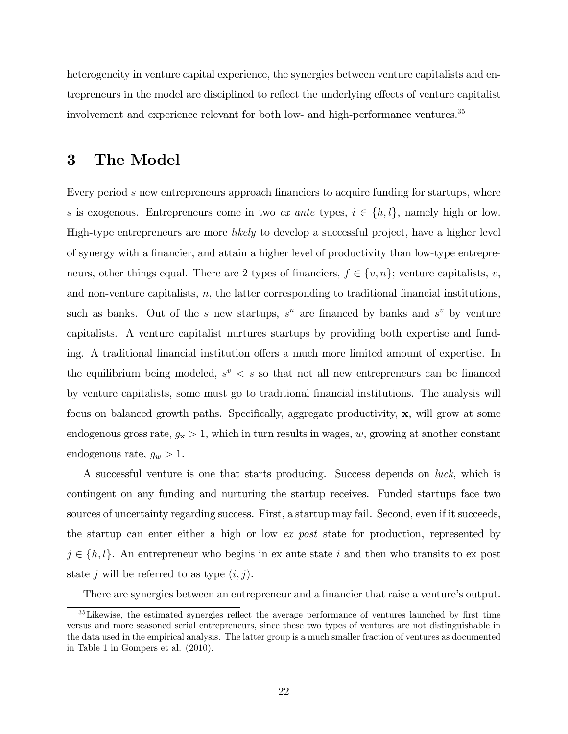heterogeneity in venture capital experience, the synergies between venture capitalists and entrepreneurs in the model are disciplined to reflect the underlying effects of venture capitalist involvement and experience relevant for both low- and high-performance ventures.[35]

# 3 The Model

Every period $s$ new entrepreneurs approach financiers to acquire funding for startups, where $s$ is exogenous. Entrepreneurs come in two *ex ante* types, $i \in \{h, l\}$, namely high or low. High-type entrepreneurs are more *likely* to develop a successful project, have a higher level of synergy with a financier, and attain a higher level of productivity than low-type entrepreneurs, other things equal. There are 2 types of financiers, $f \in \{v, n\}$; venture capitalists, $v$, and non-venture capitalists, $n$, the latter corresponding to traditional financial institutions, such as banks. Out of the $s$ new startups, $s^n$ are financed by banks and $s^v$ by venture capitalists. A venture capitalist nurtures startups by providing both expertise and funding. A traditional financial institution offers a much more limited amount of expertise. In the equilibrium being modeled, $s^v < s$ so that not all new entrepreneurs can be financed by venture capitalists, some must go to traditional financial institutions. The analysis will focus on balanced growth paths. Specifically, aggregate productivity, $\mathbf{x}$, will grow at some endogenous gross rate, $g_{\mathbf{x}} > 1$, which in turn results in wages, $w$, growing at another constant endogenous rate, $g_w > 1$.

A successful venture is one that starts producing. Success depends on *luck*, which is contingent on any funding and nurturing the startup receives. Funded startups face two sources of uncertainty regarding success. First, a startup may fail. Second, even if it succeeds, the startup can enter either a high or low *ex post* state for production, represented by $j \in \{h, l\}$. An entrepreneur who begins in ex ante state $i$ and then who transits to ex post state $j$ will be referred to as type $(i, j)$.

There are synergies between an entrepreneur and a financier that raise a venture's output.

[35] Likewise, the estimated synergies reflect the average performance of ventures launched by first time versus and more seasoned serial entrepreneurs, since these two types of ventures are not distinguishable in the data used in the empirical analysis. The latter group is a much smaller fraction of ventures as documented in Table 1 in Gompers et al. (2010).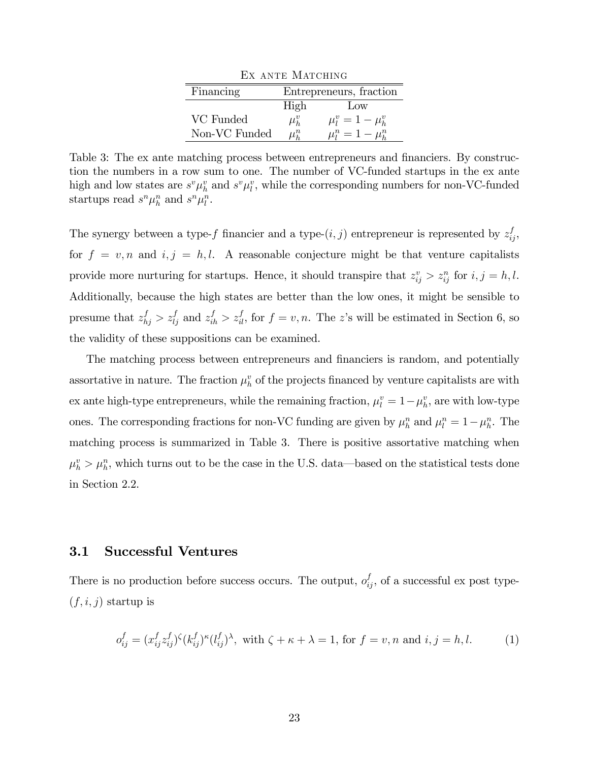Ex ante Matching

| Financing | Entrepreneurs, fraction | |
|---|---|---|
| | High | Low |
| VC Funded | $\mu_h^v$ | $\mu_l^v = 1 - \mu_h^v$ |
| Non-VC Funded | $\mu_h^n$ | $\mu_l^n = 1 - \mu_h^n$ |

Table 3: The ex ante matching process between entrepreneurs and financiers. By construction the numbers in a row sum to one. The number of VC-funded startups in the ex ante high and low states are $s^v \mu_h^v$ and $s^v \mu_l^v$, while the corresponding numbers for non-VC-funded startups read $s^n \mu_h^n$ and $s^n \mu_l^n$.

The synergy between a type-$f$ financier and a type-$(i, j)$ entrepreneur is represented by $z_{ij}^f$, for $f = v, n$ and $i, j = h, l$. A reasonable conjecture might be that venture capitalists provide more nurturing for startups. Hence, it should transpire that $z_{ij}^v > z_{ij}^n$ for $i, j = h, l$. Additionally, because the high states are better than the low ones, it might be sensible to presume that $z_{hj}^f > z_{lj}^f$ and $z_{ih}^f > z_{il}^f$, for $f = v, n$. The $z$'s will be estimated in Section 6, so the validity of these suppositions can be examined.

The matching process between entrepreneurs and financiers is random, and potentially assortative in nature. The fraction $\mu_h^v$ of the projects financed by venture capitalists are with ex ante high-type entrepreneurs, while the remaining fraction, $\mu_l^v = 1 - \mu_h^v$, are with low-type ones. The corresponding fractions for non-VC funding are given by $\mu_h^n$ and $\mu_l^n = 1 - \mu_h^n$. The matching process is summarized in Table 3. There is positive assortative matching when $\mu_h^v > \mu_h^n$, which turns out to be the case in the U.S. data—based on the statistical tests done in Section 2.2.

## 3.1 Successful Ventures

There is no production before success occurs. The output, $o_{ij}^f$, of a successful ex post type-$(f, i, j)$ startup is

$$o_{ij}^f = (x_{ij}^f z_{ij}^f)^\zeta (k_{ij}^f)^\kappa (l_{ij}^f)^\lambda, \text{ with } \zeta + \kappa + \lambda = 1, \text{ for } f = v, n \text{ and } i, j = h, l. \tag{1}$$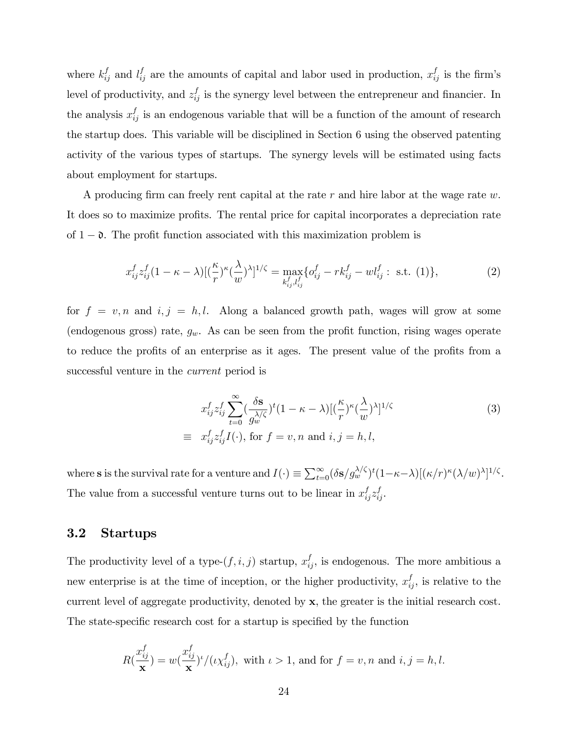where $k_{ij}^f$ and $l_{ij}^f$ are the amounts of capital and labor used in production, $x_{ij}^f$ is the firm's level of productivity, and $z_{ij}^f$ is the synergy level between the entrepreneur and financier. In the analysis $x_{ij}^f$ is an endogenous variable that will be a function of the amount of research the startup does. This variable will be disciplined in Section 6 using the observed patenting activity of the various types of startups. The synergy levels will be estimated using facts about employment for startups.

A producing firm can freely rent capital at the rate $r$ and hire labor at the wage rate $w$. It does so to maximize profits. The rental price for capital incorporates a depreciation rate of $1 - \mathfrak{d}$. The profit function associated with this maximization problem is

$$x_{ij}^f z_{ij}^f (1 - \kappa - \lambda)[(\frac{\kappa}{r})^\kappa (\frac{\lambda}{w})^\lambda]^{1/\zeta} = \max_{k_{ij}^f, l_{ij}^f} \{o_{ij}^f - r k_{ij}^f - w l_{ij}^f : \text{ s.t. } (1)\}, \tag{2}$$

for $f = v, n$ and $i, j = h, l$. Along a balanced growth path, wages will grow at some (endogenous gross) rate, $g_w$. As can be seen from the profit function, rising wages operate to reduce the profits of an enterprise as it ages. The present value of the profits from a successful venture in the *current* period is

$$\begin{aligned} & x_{ij}^f z_{ij}^f \sum_{t=0}^{\infty} (\frac{\delta \mathbf{s}}{g_w^{\lambda/\zeta}})^t (1 - \kappa - \lambda)[(\frac{\kappa}{r})^\kappa (\frac{\lambda}{w})^\lambda]^{1/\zeta} \\ \equiv \ & x_{ij}^f z_{ij}^f I(\cdot), \text{ for } f = v, n \text{ and } i, j = h, l, \end{aligned} \tag{3}$$

where $\mathbf{s}$ is the survival rate for a venture and $I(\cdot) \equiv \sum_{t=0}^{\infty} (\delta \mathbf{s} / g_w^{\lambda/\zeta})^t (1 - \kappa - \lambda)[(\kappa/r)^\kappa (\lambda/w)^\lambda]^{1/\zeta}$. The value from a successful venture turns out to be linear in $x_{ij}^f z_{ij}^f$.

## 3.2 Startups

The productivity level of a type-$(f, i, j)$ startup, $x_{ij}^f$, is endogenous. The more ambitious a new enterprise is at the time of inception, or the higher productivity, $x_{ij}^f$, is relative to the current level of aggregate productivity, denoted by $\mathbf{x}$, the greater is the initial research cost. The state-specific research cost for a startup is specified by the function

$$R(\frac{x_{ij}^f}{\mathbf{x}}) = w(\frac{x_{ij}^f}{\mathbf{x}})^\iota / (\iota \chi_{ij}^f), \text{ with } \iota > 1, \text{ and for } f = v, n \text{ and } i, j = h, l.$$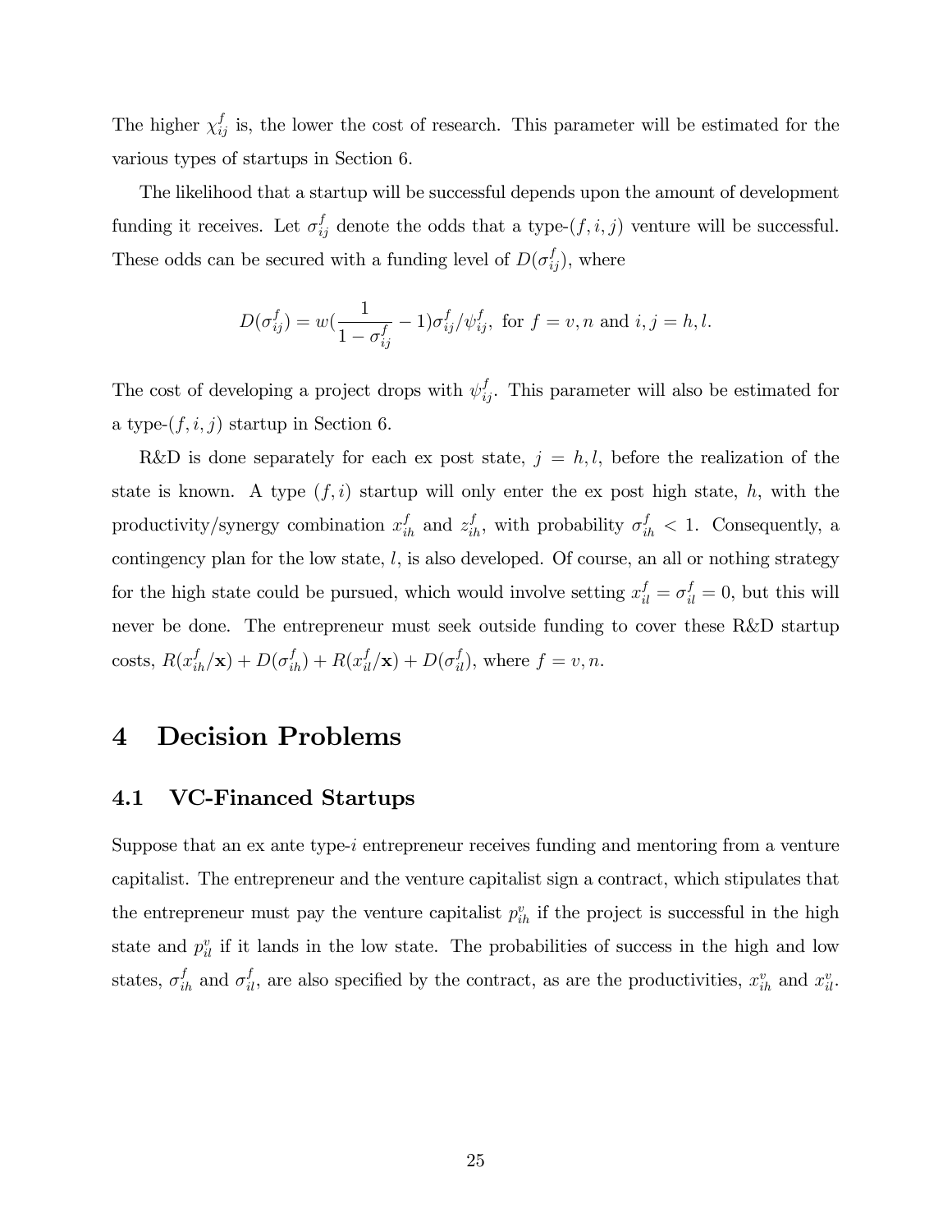The higher $\chi_{ij}^f$ is, the lower the cost of research. This parameter will be estimated for the various types of startups in Section 6.

The likelihood that a startup will be successful depends upon the amount of development funding it receives. Let $\sigma_{ij}^f$ denote the odds that a type-$(f, i, j)$ venture will be successful. These odds can be secured with a funding level of $D(\sigma_{ij}^f)$, where

$$D(\sigma_{ij}^f) = w(\frac{1}{1-\sigma_{ij}^f} - 1)\sigma_{ij}^f/\psi_{ij}^f, \text{ for } f = v, n \text{ and } i, j = h, l.$$

The cost of developing a project drops with $\psi_{ij}^f$. This parameter will also be estimated for a type-$(f, i, j)$ startup in Section 6.

R&D is done separately for each ex post state, $j = h, l$, before the realization of the state is known. A type $(f, i)$ startup will only enter the ex post high state, $h$, with the productivity/synergy combination $x_{ih}^f$ and $z_{ih}^f$, with probability $\sigma_{ih}^f < 1$. Consequently, a contingency plan for the low state, $l$, is also developed. Of course, an all or nothing strategy for the high state could be pursued, which would involve setting $x_{il}^f = \sigma_{il}^f = 0$, but this will never be done. The entrepreneur must seek outside funding to cover these R&D startup costs, $R(x_{ih}^f/\mathbf{x}) + D(\sigma_{ih}^f) + R(x_{il}^f/\mathbf{x}) + D(\sigma_{il}^f)$, where $f = v, n$.

# 4 Decision Problems

## 4.1 VC-Financed Startups

Suppose that an ex ante type-$i$ entrepreneur receives funding and mentoring from a venture capitalist. The entrepreneur and the venture capitalist sign a contract, which stipulates that the entrepreneur must pay the venture capitalist $p_{ih}^v$ if the project is successful in the high state and $p_{il}^v$ if it lands in the low state. The probabilities of success in the high and low states, $\sigma_{ih}^f$ and $\sigma_{il}^f$, are also specified by the contract, as are the productivities, $x_{ih}^v$ and $x_{il}^v$.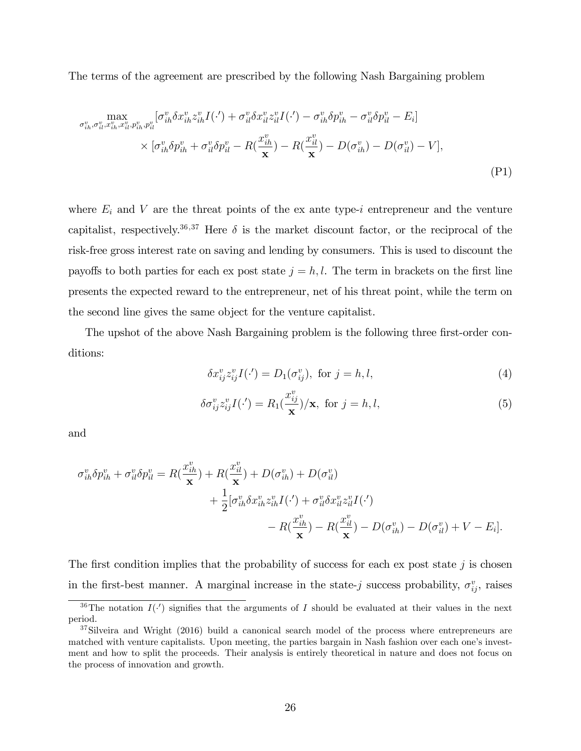The terms of the agreement are prescribed by the following Nash Bargaining problem

$$\max_{\sigma_{ih}^v,\sigma_{il}^v,x_{ih}^v,x_{il}^v,p_{ih}^v,p_{il}^v}[\sigma_{ih}^v\delta x_{ih}^v z_{ih}^v I(\cdot') + \sigma_{il}^v\delta x_{il}^v z_{il}^v I(\cdot') - \sigma_{ih}^v\delta p_{ih}^v - \sigma_{il}^v\delta p_{il}^v - E_i]$$
$$\times [\sigma_{ih}^v\delta p_{ih}^v + \sigma_{il}^v\delta p_{il}^v - R(\frac{x_{ih}^v}{\mathbf{x}}) - R(\frac{x_{il}^v}{\mathbf{x}}) - D(\sigma_{ih}^v) - D(\sigma_{il}^v) - V], \tag{P1}$$

where $E_i$ and $V$ are the threat points of the ex ante type-$i$ entrepreneur and the venture capitalist, respectively.[36,37] Here $\delta$ is the market discount factor, or the reciprocal of the risk-free gross interest rate on saving and lending by consumers. This is used to discount the payoffs to both parties for each ex post state $j = h, l$. The term in brackets on the first line presents the expected reward to the entrepreneur, net of his threat point, while the term on the second line gives the same object for the venture capitalist.

The upshot of the above Nash Bargaining problem is the following three first-order conditions:

$$\delta x_{ij}^v z_{ij}^v I(\cdot') = D_1(\sigma_{ij}^v), \text{ for } j = h, l, \tag{4}$$

$$\delta \sigma_{ij}^v z_{ij}^v I(\cdot') = R_1(\frac{x_{ij}^v}{\mathbf{x}})/\mathbf{x}, \text{ for } j = h, l, \tag{5}$$

and

$$\sigma_{ih}^v\delta p_{ih}^v + \sigma_{il}^v\delta p_{il}^v = R(\frac{x_{ih}^v}{\mathbf{x}}) + R(\frac{x_{il}^v}{\mathbf{x}}) + D(\sigma_{ih}^v) + D(\sigma_{il}^v)$$
$$+ \frac{1}{2}[\sigma_{ih}^v\delta x_{ih}^v z_{ih}^v I(\cdot') + \sigma_{il}^v\delta x_{il}^v z_{il}^v I(\cdot')$$
$$- R(\frac{x_{ih}^v}{\mathbf{x}}) - R(\frac{x_{il}^v}{\mathbf{x}}) - D(\sigma_{ih}^v) - D(\sigma_{il}^v) + V - E_i].$$

The first condition implies that the probability of success for each ex post state $j$ is chosen in the first-best manner. A marginal increase in the state-$j$ success probability, $\sigma_{ij}^v$, raises

[36] The notation $I(\cdot')$ signifies that the arguments of $I$ should be evaluated at their values in the next period.

[37] Silveira and Wright (2016) build a canonical search model of the process where entrepreneurs are matched with venture capitalists. Upon meeting, the parties bargain in Nash fashion over each one's investment and how to split the proceeds. Their analysis is entirely theoretical in nature and does not focus on the process of innovation and growth.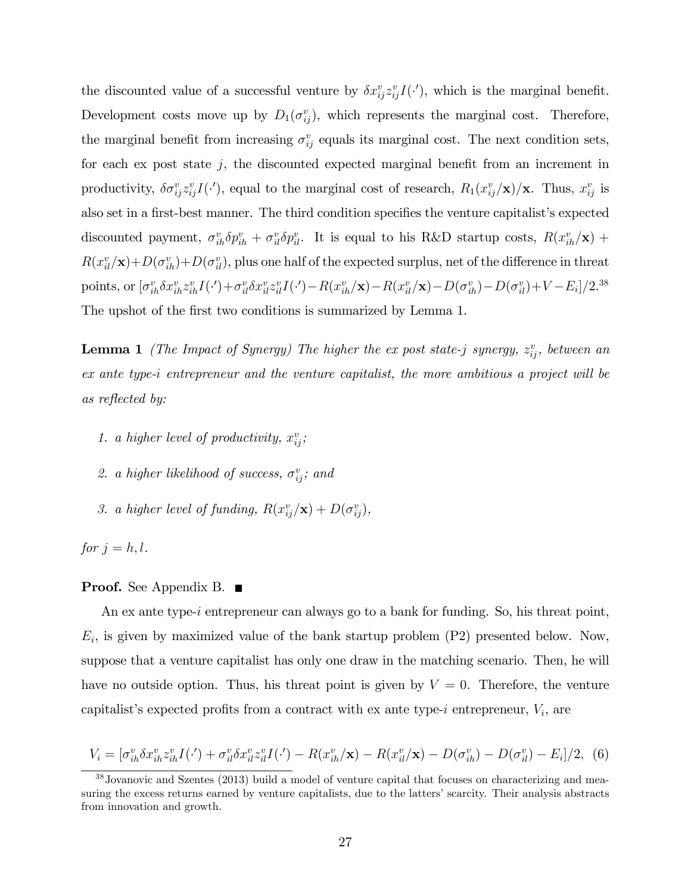the discounted value of a successful venture by $\delta x_{ij}^v z_{ij}^v I(\cdot')$, which is the marginal benefit. Development costs move up by $D_1(\sigma_{ij}^v)$, which represents the marginal cost. Therefore, the marginal benefit from increasing $\sigma_{ij}^v$ equals its marginal cost. The next condition sets, for each ex post state $j$, the discounted expected marginal benefit from an increment in productivity, $\delta \sigma_{ij}^v z_{ij}^v I(\cdot')$, equal to the marginal cost of research, $R_1(x_{ij}^v/\mathbf{x})/\mathbf{x}$. Thus, $x_{ij}^v$ is also set in a first-best manner. The third condition specifies the venture capitalist's expected discounted payment, $\sigma_{ih}^v \delta p_{ih}^v + \sigma_{il}^v \delta p_{il}^v$. It is equal to his R&D startup costs, $R(x_{ih}^v/\mathbf{x}) + R(x_{il}^v/\mathbf{x}) + D(\sigma_{ih}^v) + D(\sigma_{il}^v)$, plus one half of the expected surplus, net of the difference in threat points, or $[\sigma_{ih}^v \delta x_{ih}^v z_{ih}^v I(\cdot') + \sigma_{il}^v \delta x_{il}^v z_{il}^v I(\cdot') - R(x_{ih}^v/\mathbf{x}) - R(x_{il}^v/\mathbf{x}) - D(\sigma_{ih}^v) - D(\sigma_{il}^v) + V - E_i]/2$.[38] The upshot of the first two conditions is summarized by Lemma 1.

**Lemma 1** *(The Impact of Synergy) The higher the ex post state-j synergy, $z_{ij}^v$, between an ex ante type-i entrepreneur and the venture capitalist, the more ambitious a project will be as reflected by:*

1. *a higher level of productivity, $x_{ij}^v$;*
2. *a higher likelihood of success, $\sigma_{ij}^v$; and*
3. *a higher level of funding, $R(x_{ij}^v/\mathbf{x}) + D(\sigma_{ij}^v)$,*

*for $j = h, l$.*

**Proof.** See Appendix B. ■

An ex ante type-$i$ entrepreneur can always go to a bank for funding. So, his threat point, $E_i$, is given by maximized value of the bank startup problem (P2) presented below. Now, suppose that a venture capitalist has only one draw in the matching scenario. Then, he will have no outside option. Thus, his threat point is given by $V = 0$. Therefore, the venture capitalist's expected profits from a contract with ex ante type-$i$ entrepreneur, $V_i$, are

$$V_i = [\sigma_{ih}^v \delta x_{ih}^v z_{ih}^v I(\cdot') + \sigma_{il}^v \delta x_{il}^v z_{il}^v I(\cdot') - R(x_{ih}^v/\mathbf{x}) - R(x_{il}^v/\mathbf{x}) - D(\sigma_{ih}^v) - D(\sigma_{il}^v) - E_i]/2, \quad (6)$$

[38] Jovanovic and Szentes (2013) build a model of venture capital that focuses on characterizing and measuring the excess returns earned by venture capitalists, due to the latters' scarcity. Their analysis abstracts from innovation and growth.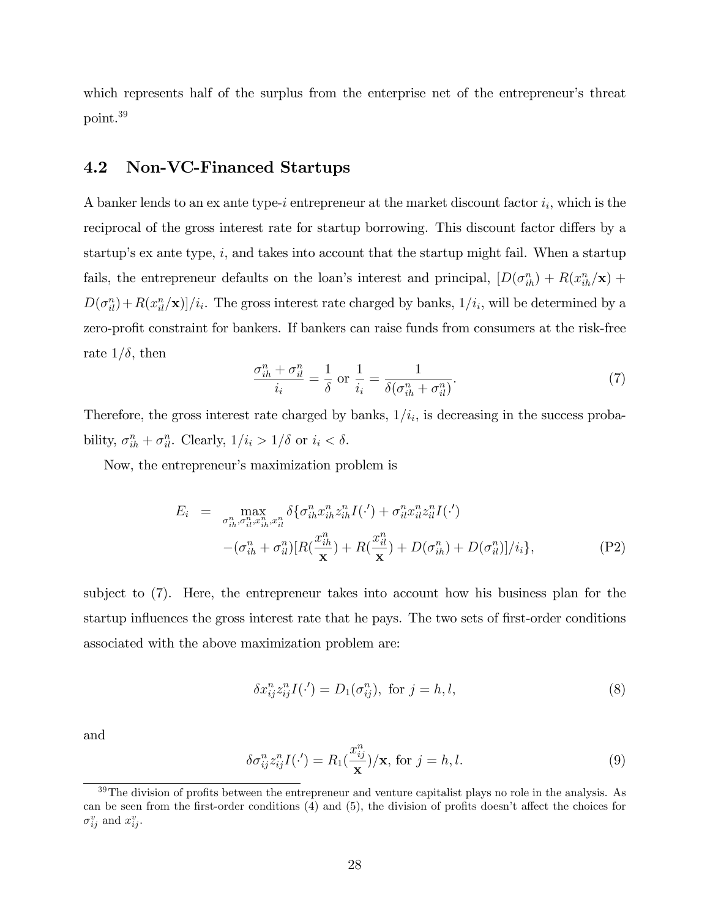which represents half of the surplus from the enterprise net of the entrepreneur's threat point.[39]

## 4.2 Non-VC-Financed Startups

A banker lends to an ex ante type-$i$ entrepreneur at the market discount factor $i_i$, which is the reciprocal of the gross interest rate for startup borrowing. This discount factor differs by a startup's ex ante type, $i$, and takes into account that the startup might fail. When a startup fails, the entrepreneur defaults on the loan's interest and principal, $[D(\sigma_{ih}^n) + R(x_{ih}^n/\mathbf{x}) + D(\sigma_{il}^n) + R(x_{il}^n/\mathbf{x})]/i_i$. The gross interest rate charged by banks, $1/i_i$, will be determined by a zero-profit constraint for bankers. If bankers can raise funds from consumers at the risk-free rate $1/\delta$, then

$$\frac{\sigma_{ih}^n + \sigma_{il}^n}{i_i} = \frac{1}{\delta} \text{ or } \frac{1}{i_i} = \frac{1}{\delta(\sigma_{ih}^n + \sigma_{il}^n)}. \tag{7}$$

Therefore, the gross interest rate charged by banks, $1/i_i$, is decreasing in the success probability, $\sigma_{ih}^n + \sigma_{il}^n$. Clearly, $1/i_i > 1/\delta$ or $i_i < \delta$.

Now, the entrepreneur's maximization problem is

$$\begin{aligned} E_i \;=\; & \max_{\sigma_{ih}^n, \sigma_{il}^n, x_{ih}^n, x_{il}^n} \delta\{\sigma_{ih}^n x_{ih}^n z_{ih}^n I(\cdot') + \sigma_{il}^n x_{il}^n z_{il}^n I(\cdot') \\ & -(\sigma_{ih}^n + \sigma_{il}^n)[R(\frac{x_{ih}^n}{\mathbf{x}}) + R(\frac{x_{il}^n}{\mathbf{x}}) + D(\sigma_{ih}^n) + D(\sigma_{il}^n)]/i_i\}, \end{aligned} \tag{P2}$$

subject to (7). Here, the entrepreneur takes into account how his business plan for the startup influences the gross interest rate that he pays. The two sets of first-order conditions associated with the above maximization problem are:

$$\delta x_{ij}^n z_{ij}^n I(\cdot') = D_1(\sigma_{ij}^n), \text{ for } j = h, l, \tag{8}$$

and

$$\delta \sigma_{ij}^n z_{ij}^n I(\cdot') = R_1(\frac{x_{ij}^n}{\mathbf{x}})/\mathbf{x}, \text{ for } j = h, l. \tag{9}$$

[39] The division of profits between the entrepreneur and venture capitalist plays no role in the analysis. As can be seen from the first-order conditions (4) and (5), the division of profits doesn't affect the choices for $\sigma_{ij}^v$ and $x_{ij}^v$.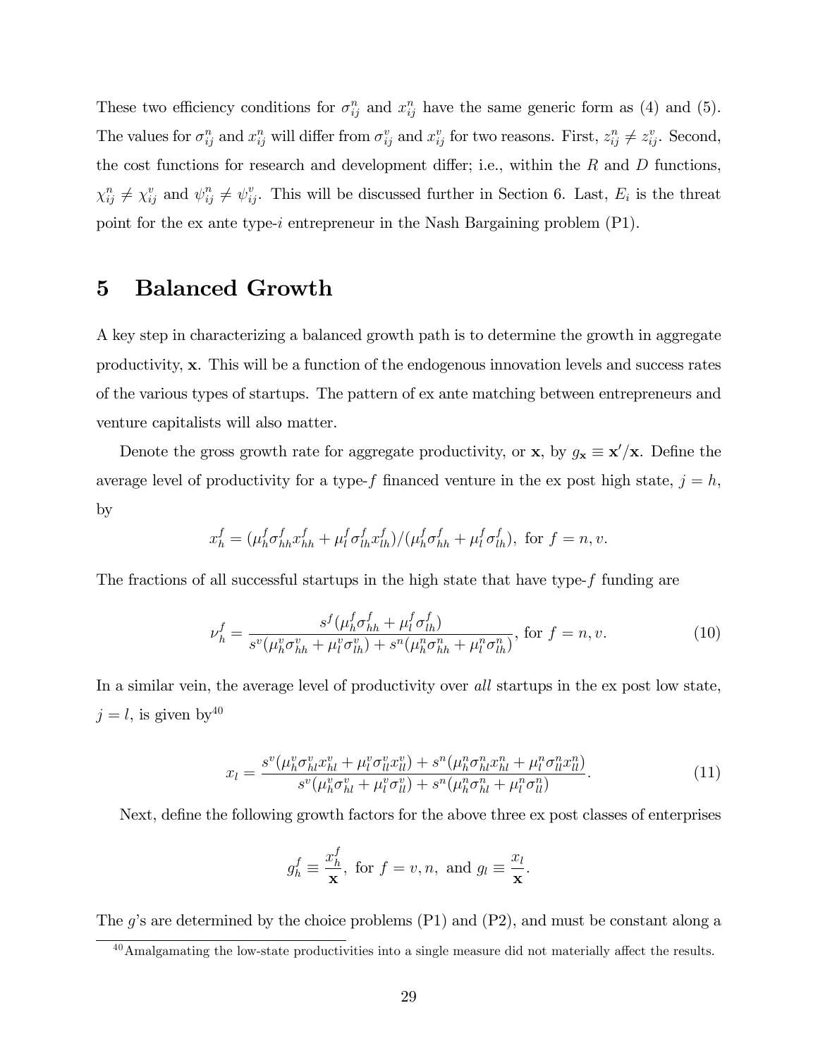These two efficiency conditions for $\sigma_{ij}^n$ and $x_{ij}^n$ have the same generic form as (4) and (5). The values for $\sigma_{ij}^n$ and $x_{ij}^n$ will differ from $\sigma_{ij}^v$ and $x_{ij}^v$ for two reasons. First, $z_{ij}^n \neq z_{ij}^v$. Second, the cost functions for research and development differ; i.e., within the $R$ and $D$ functions, $\chi_{ij}^n \neq \chi_{ij}^v$ and $\psi_{ij}^n \neq \psi_{ij}^v$. This will be discussed further in Section 6. Last, $E_i$ is the threat point for the ex ante type-$i$ entrepreneur in the Nash Bargaining problem (P1).

# 5 Balanced Growth

A key step in characterizing a balanced growth path is to determine the growth in aggregate productivity, $\mathbf{x}$. This will be a function of the endogenous innovation levels and success rates of the various types of startups. The pattern of ex ante matching between entrepreneurs and venture capitalists will also matter.

Denote the gross growth rate for aggregate productivity, or $\mathbf{x}$, by $g_{\mathbf{x}} \equiv \mathbf{x}'/\mathbf{x}$. Define the average level of productivity for a type-$f$ financed venture in the ex post high state, $j = h$, by

$$x_h^f = (\mu_h^f \sigma_{hh}^f x_{hh}^f + \mu_l^f \sigma_{lh}^f x_{lh}^f)/(\mu_h^f \sigma_{hh}^f + \mu_l^f \sigma_{lh}^f), \text{ for } f = n, v.$$

The fractions of all successful startups in the high state that have type-$f$ funding are

$$\nu_h^f = \frac{s^f(\mu_h^f \sigma_{hh}^f + \mu_l^f \sigma_{lh}^f)}{s^v(\mu_h^v \sigma_{hh}^v + \mu_l^v \sigma_{lh}^v) + s^n(\mu_h^n \sigma_{hh}^n + \mu_l^n \sigma_{lh}^n)}, \text{ for } f = n, v. \tag{10}$$

In a similar vein, the average level of productivity over *all* startups in the ex post low state, $j = l$, is given by[40]

$$x_l = \frac{s^v(\mu_h^v \sigma_{hl}^v x_{hl}^v + \mu_l^v \sigma_{ll}^v x_{ll}^v) + s^n(\mu_h^n \sigma_{hl}^n x_{hl}^n + \mu_l^n \sigma_{ll}^n x_{ll}^n)}{s^v(\mu_h^v \sigma_{hl}^v + \mu_l^v \sigma_{ll}^v) + s^n(\mu_h^n \sigma_{hl}^n + \mu_l^n \sigma_{ll}^n)}. \tag{11}$$

Next, define the following growth factors for the above three ex post classes of enterprises

$$g_h^f \equiv \frac{x_h^f}{\mathbf{x}}, \text{ for } f = v, n, \text{ and } g_l \equiv \frac{x_l}{\mathbf{x}}.$$

The $g$'s are determined by the choice problems (P1) and (P2), and must be constant along a

[40] Amalgamating the low-state productivities into a single measure did not materially affect the results.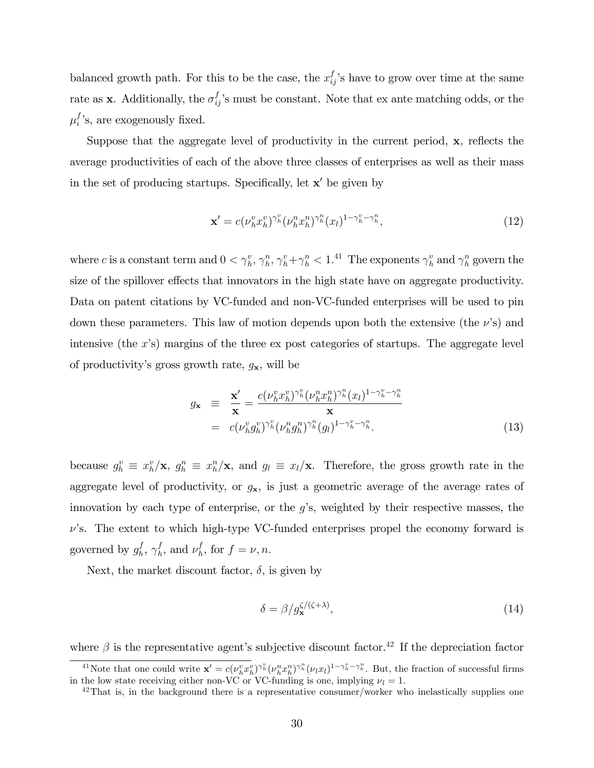balanced growth path. For this to be the case, the $x_{ij}^f$'s have to grow over time at the same rate as $\mathbf{x}$. Additionally, the $\sigma_{ij}^f$'s must be constant. Note that ex ante matching odds, or the $\mu_i^f$'s, are exogenously fixed.

Suppose that the aggregate level of productivity in the current period, $\mathbf{x}$, reflects the average productivities of each of the above three classes of enterprises as well as their mass in the set of producing startups. Specifically, let $\mathbf{x}'$ be given by

$$\mathbf{x}' = c(\nu_h^v x_h^v)^{\gamma_h^v}(\nu_h^n x_h^n)^{\gamma_h^n}(x_l)^{1-\gamma_h^v-\gamma_h^n}, \tag{12}$$

where $c$ is a constant term and $0 < \gamma_h^v, \gamma_h^n, \gamma_h^v+\gamma_h^n < 1$.[41] The exponents $\gamma_h^v$ and $\gamma_h^n$ govern the size of the spillover effects that innovators in the high state have on aggregate productivity. Data on patent citations by VC-funded and non-VC-funded enterprises will be used to pin down these parameters. This law of motion depends upon both the extensive (the $\nu$'s) and intensive (the $x$'s) margins of the three ex post categories of startups. The aggregate level of productivity's gross growth rate, $g_{\mathbf{x}}$, will be

$$\begin{aligned} g_{\mathbf{x}} &\equiv \frac{\mathbf{x}'}{\mathbf{x}} = \frac{c(\nu_h^v x_h^v)^{\gamma_h^v}(\nu_h^n x_h^n)^{\gamma_h^n}(x_l)^{1-\gamma_h^v-\gamma_h^n}}{\mathbf{x}} \\ &= c(\nu_h^v g_h^v)^{\gamma_h^v}(\nu_h^n g_h^n)^{\gamma_h^n}(g_l)^{1-\gamma_h^v-\gamma_h^n}. \end{aligned} \tag{13}$$

because $g_h^v \equiv x_h^v/\mathbf{x}$, $g_h^n \equiv x_h^n/\mathbf{x}$, and $g_l \equiv x_l/\mathbf{x}$. Therefore, the gross growth rate in the aggregate level of productivity, or $g_{\mathbf{x}}$, is just a geometric average of the average rates of innovation by each type of enterprise, or the $g$'s, weighted by their respective masses, the $\nu$'s. The extent to which high-type VC-funded enterprises propel the economy forward is governed by $g_h^f$, $\gamma_h^f$, and $\nu_h^f$, for $f = \nu, n$.

Next, the market discount factor, $\delta$, is given by

$$\delta = \beta / g_{\mathbf{x}}^{\zeta/(\zeta+\lambda)}, \tag{14}$$

where $\beta$ is the representative agent's subjective discount factor.[42] If the depreciation factor

[41] Note that one could write $\mathbf{x}' = c(\nu_h^v x_h^v)^{\gamma_h^v}(\nu_h^n x_h^n)^{\gamma_h^n}(\nu_l x_l)^{1-\gamma_h^v-\gamma_h^n}$. But, the fraction of successful firms in the low state receiving either non-VC or VC-funding is one, implying $\nu_l = 1$.

[42] That is, in the background there is a representative consumer/worker who inelastically supplies one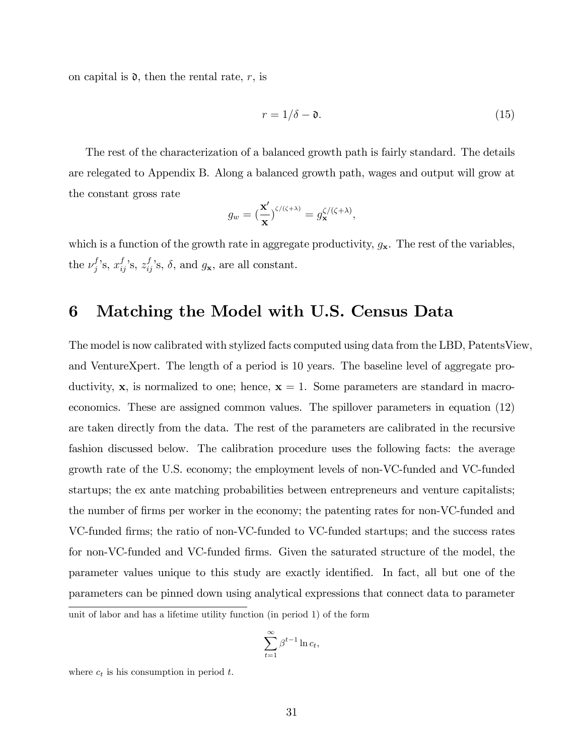on capital is $\mathfrak{d}$, then the rental rate, $r$, is

$$r = 1/\delta - \mathfrak{d}. \tag{15}$$

The rest of the characterization of a balanced growth path is fairly standard. The details are relegated to Appendix B. Along a balanced growth path, wages and output will grow at the constant gross rate

$$g_w = (\frac{\mathbf{x}'}{\mathbf{x}})^{\zeta/(\zeta+\lambda)} = g_{\mathbf{x}}^{\zeta/(\zeta+\lambda)},$$

which is a function of the growth rate in aggregate productivity, $g_{\mathbf{x}}$. The rest of the variables, the $\nu_j^f$'s, $x_{ij}^f$'s, $z_{ij}^f$'s, $\delta$, and $g_{\mathbf{x}}$, are all constant.

# 6 Matching the Model with U.S. Census Data

The model is now calibrated with stylized facts computed using data from the LBD, PatentsView, and VentureXpert. The length of a period is 10 years. The baseline level of aggregate productivity, $\mathbf{x}$, is normalized to one; hence, $\mathbf{x} = 1$. Some parameters are standard in macroeconomics. These are assigned common values. The spillover parameters in equation (12) are taken directly from the data. The rest of the parameters are calibrated in the recursive fashion discussed below. The calibration procedure uses the following facts: the average growth rate of the U.S. economy; the employment levels of non-VC-funded and VC-funded startups; the ex ante matching probabilities between entrepreneurs and venture capitalists; the number of firms per worker in the economy; the patenting rates for non-VC-funded and VC-funded firms; the ratio of non-VC-funded to VC-funded startups; and the success rates for non-VC-funded and VC-funded firms. Given the saturated structure of the model, the parameter values unique to this study are exactly identified. In fact, all but one of the parameters can be pinned down using analytical expressions that connect data to parameter

unit of labor and has a lifetime utility function (in period 1) of the form

$$\sum_{t=1}^{\infty} \beta^{t-1} \ln c_t,$$

where $c_t$ is his consumption in period $t$.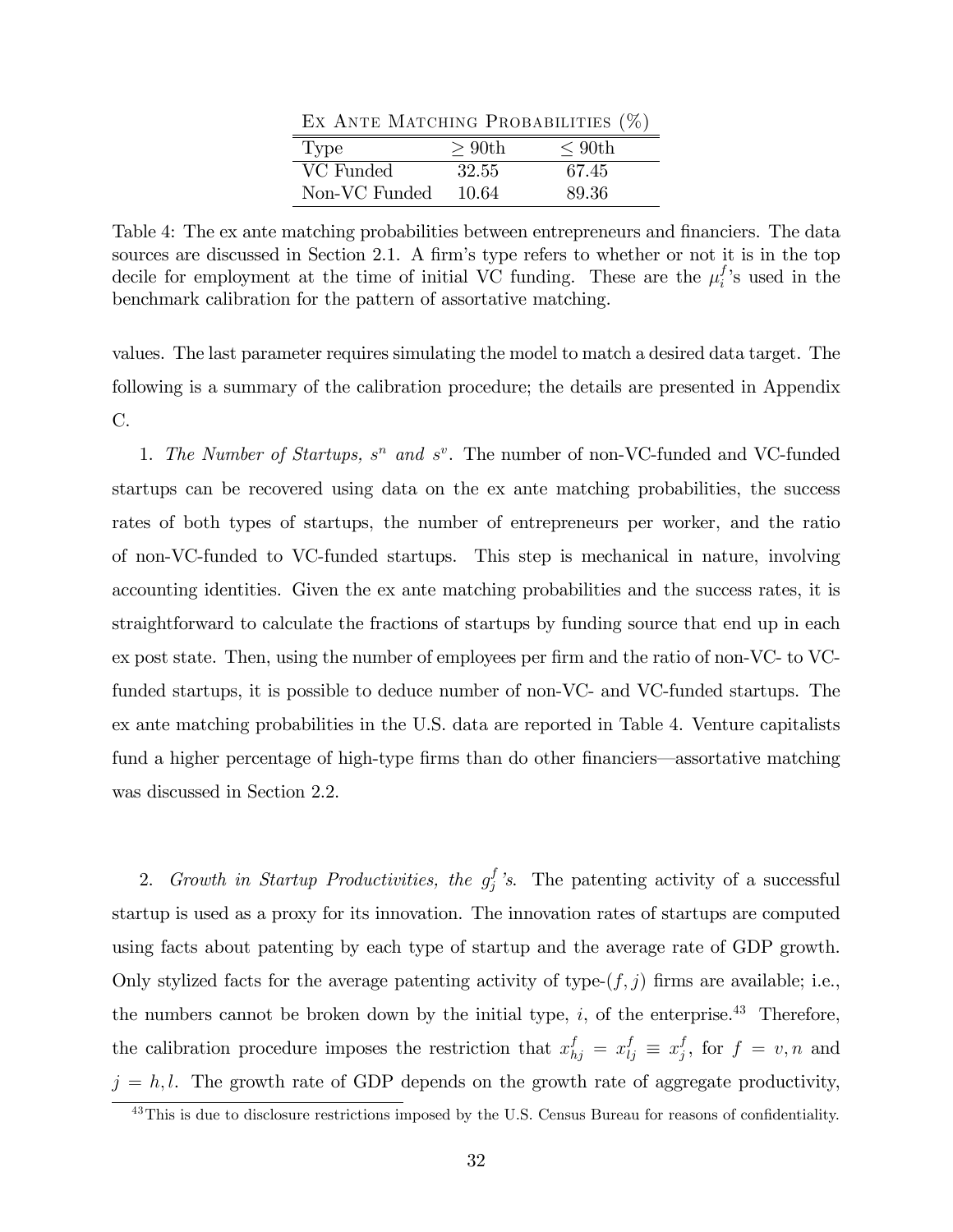| Ex Ante Matching Probabilities (%) | | |
|---|---|---|
| Type | $\geq$ 90th | $\leq$ 90th |
| VC Funded | 32.55 | 67.45 |
| Non-VC Funded | 10.64 | 89.36 |

Table 4: The ex ante matching probabilities between entrepreneurs and financiers. The data sources are discussed in Section 2.1. A firm's type refers to whether or not it is in the top decile for employment at the time of initial VC funding. These are the $\mu_i^f$'s used in the benchmark calibration for the pattern of assortative matching.

values. The last parameter requires simulating the model to match a desired data target. The following is a summary of the calibration procedure; the details are presented in Appendix C.

1. *The Number of Startups, $s^n$ and $s^v$.* The number of non-VC-funded and VC-funded startups can be recovered using data on the ex ante matching probabilities, the success rates of both types of startups, the number of entrepreneurs per worker, and the ratio of non-VC-funded to VC-funded startups. This step is mechanical in nature, involving accounting identities. Given the ex ante matching probabilities and the success rates, it is straightforward to calculate the fractions of startups by funding source that end up in each ex post state. Then, using the number of employees per firm and the ratio of non-VC- to VC-funded startups, it is possible to deduce number of non-VC- and VC-funded startups. The ex ante matching probabilities in the U.S. data are reported in Table 4. Venture capitalists fund a higher percentage of high-type firms than do other financiers—assortative matching was discussed in Section 2.2.

2. *Growth in Startup Productivities, the $g_j^f$'s.* The patenting activity of a successful startup is used as a proxy for its innovation. The innovation rates of startups are computed using facts about patenting by each type of startup and the average rate of GDP growth. Only stylized facts for the average patenting activity of type-$(f, j)$ firms are available; i.e., the numbers cannot be broken down by the initial type, $i$, of the enterprise.[43] Therefore, the calibration procedure imposes the restriction that $x_{hj}^f = x_{lj}^f \equiv x_j^f$, for $f = v, n$ and $j = h, l$. The growth rate of GDP depends on the growth rate of aggregate productivity,

[43] This is due to disclosure restrictions imposed by the U.S. Census Bureau for reasons of confidentiality.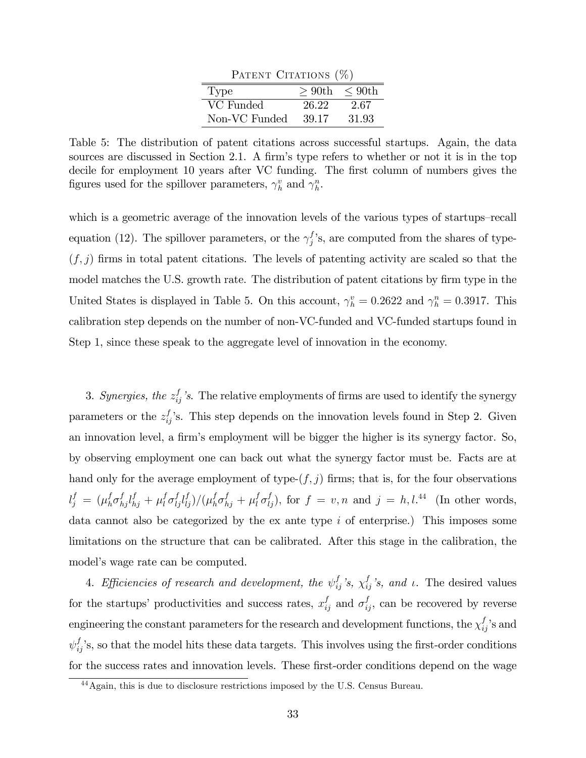PATENT CITATIONS (%)

| Type | $\geq$ 90th | $\leq$ 90th |
|---|---|---|
| VC Funded | 26.22 | 2.67 |
| Non-VC Funded | 39.17 | 31.93 |

Table 5: The distribution of patent citations across successful startups. Again, the data sources are discussed in Section 2.1. A firm's type refers to whether or not it is in the top decile for employment 10 years after VC funding. The first column of numbers gives the figures used for the spillover parameters, $\gamma_h^v$ and $\gamma_h^n$.

which is a geometric average of the innovation levels of the various types of startups–recall equation (12). The spillover parameters, or the $\gamma_j^f$'s, are computed from the shares of type-$(f, j)$ firms in total patent citations. The levels of patenting activity are scaled so that the model matches the U.S. growth rate. The distribution of patent citations by firm type in the United States is displayed in Table 5. On this account, $\gamma_h^v = 0.2622$ and $\gamma_h^n = 0.3917$. This calibration step depends on the number of non-VC-funded and VC-funded startups found in Step 1, since these speak to the aggregate level of innovation in the economy.

3. *Synergies, the $z_{ij}^f$'s.* The relative employments of firms are used to identify the synergy parameters or the $z_{ij}^f$'s. This step depends on the innovation levels found in Step 2. Given an innovation level, a firm's employment will be bigger the higher is its synergy factor. So, by observing employment one can back out what the synergy factor must be. Facts are at hand only for the average employment of type-$(f, j)$ firms; that is, for the four observations $l_j^f = (\mu_h^f \sigma_{hj}^f l_{hj}^f + \mu_l^f \sigma_{lj}^f l_{lj}^f)/(\mu_h^f \sigma_{hj}^f + \mu_l^f \sigma_{lj}^f)$, for $f = v, n$ and $j = h, l$.[44] (In other words, data cannot also be categorized by the ex ante type $i$ of enterprise.) This imposes some limitations on the structure that can be calibrated. After this stage in the calibration, the model's wage rate can be computed.

4. *Efficiencies of research and development, the $\psi_{ij}^f$'s, $\chi_{ij}^f$'s, and $\iota$.* The desired values for the startups' productivities and success rates, $x_{ij}^f$ and $\sigma_{ij}^f$, can be recovered by reverse engineering the constant parameters for the research and development functions, the $\chi_{ij}^f$'s and $\psi_{ij}^f$'s, so that the model hits these data targets. This involves using the first-order conditions for the success rates and innovation levels. These first-order conditions depend on the wage

[44] Again, this is due to disclosure restrictions imposed by the U.S. Census Bureau.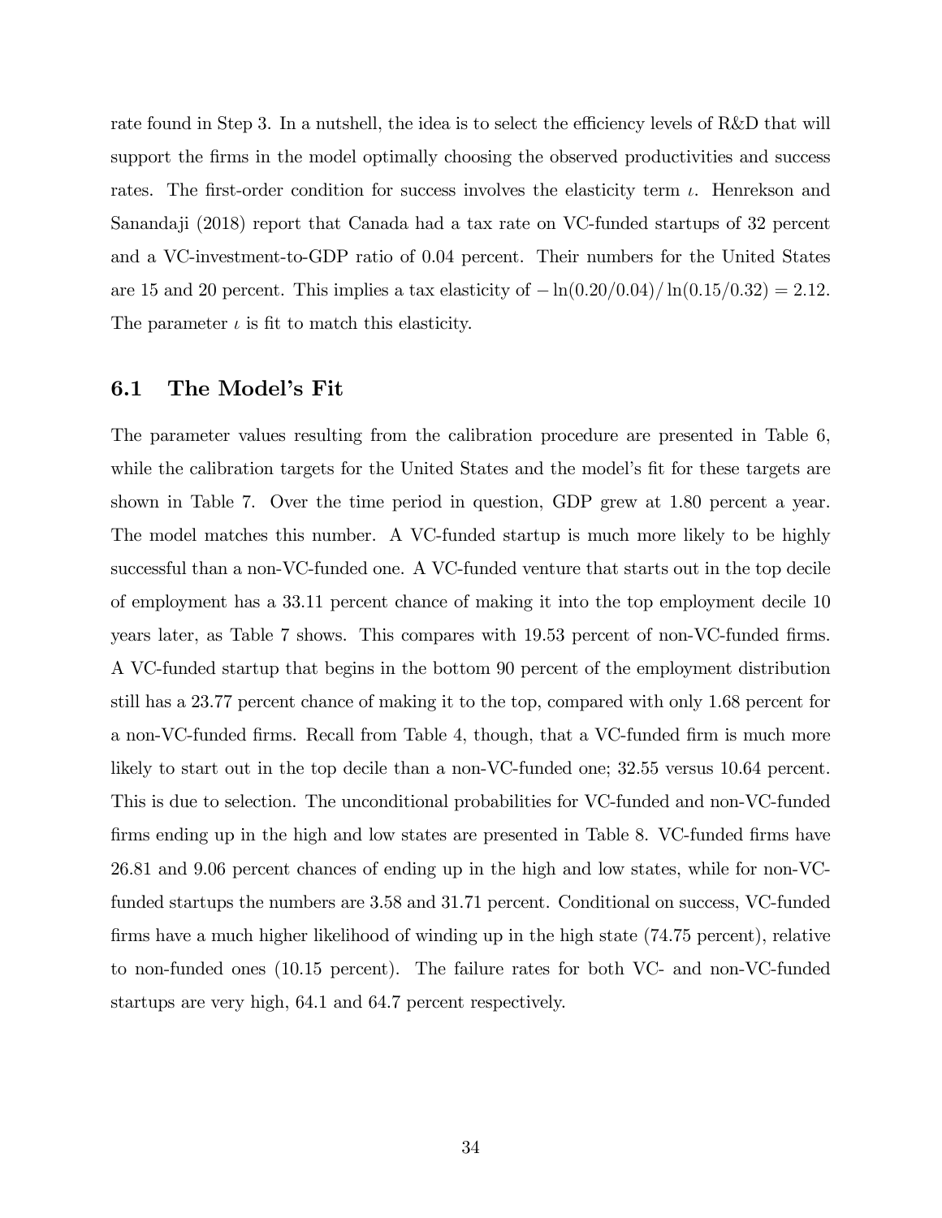rate found in Step 3. In a nutshell, the idea is to select the efficiency levels of R&D that will support the firms in the model optimally choosing the observed productivities and success rates. The first-order condition for success involves the elasticity term $\iota$. Henrekson and Sanandaji (2018) report that Canada had a tax rate on VC-funded startups of 32 percent and a VC-investment-to-GDP ratio of 0.04 percent. Their numbers for the United States are 15 and 20 percent. This implies a tax elasticity of $-\ln(0.20/0.04)/\ln(0.15/0.32) = 2.12$. The parameter $\iota$ is fit to match this elasticity.

## 6.1 The Model's Fit

The parameter values resulting from the calibration procedure are presented in Table 6, while the calibration targets for the United States and the model's fit for these targets are shown in Table 7. Over the time period in question, GDP grew at 1.80 percent a year. The model matches this number. A VC-funded startup is much more likely to be highly successful than a non-VC-funded one. A VC-funded venture that starts out in the top decile of employment has a 33.11 percent chance of making it into the top employment decile 10 years later, as Table 7 shows. This compares with 19.53 percent of non-VC-funded firms. A VC-funded startup that begins in the bottom 90 percent of the employment distribution still has a 23.77 percent chance of making it to the top, compared with only 1.68 percent for a non-VC-funded firms. Recall from Table 4, though, that a VC-funded firm is much more likely to start out in the top decile than a non-VC-funded one; 32.55 versus 10.64 percent. This is due to selection. The unconditional probabilities for VC-funded and non-VC-funded firms ending up in the high and low states are presented in Table 8. VC-funded firms have 26.81 and 9.06 percent chances of ending up in the high and low states, while for non-VC-funded startups the numbers are 3.58 and 31.71 percent. Conditional on success, VC-funded firms have a much higher likelihood of winding up in the high state (74.75 percent), relative to non-funded ones (10.15 percent). The failure rates for both VC- and non-VC-funded startups are very high, 64.1 and 64.7 percent respectively.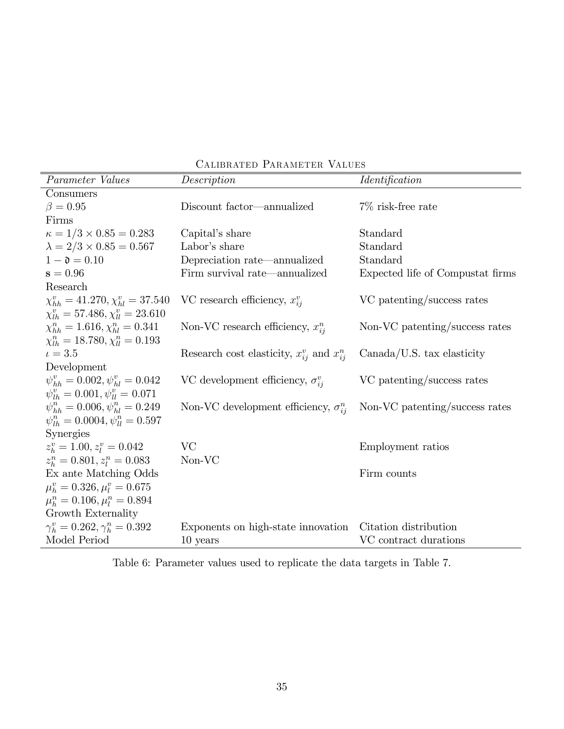Calibrated Parameter Values

| *Parameter Values* | *Description* | *Identification* |
|---|---|---|
| Consumers | | |
| $\beta = 0.95$ | Discount factor—annualized | 7% risk-free rate |
| Firms | | |
| $\kappa = 1/3 \times 0.85 = 0.283$ | Capital's share | Standard |
| $\lambda = 2/3 \times 0.85 = 0.567$ | Labor's share | Standard |
| $1 - \mathfrak{d} = 0.10$ | Depreciation rate—annualized | Standard |
| $\mathbf{s} = 0.96$ | Firm survival rate—annualized | Expected life of Compustat firms |
| Research | | |
| $\chi^v_{hh} = 41.270, \chi^v_{hl} = 37.540$ $\chi^v_{lh} = 57.486, \chi^v_{ll} = 23.610$ | VC research efficiency, $x^v_{ij}$ | VC patenting/success rates |
| $\chi^n_{hh} = 1.616, \chi^n_{hl} = 0.341$ $\chi^n_{lh} = 18.780, \chi^n_{ll} = 0.193$ | Non-VC research efficiency, $x^n_{ij}$ | Non-VC patenting/success rates |
| $\iota = 3.5$ | Research cost elasticity, $x^v_{ij}$ and $x^n_{ij}$ | Canada/U.S. tax elasticity |
| Development | | |
| $\psi^v_{hh} = 0.002, \psi^v_{hl} = 0.042$ $\psi^v_{lh} = 0.001, \psi^v_{ll} = 0.071$ | VC development efficiency, $\sigma^v_{ij}$ | VC patenting/success rates |
| $\psi^n_{hh} = 0.006, \psi^n_{hl} = 0.249$ $\psi^n_{lh} = 0.0004, \psi^n_{ll} = 0.597$ | Non-VC development efficiency, $\sigma^n_{ij}$ | Non-VC patenting/success rates |
| Synergies | | |
| $z^v_h = 1.00, z^v_l = 0.042$ | VC | Employment ratios |
| $z^n_h = 0.801, z^n_l = 0.083$ | Non-VC | |
| Ex ante Matching Odds | | Firm counts |
| $\mu^v_h = 0.326, \mu^v_l = 0.675$ | | |
| $\mu^n_h = 0.106, \mu^n_l = 0.894$ | | |
| Growth Externality | | |
| $\gamma^v_h = 0.262, \gamma^n_h = 0.392$ | Exponents on high-state innovation | Citation distribution |
| Model Period | 10 years | VC contract durations |

Table 6: Parameter values used to replicate the data targets in Table 7.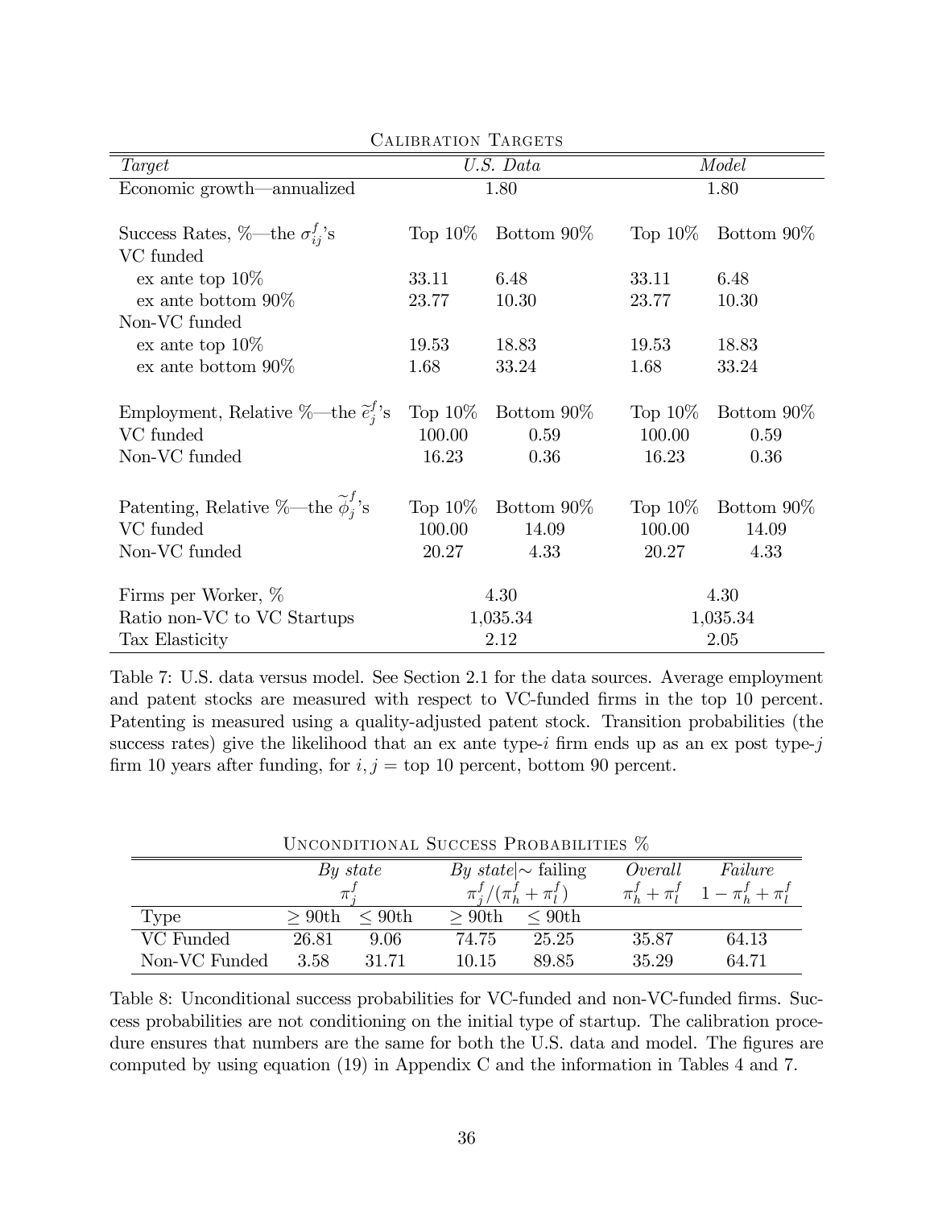CALIBRATION TARGETS

| *Target* | *U.S. Data* | | *Model* | |
|---|---|---|---|---|
| Economic growth—annualized | 1.80 | | 1.80 | |
| Success Rates, %—the $\sigma_{ij}^{f}$'s | Top 10% | Bottom 90% | Top 10% | Bottom 90% |
| VC funded | | | | |
| ex ante top 10% | 33.11 | 6.48 | 33.11 | 6.48 |
| ex ante bottom 90% | 23.77 | 10.30 | 23.77 | 10.30 |
| Non-VC funded | | | | |
| ex ante top 10% | 19.53 | 18.83 | 19.53 | 18.83 |
| ex ante bottom 90% | 1.68 | 33.24 | 1.68 | 33.24 |
| Employment, Relative %—the $\widetilde{e}_{j}^{f}$'s | Top 10% | Bottom 90% | Top 10% | Bottom 90% |
| VC funded | 100.00 | 0.59 | 100.00 | 0.59 |
| Non-VC funded | 16.23 | 0.36 | 16.23 | 0.36 |
| Patenting, Relative %—the $\widetilde{\phi}_{j}^{f}$'s | Top 10% | Bottom 90% | Top 10% | Bottom 90% |
| VC funded | 100.00 | 14.09 | 100.00 | 14.09 |
| Non-VC funded | 20.27 | 4.33 | 20.27 | 4.33 |
| Firms per Worker, % | 4.30 | | 4.30 | |
| Ratio non-VC to VC Startups | 1,035.34 | | 1,035.34 | |
| Tax Elasticity | 2.12 | | 2.05 | |

Table 7: U.S. data versus model. See Section 2.1 for the data sources. Average employment and patent stocks are measured with respect to VC-funded firms in the top 10 percent. Patenting is measured using a quality-adjusted patent stock. Transition probabilities (the success rates) give the likelihood that an ex ante type-$i$ firm ends up as an ex post type-$j$ firm 10 years after funding, for $i, j$ = top 10 percent, bottom 90 percent.

UNCONDITIONAL SUCCESS PROBABILITIES %

| | *By state* $\pi_{j}^{f}$ | | *By state*$\mid\sim$ failing $\pi_{j}^{f}/(\pi_{h}^{f}+\pi_{l}^{f})$ | | *Overall* $\pi_{h}^{f}+\pi_{l}^{f}$ | *Failure* $1-\pi_{h}^{f}+\pi_{l}^{f}$ |
|---|---|---|---|---|---|---|
| Type | $\geq$ 90th | $\leq$ 90th | $\geq$ 90th | $\leq$ 90th | | |
| VC Funded | 26.81 | 9.06 | 74.75 | 25.25 | 35.87 | 64.13 |
| Non-VC Funded | 3.58 | 31.71 | 10.15 | 89.85 | 35.29 | 64.71 |

Table 8: Unconditional success probabilities for VC-funded and non-VC-funded firms. Success probabilities are not conditioning on the initial type of startup. The calibration procedure ensures that numbers are the same for both the U.S. data and model. The figures are computed by using equation (19) in Appendix C and the information in Tables 4 and 7.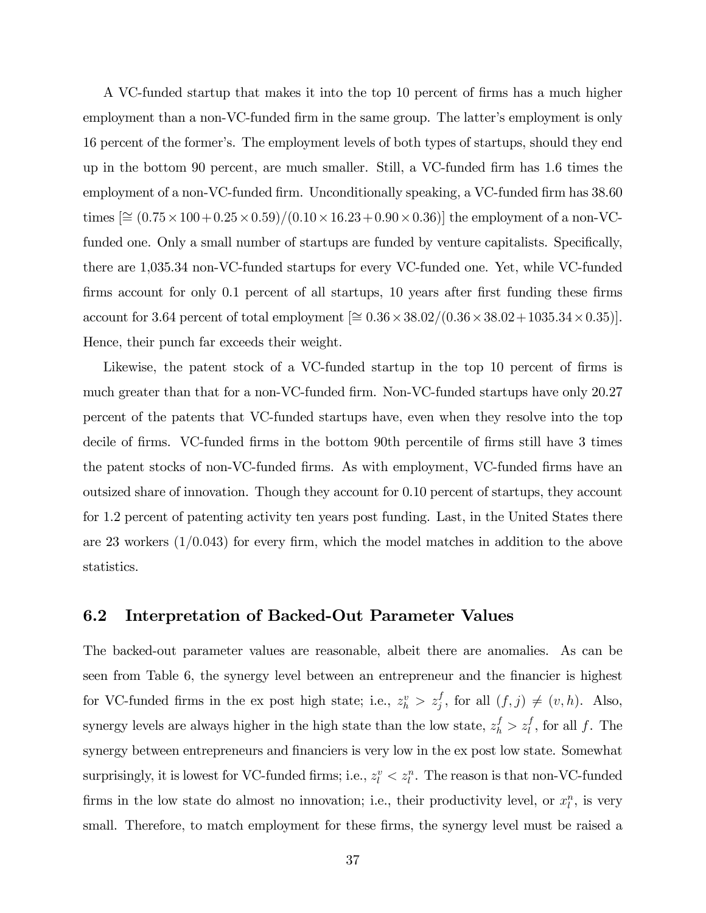A VC-funded startup that makes it into the top 10 percent of firms has a much higher employment than a non-VC-funded firm in the same group. The latter's employment is only 16 percent of the former's. The employment levels of both types of startups, should they end up in the bottom 90 percent, are much smaller. Still, a VC-funded firm has 1.6 times the employment of a non-VC-funded firm. Unconditionally speaking, a VC-funded firm has 38.60 times [$\cong (0.75 \times 100 + 0.25 \times 0.59)/(0.10 \times 16.23 + 0.90 \times 0.36)$] the employment of a non-VC-funded one. Only a small number of startups are funded by venture capitalists. Specifically, there are 1,035.34 non-VC-funded startups for every VC-funded one. Yet, while VC-funded firms account for only 0.1 percent of all startups, 10 years after first funding these firms account for 3.64 percent of total employment [$\cong 0.36 \times 38.02/(0.36 \times 38.02 + 1035.34 \times 0.35)$]. Hence, their punch far exceeds their weight.

Likewise, the patent stock of a VC-funded startup in the top 10 percent of firms is much greater than that for a non-VC-funded firm. Non-VC-funded startups have only 20.27 percent of the patents that VC-funded startups have, even when they resolve into the top decile of firms. VC-funded firms in the bottom 90th percentile of firms still have 3 times the patent stocks of non-VC-funded firms. As with employment, VC-funded firms have an outsized share of innovation. Though they account for 0.10 percent of startups, they account for 1.2 percent of patenting activity ten years post funding. Last, in the United States there are 23 workers (1/0.043) for every firm, which the model matches in addition to the above statistics.

## 6.2 Interpretation of Backed-Out Parameter Values

The backed-out parameter values are reasonable, albeit there are anomalies. As can be seen from Table 6, the synergy level between an entrepreneur and the financier is highest for VC-funded firms in the ex post high state; i.e., $z_h^v > z_j^f$, for all $(f, j) \neq (v, h)$. Also, synergy levels are always higher in the high state than the low state, $z_h^f > z_l^f$, for all $f$. The synergy between entrepreneurs and financiers is very low in the ex post low state. Somewhat surprisingly, it is lowest for VC-funded firms; i.e., $z_l^v < z_l^n$. The reason is that non-VC-funded firms in the low state do almost no innovation; i.e., their productivity level, or $x_l^n$, is very small. Therefore, to match employment for these firms, the synergy level must be raised a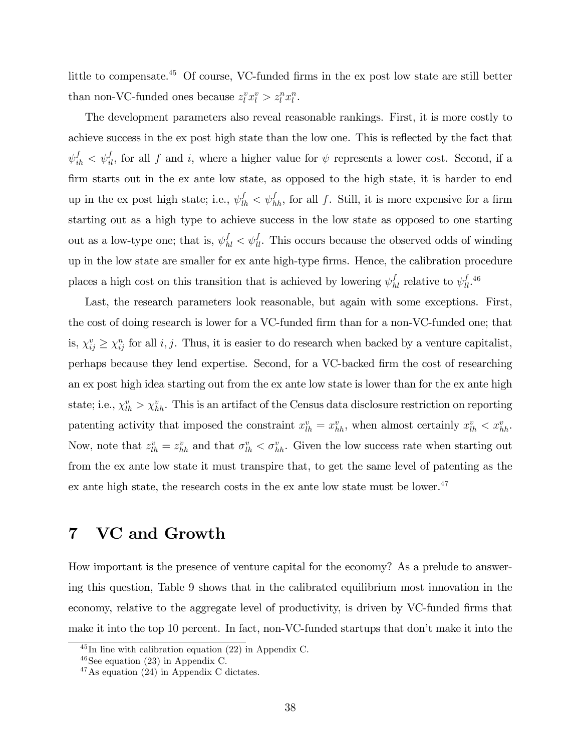little to compensate.[45] Of course, VC-funded firms in the ex post low state are still better than non-VC-funded ones because $z_l^v x_l^v > z_l^n x_l^n$.

The development parameters also reveal reasonable rankings. First, it is more costly to achieve success in the ex post high state than the low one. This is reflected by the fact that $\psi_{ih}^f < \psi_{il}^f$, for all $f$ and $i$, where a higher value for $\psi$ represents a lower cost. Second, if a firm starts out in the ex ante low state, as opposed to the high state, it is harder to end up in the ex post high state; i.e., $\psi_{lh}^f < \psi_{hh}^f$, for all $f$. Still, it is more expensive for a firm starting out as a high type to achieve success in the low state as opposed to one starting out as a low-type one; that is, $\psi_{hl}^f < \psi_{ll}^f$. This occurs because the observed odds of winding up in the low state are smaller for ex ante high-type firms. Hence, the calibration procedure places a high cost on this transition that is achieved by lowering $\psi_{hl}^f$ relative to $\psi_{ll}^f$.[46]

Last, the research parameters look reasonable, but again with some exceptions. First, the cost of doing research is lower for a VC-funded firm than for a non-VC-funded one; that is, $\chi_{ij}^v \geq \chi_{ij}^n$ for all $i, j$. Thus, it is easier to do research when backed by a venture capitalist, perhaps because they lend expertise. Second, for a VC-backed firm the cost of researching an ex post high idea starting out from the ex ante low state is lower than for the ex ante high state; i.e., $\chi_{lh}^v > \chi_{hh}^v$. This is an artifact of the Census data disclosure restriction on reporting patenting activity that imposed the constraint $x_{lh}^v = x_{hh}^v$, when almost certainly $x_{lh}^v < x_{hh}^v$. Now, note that $z_{lh}^v = z_{hh}^v$ and that $\sigma_{lh}^v < \sigma_{hh}^v$. Given the low success rate when starting out from the ex ante low state it must transpire that, to get the same level of patenting as the ex ante high state, the research costs in the ex ante low state must be lower.[47]

# 7 VC and Growth

How important is the presence of venture capital for the economy? As a prelude to answering this question, Table 9 shows that in the calibrated equilibrium most innovation in the economy, relative to the aggregate level of productivity, is driven by VC-funded firms that make it into the top 10 percent. In fact, non-VC-funded startups that don't make it into the

---

[45] In line with calibration equation (22) in Appendix C.

[46] See equation (23) in Appendix C.

[47] As equation (24) in Appendix C dictates.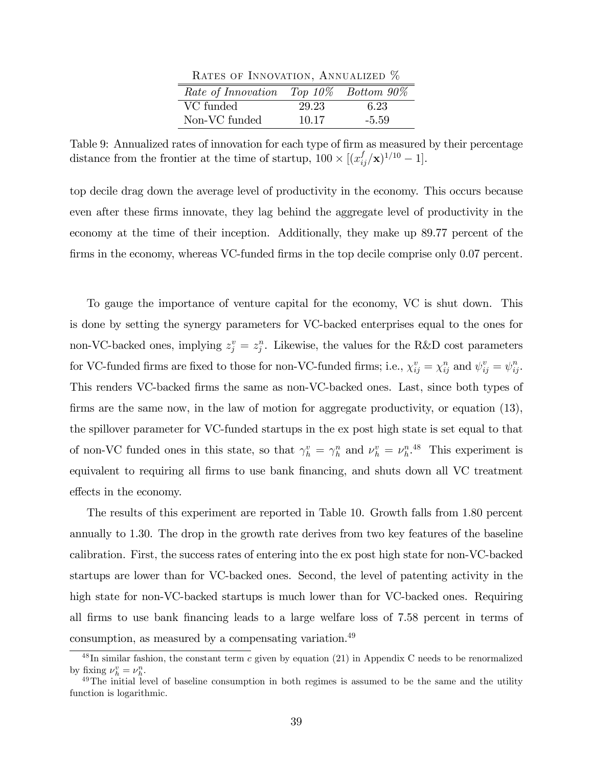Rates of Innovation, Annualized %

| *Rate of Innovation* | *Top 10%* | *Bottom 90%* |
|---|---|---|
| VC funded | 29.23 | 6.23 |
| Non-VC funded | 10.17 | -5.59 |

Table 9: Annualized rates of innovation for each type of firm as measured by their percentage distance from the frontier at the time of startup, $100 \times [(x_{ij}^f/\mathbf{x})^{1/10} - 1]$.

top decile drag down the average level of productivity in the economy. This occurs because even after these firms innovate, they lag behind the aggregate level of productivity in the economy at the time of their inception. Additionally, they make up 89.77 percent of the firms in the economy, whereas VC-funded firms in the top decile comprise only 0.07 percent.

To gauge the importance of venture capital for the economy, VC is shut down. This is done by setting the synergy parameters for VC-backed enterprises equal to the ones for non-VC-backed ones, implying $z_j^v = z_j^n$. Likewise, the values for the R&D cost parameters for VC-funded firms are fixed to those for non-VC-funded firms; i.e., $\chi_{ij}^v = \chi_{ij}^n$ and $\psi_{ij}^v = \psi_{ij}^n$. This renders VC-backed firms the same as non-VC-backed ones. Last, since both types of firms are the same now, in the law of motion for aggregate productivity, or equation (13), the spillover parameter for VC-funded startups in the ex post high state is set equal to that of non-VC funded ones in this state, so that $\gamma_h^v = \gamma_h^n$ and $\nu_h^v = \nu_h^n$.[48] This experiment is equivalent to requiring all firms to use bank financing, and shuts down all VC treatment effects in the economy.

The results of this experiment are reported in Table 10. Growth falls from 1.80 percent annually to 1.30. The drop in the growth rate derives from two key features of the baseline calibration. First, the success rates of entering into the ex post high state for non-VC-backed startups are lower than for VC-backed ones. Second, the level of patenting activity in the high state for non-VC-backed startups is much lower than for VC-backed ones. Requiring all firms to use bank financing leads to a large welfare loss of 7.58 percent in terms of consumption, as measured by a compensating variation.[49]

[48] In similar fashion, the constant term $c$ given by equation (21) in Appendix C needs to be renormalized by fixing $\nu_h^v = \nu_h^n$.

[49] The initial level of baseline consumption in both regimes is assumed to be the same and the utility function is logarithmic.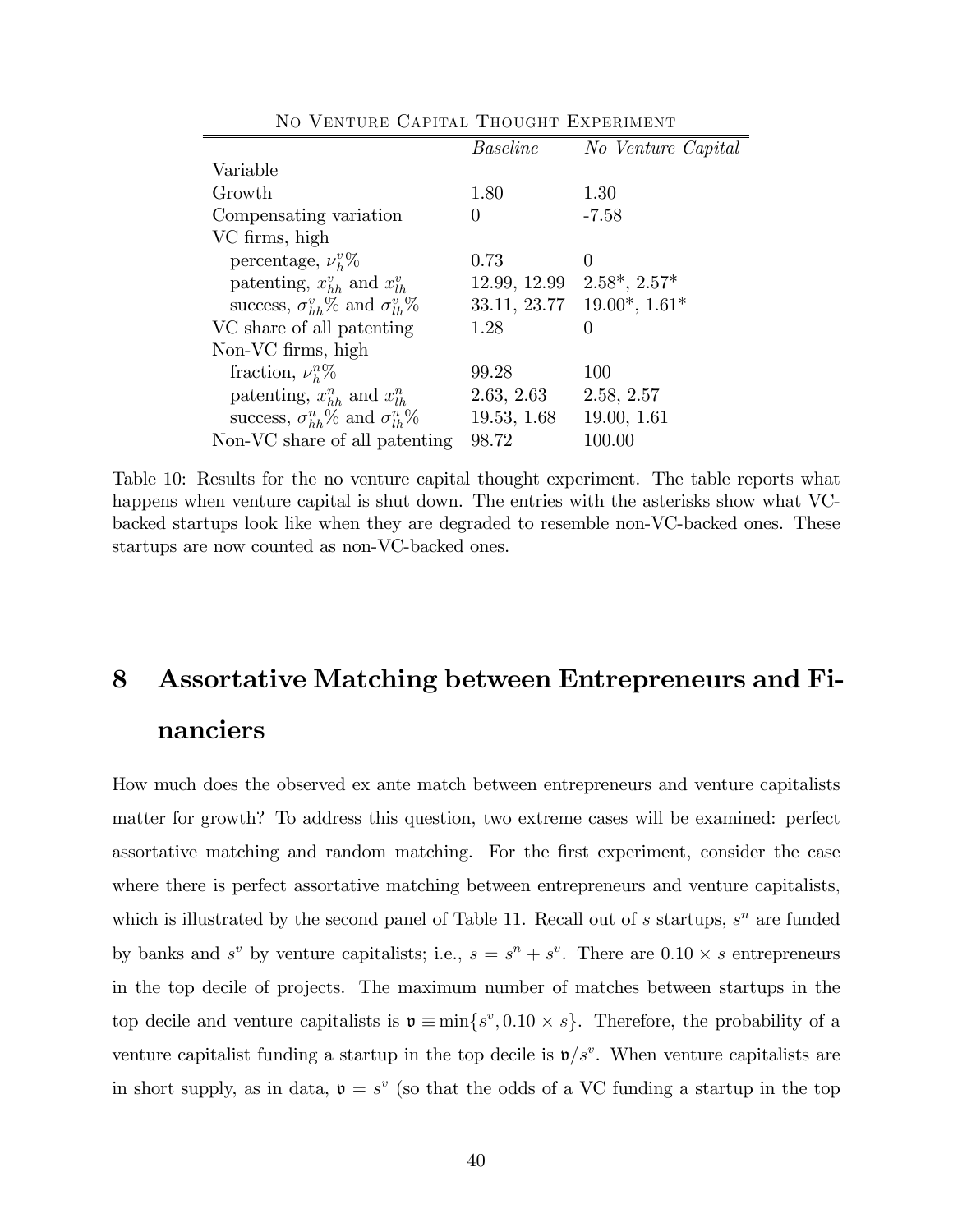**No Venture Capital Thought Experiment**

| | *Baseline* | *No Venture Capital* |
|---|---|---|
| Variable | | |
| Growth | 1.80 | 1.30 |
| Compensating variation | 0 | -7.58 |
| VC firms, high | | |
| percentage, $\nu_h^v\%$ | 0.73 | 0 |
| patenting, $x_{hh}^v$ and $x_{lh}^v$ | 12.99, 12.99 | 2.58*, 2.57* |
| success, $\sigma_{hh}^v\%$ and $\sigma_{lh}^v\%$ | 33.11, 23.77 | 19.00*, 1.61* |
| VC share of all patenting | 1.28 | 0 |
| Non-VC firms, high | | |
| fraction, $\nu_h^n\%$ | 99.28 | 100 |
| patenting, $x_{hh}^n$ and $x_{lh}^n$ | 2.63, 2.63 | 2.58, 2.57 |
| success, $\sigma_{hh}^n\%$ and $\sigma_{lh}^n\%$ | 19.53, 1.68 | 19.00, 1.61 |
| Non-VC share of all patenting | 98.72 | 100.00 |

Table 10: Results for the no venture capital thought experiment. The table reports what happens when venture capital is shut down. The entries with the asterisks show what VC-backed startups look like when they are degraded to resemble non-VC-backed ones. These startups are now counted as non-VC-backed ones.

# 8 Assortative Matching between Entrepreneurs and Financiers

How much does the observed ex ante match between entrepreneurs and venture capitalists matter for growth? To address this question, two extreme cases will be examined: perfect assortative matching and random matching. For the first experiment, consider the case where there is perfect assortative matching between entrepreneurs and venture capitalists, which is illustrated by the second panel of Table 11. Recall out of $s$ startups, $s^n$ are funded by banks and $s^v$ by venture capitalists; i.e., $s = s^n + s^v$. There are $0.10 \times s$ entrepreneurs in the top decile of projects. The maximum number of matches between startups in the top decile and venture capitalists is $\mathfrak{v} \equiv \min\{s^v, 0.10 \times s\}$. Therefore, the probability of a venture capitalist funding a startup in the top decile is $\mathfrak{v}/s^v$. When venture capitalists are in short supply, as in data, $\mathfrak{v} = s^v$ (so that the odds of a VC funding a startup in the top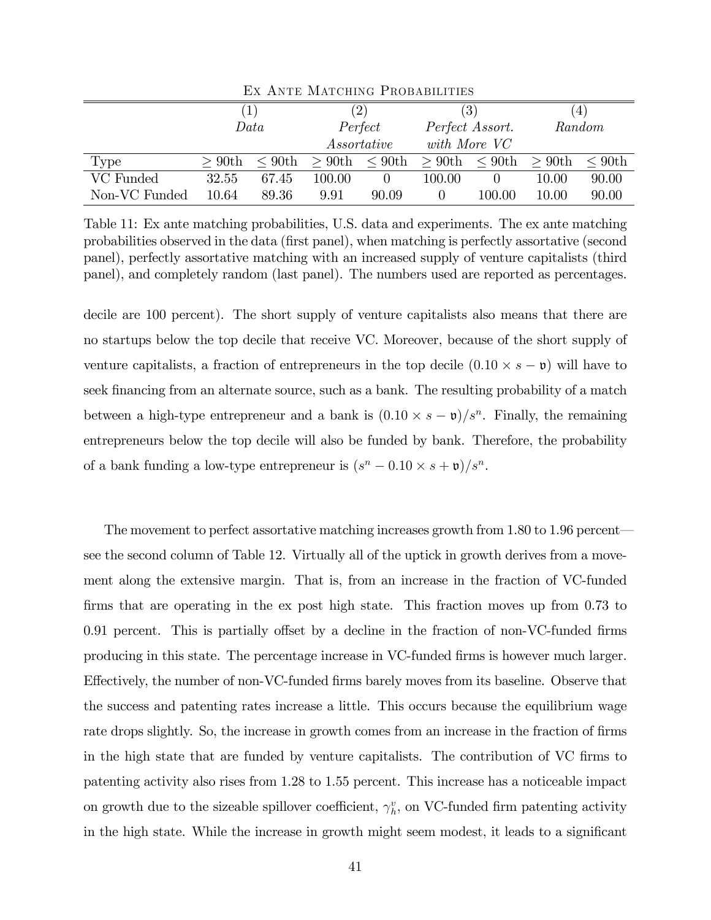Ex Ante Matching Probabilities

| | (1) *Data* | | (2) *Perfect Assortative* | | (3) *Perfect Assort. with More VC* | | (4) *Random* | |
|---|---|---|---|---|---|---|---|---|
| Type | $\geq$ 90th | $\leq$ 90th | $\geq$ 90th | $\leq$ 90th | $\geq$ 90th | $\leq$ 90th | $\geq$ 90th | $\leq$ 90th |
| VC Funded | 32.55 | 67.45 | 100.00 | 0 | 100.00 | 0 | 10.00 | 90.00 |
| Non-VC Funded | 10.64 | 89.36 | 9.91 | 90.09 | 0 | 100.00 | 10.00 | 90.00 |

Table 11: Ex ante matching probabilities, U.S. data and experiments. The ex ante matching probabilities observed in the data (first panel), when matching is perfectly assortative (second panel), perfectly assortative matching with an increased supply of venture capitalists (third panel), and completely random (last panel). The numbers used are reported as percentages.

decile are 100 percent). The short supply of venture capitalists also means that there are no startups below the top decile that receive VC. Moreover, because of the short supply of venture capitalists, a fraction of entrepreneurs in the top decile ($0.10 \times s - \mathfrak{v}$) will have to seek financing from an alternate source, such as a bank. The resulting probability of a match between a high-type entrepreneur and a bank is $(0.10 \times s - \mathfrak{v})/s^n$. Finally, the remaining entrepreneurs below the top decile will also be funded by bank. Therefore, the probability of a bank funding a low-type entrepreneur is $(s^n - 0.10 \times s + \mathfrak{v})/s^n$.

The movement to perfect assortative matching increases growth from 1.80 to 1.96 percent—see the second column of Table 12. Virtually all of the uptick in growth derives from a movement along the extensive margin. That is, from an increase in the fraction of VC-funded firms that are operating in the ex post high state. This fraction moves up from 0.73 to 0.91 percent. This is partially offset by a decline in the fraction of non-VC-funded firms producing in this state. The percentage increase in VC-funded firms is however much larger. Effectively, the number of non-VC-funded firms barely moves from its baseline. Observe that the success and patenting rates increase a little. This occurs because the equilibrium wage rate drops slightly. So, the increase in growth comes from an increase in the fraction of firms in the high state that are funded by venture capitalists. The contribution of VC firms to patenting activity also rises from 1.28 to 1.55 percent. This increase has a noticeable impact on growth due to the sizeable spillover coefficient, $\gamma_h^v$, on VC-funded firm patenting activity in the high state. While the increase in growth might seem modest, it leads to a significant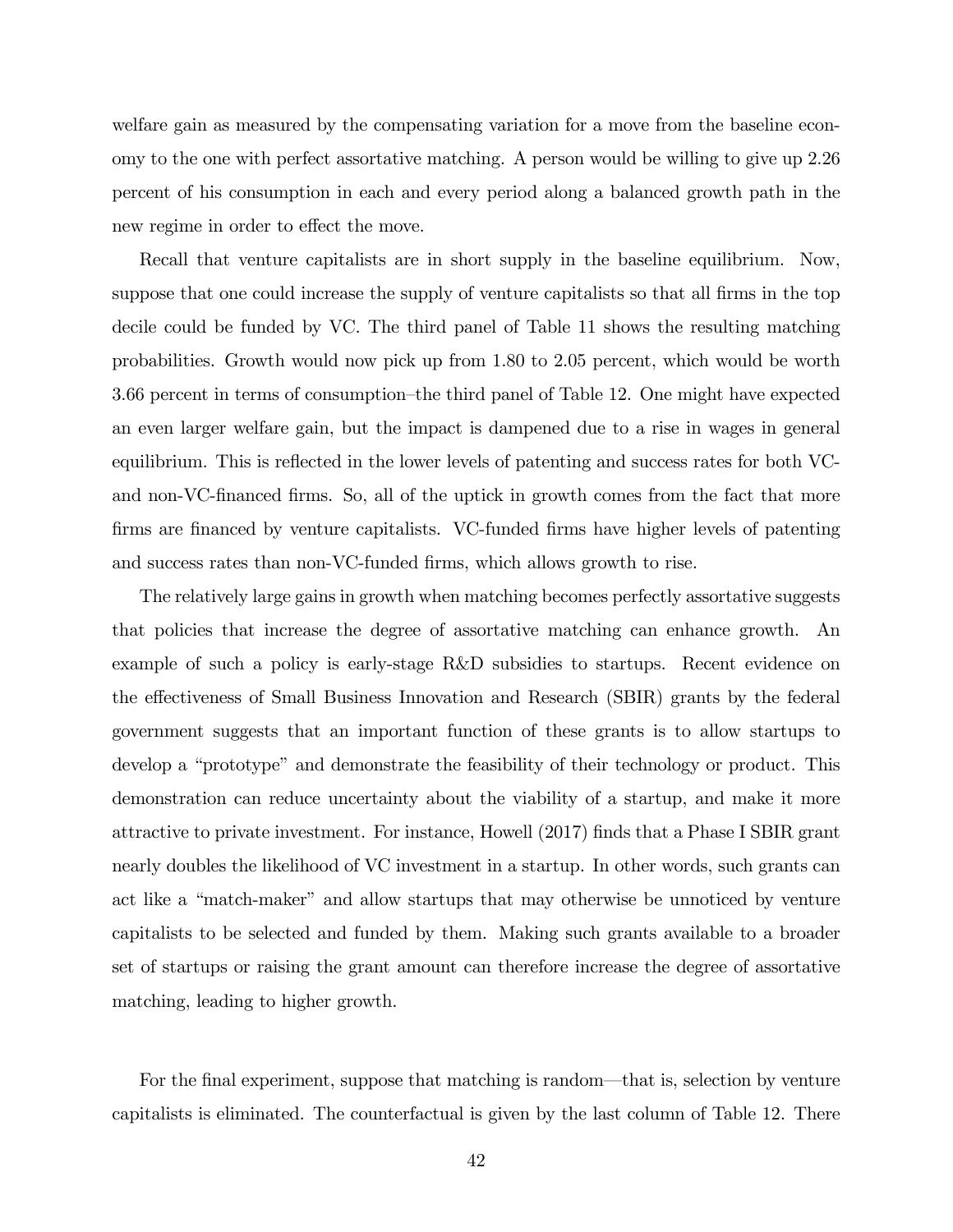welfare gain as measured by the compensating variation for a move from the baseline economy to the one with perfect assortative matching. A person would be willing to give up 2.26 percent of his consumption in each and every period along a balanced growth path in the new regime in order to effect the move.

Recall that venture capitalists are in short supply in the baseline equilibrium. Now, suppose that one could increase the supply of venture capitalists so that all firms in the top decile could be funded by VC. The third panel of Table 11 shows the resulting matching probabilities. Growth would now pick up from 1.80 to 2.05 percent, which would be worth 3.66 percent in terms of consumption–the third panel of Table 12. One might have expected an even larger welfare gain, but the impact is dampened due to a rise in wages in general equilibrium. This is reflected in the lower levels of patenting and success rates for both VC- and non-VC-financed firms. So, all of the uptick in growth comes from the fact that more firms are financed by venture capitalists. VC-funded firms have higher levels of patenting and success rates than non-VC-funded firms, which allows growth to rise.

The relatively large gains in growth when matching becomes perfectly assortative suggests that policies that increase the degree of assortative matching can enhance growth. An example of such a policy is early-stage R&D subsidies to startups. Recent evidence on the effectiveness of Small Business Innovation and Research (SBIR) grants by the federal government suggests that an important function of these grants is to allow startups to develop a "prototype" and demonstrate the feasibility of their technology or product. This demonstration can reduce uncertainty about the viability of a startup, and make it more attractive to private investment. For instance, Howell (2017) finds that a Phase I SBIR grant nearly doubles the likelihood of VC investment in a startup. In other words, such grants can act like a "match-maker" and allow startups that may otherwise be unnoticed by venture capitalists to be selected and funded by them. Making such grants available to a broader set of startups or raising the grant amount can therefore increase the degree of assortative matching, leading to higher growth.

For the final experiment, suppose that matching is random—that is, selection by venture capitalists is eliminated. The counterfactual is given by the last column of Table 12. There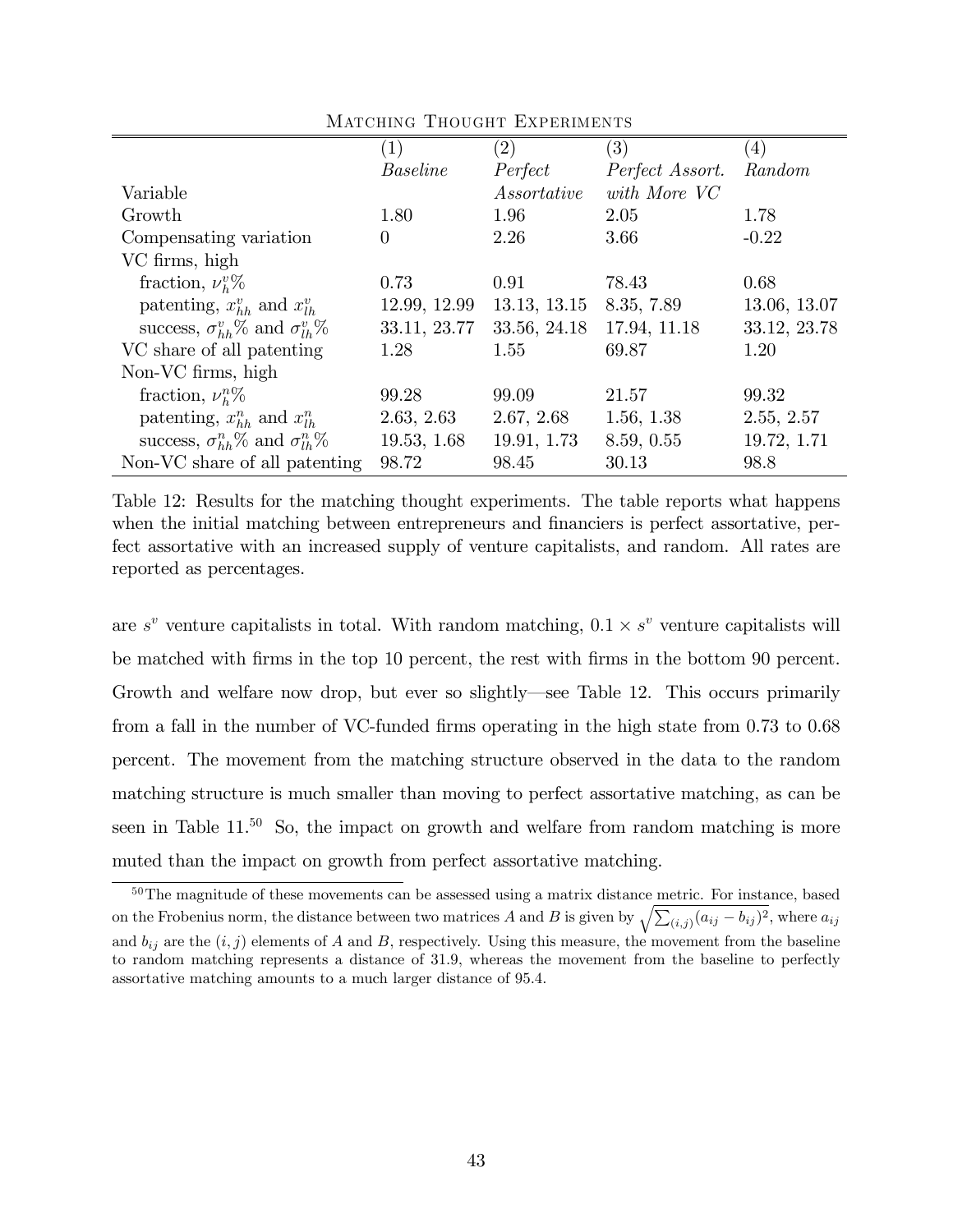Matching Thought Experiments

| | (1) | (2) | (3) | (4) |
|---|---|---|---|---|
| | *Baseline* | *Perfect* | *Perfect Assort.* | *Random* |
| Variable | | *Assortative* | *with More VC* | |
| Growth | 1.80 | 1.96 | 2.05 | 1.78 |
| Compensating variation | 0 | 2.26 | 3.66 | -0.22 |
| VC firms, high | | | | |
| fraction, $\nu_h^v\%$ | 0.73 | 0.91 | 78.43 | 0.68 |
| patenting, $x_{hh}^v$ and $x_{lh}^v$ | 12.99, 12.99 | 13.13, 13.15 | 8.35, 7.89 | 13.06, 13.07 |
| success, $\sigma_{hh}^v\%$ and $\sigma_{lh}^v\%$ | 33.11, 23.77 | 33.56, 24.18 | 17.94, 11.18 | 33.12, 23.78 |
| VC share of all patenting | 1.28 | 1.55 | 69.87 | 1.20 |
| Non-VC firms, high | | | | |
| fraction, $\nu_h^n\%$ | 99.28 | 99.09 | 21.57 | 99.32 |
| patenting, $x_{hh}^n$ and $x_{lh}^n$ | 2.63, 2.63 | 2.67, 2.68 | 1.56, 1.38 | 2.55, 2.57 |
| success, $\sigma_{hh}^n\%$ and $\sigma_{lh}^n\%$ | 19.53, 1.68 | 19.91, 1.73 | 8.59, 0.55 | 19.72, 1.71 |
| Non-VC share of all patenting | 98.72 | 98.45 | 30.13 | 98.8 |

Table 12: Results for the matching thought experiments. The table reports what happens when the initial matching between entrepreneurs and financiers is perfect assortative, perfect assortative with an increased supply of venture capitalists, and random. All rates are reported as percentages.

are $s^v$ venture capitalists in total. With random matching, $0.1 \times s^v$ venture capitalists will be matched with firms in the top 10 percent, the rest with firms in the bottom 90 percent. Growth and welfare now drop, but ever so slightly—see Table 12. This occurs primarily from a fall in the number of VC-funded firms operating in the high state from 0.73 to 0.68 percent. The movement from the matching structure observed in the data to the random matching structure is much smaller than moving to perfect assortative matching, as can be seen in Table 11.[50] So, the impact on growth and welfare from random matching is more muted than the impact on growth from perfect assortative matching.

[50] The magnitude of these movements can be assessed using a matrix distance metric. For instance, based on the Frobenius norm, the distance between two matrices $A$ and $B$ is given by $\sqrt{\sum_{(i,j)}(a_{ij} - b_{ij})^2}$, where $a_{ij}$ and $b_{ij}$ are the $(i, j)$ elements of $A$ and $B$, respectively. Using this measure, the movement from the baseline to random matching represents a distance of 31.9, whereas the movement from the baseline to perfectly assortative matching amounts to a much larger distance of 95.4.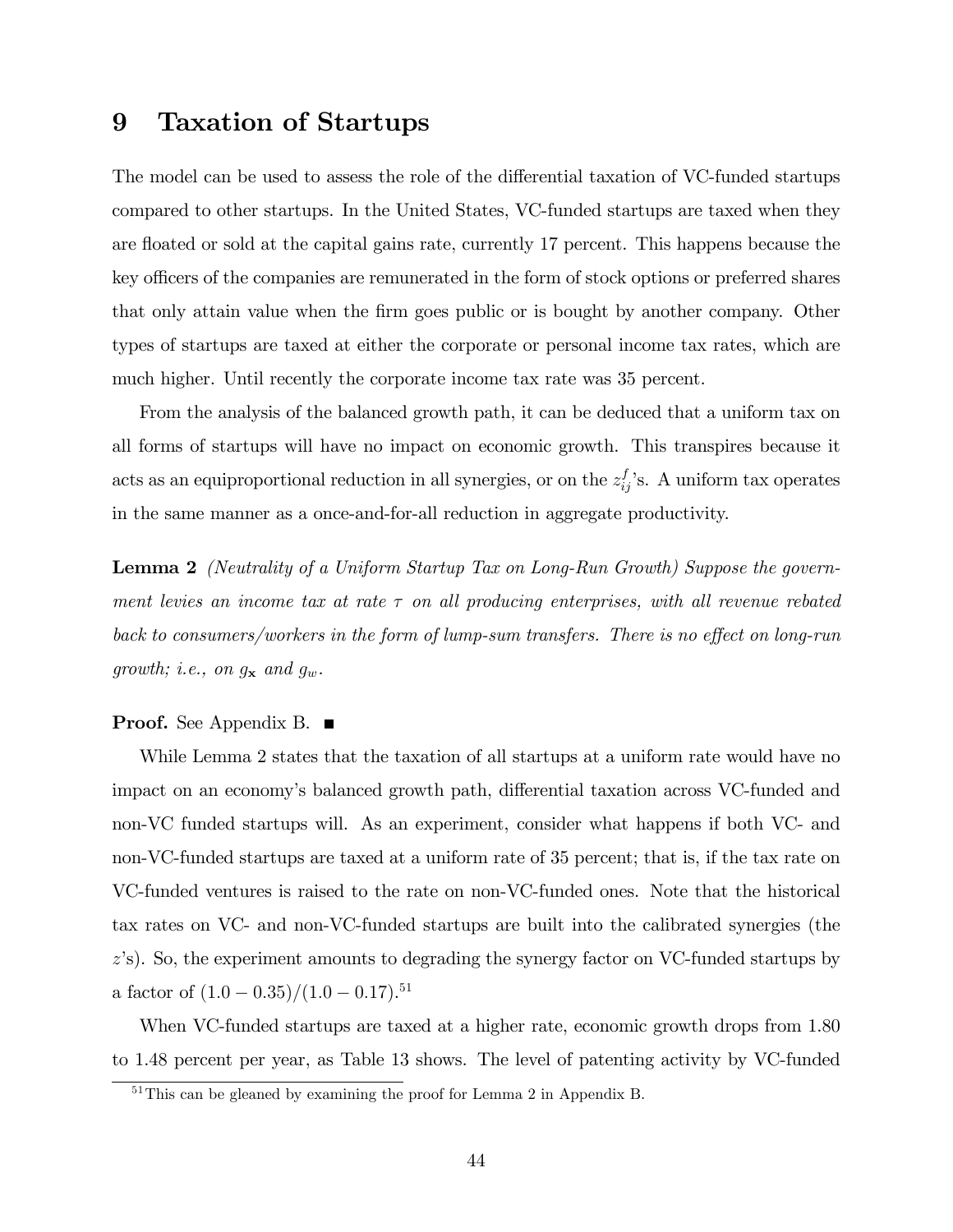# 9 Taxation of Startups

The model can be used to assess the role of the differential taxation of VC-funded startups compared to other startups. In the United States, VC-funded startups are taxed when they are floated or sold at the capital gains rate, currently 17 percent. This happens because the key officers of the companies are remunerated in the form of stock options or preferred shares that only attain value when the firm goes public or is bought by another company. Other types of startups are taxed at either the corporate or personal income tax rates, which are much higher. Until recently the corporate income tax rate was 35 percent.

From the analysis of the balanced growth path, it can be deduced that a uniform tax on all forms of startups will have no impact on economic growth. This transpires because it acts as an equiproportional reduction in all synergies, or on the $z_{ij}^{f}$'s. A uniform tax operates in the same manner as a once-and-for-all reduction in aggregate productivity.

**Lemma 2** *(Neutrality of a Uniform Startup Tax on Long-Run Growth) Suppose the government levies an income tax at rate $\tau$ on all producing enterprises, with all revenue rebated back to consumers/workers in the form of lump-sum transfers. There is no effect on long-run growth; i.e., on $g_{\mathbf{x}}$ and $g_w$.*

**Proof.** See Appendix B. ∎

While Lemma 2 states that the taxation of all startups at a uniform rate would have no impact on an economy's balanced growth path, differential taxation across VC-funded and non-VC funded startups will. As an experiment, consider what happens if both VC- and non-VC-funded startups are taxed at a uniform rate of 35 percent; that is, if the tax rate on VC-funded ventures is raised to the rate on non-VC-funded ones. Note that the historical tax rates on VC- and non-VC-funded startups are built into the calibrated synergies (the $z$'s). So, the experiment amounts to degrading the synergy factor on VC-funded startups by a factor of $(1.0 - 0.35)/(1.0 - 0.17)$.[51]

When VC-funded startups are taxed at a higher rate, economic growth drops from 1.80 to 1.48 percent per year, as Table 13 shows. The level of patenting activity by VC-funded

[51] This can be gleaned by examining the proof for Lemma 2 in Appendix B.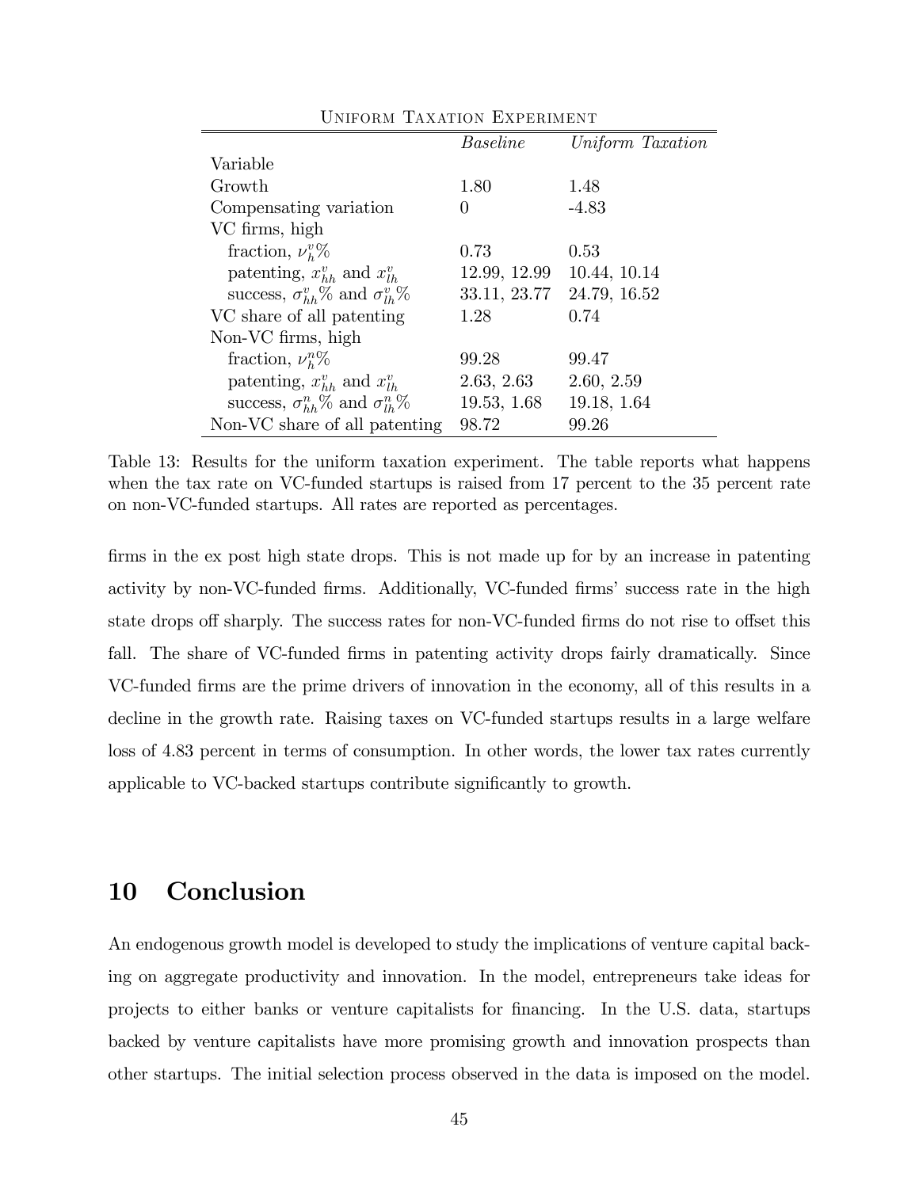Uniform Taxation Experiment

| | *Baseline* | *Uniform Taxation* |
|---|---|---|
| Variable | | |
| Growth | 1.80 | 1.48 |
| Compensating variation | 0 | -4.83 |
| VC firms, high | | |
| fraction, $\nu_h^v\%$ | 0.73 | 0.53 |
| patenting, $x_{hh}^v$ and $x_{lh}^v$ | 12.99, 12.99 | 10.44, 10.14 |
| success, $\sigma_{hh}^v\%$ and $\sigma_{lh}^v\%$ | 33.11, 23.77 | 24.79, 16.52 |
| VC share of all patenting | 1.28 | 0.74 |
| Non-VC firms, high | | |
| fraction, $\nu_h^n\%$ | 99.28 | 99.47 |
| patenting, $x_{hh}^v$ and $x_{lh}^v$ | 2.63, 2.63 | 2.60, 2.59 |
| success, $\sigma_{hh}^n\%$ and $\sigma_{lh}^n\%$ | 19.53, 1.68 | 19.18, 1.64 |
| Non-VC share of all patenting | 98.72 | 99.26 |

Table 13: Results for the uniform taxation experiment. The table reports what happens when the tax rate on VC-funded startups is raised from 17 percent to the 35 percent rate on non-VC-funded startups. All rates are reported as percentages.

firms in the ex post high state drops. This is not made up for by an increase in patenting activity by non-VC-funded firms. Additionally, VC-funded firms' success rate in the high state drops off sharply. The success rates for non-VC-funded firms do not rise to offset this fall. The share of VC-funded firms in patenting activity drops fairly dramatically. Since VC-funded firms are the prime drivers of innovation in the economy, all of this results in a decline in the growth rate. Raising taxes on VC-funded startups results in a large welfare loss of 4.83 percent in terms of consumption. In other words, the lower tax rates currently applicable to VC-backed startups contribute significantly to growth.

# 10 Conclusion

An endogenous growth model is developed to study the implications of venture capital backing on aggregate productivity and innovation. In the model, entrepreneurs take ideas for projects to either banks or venture capitalists for financing. In the U.S. data, startups backed by venture capitalists have more promising growth and innovation prospects than other startups. The initial selection process observed in the data is imposed on the model.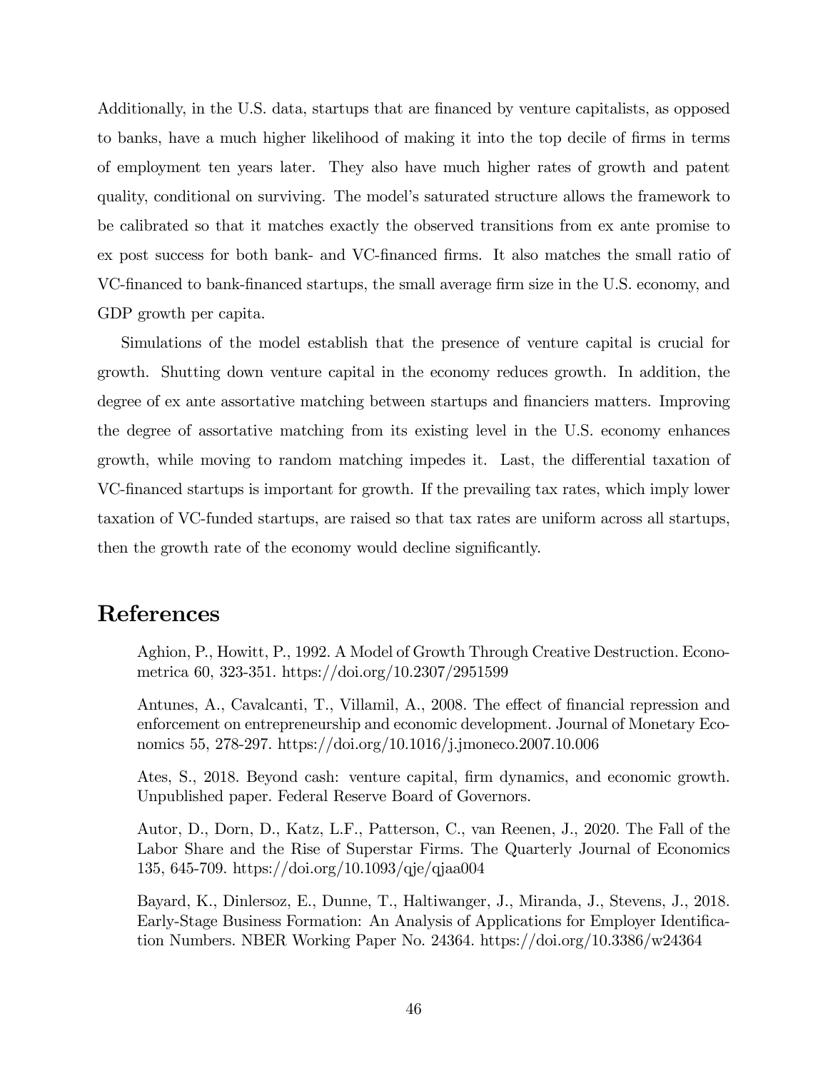Additionally, in the U.S. data, startups that are financed by venture capitalists, as opposed to banks, have a much higher likelihood of making it into the top decile of firms in terms of employment ten years later. They also have much higher rates of growth and patent quality, conditional on surviving. The model's saturated structure allows the framework to be calibrated so that it matches exactly the observed transitions from ex ante promise to ex post success for both bank- and VC-financed firms. It also matches the small ratio of VC-financed to bank-financed startups, the small average firm size in the U.S. economy, and GDP growth per capita.

Simulations of the model establish that the presence of venture capital is crucial for growth. Shutting down venture capital in the economy reduces growth. In addition, the degree of ex ante assortative matching between startups and financiers matters. Improving the degree of assortative matching from its existing level in the U.S. economy enhances growth, while moving to random matching impedes it. Last, the differential taxation of VC-financed startups is important for growth. If the prevailing tax rates, which imply lower taxation of VC-funded startups, are raised so that tax rates are uniform across all startups, then the growth rate of the economy would decline significantly.

# References

Aghion, P., Howitt, P., 1992. A Model of Growth Through Creative Destruction. Econometrica 60, 323-351. https://doi.org/10.2307/2951599

Antunes, A., Cavalcanti, T., Villamil, A., 2008. The effect of financial repression and enforcement on entrepreneurship and economic development. Journal of Monetary Economics 55, 278-297. https://doi.org/10.1016/j.jmoneco.2007.10.006

Ates, S., 2018. Beyond cash: venture capital, firm dynamics, and economic growth. Unpublished paper. Federal Reserve Board of Governors.

Autor, D., Dorn, D., Katz, L.F., Patterson, C., van Reenen, J., 2020. The Fall of the Labor Share and the Rise of Superstar Firms. The Quarterly Journal of Economics 135, 645-709. https://doi.org/10.1093/qje/qjaa004

Bayard, K., Dinlersoz, E., Dunne, T., Haltiwanger, J., Miranda, J., Stevens, J., 2018. Early-Stage Business Formation: An Analysis of Applications for Employer Identification Numbers. NBER Working Paper No. 24364. https://doi.org/10.3386/w24364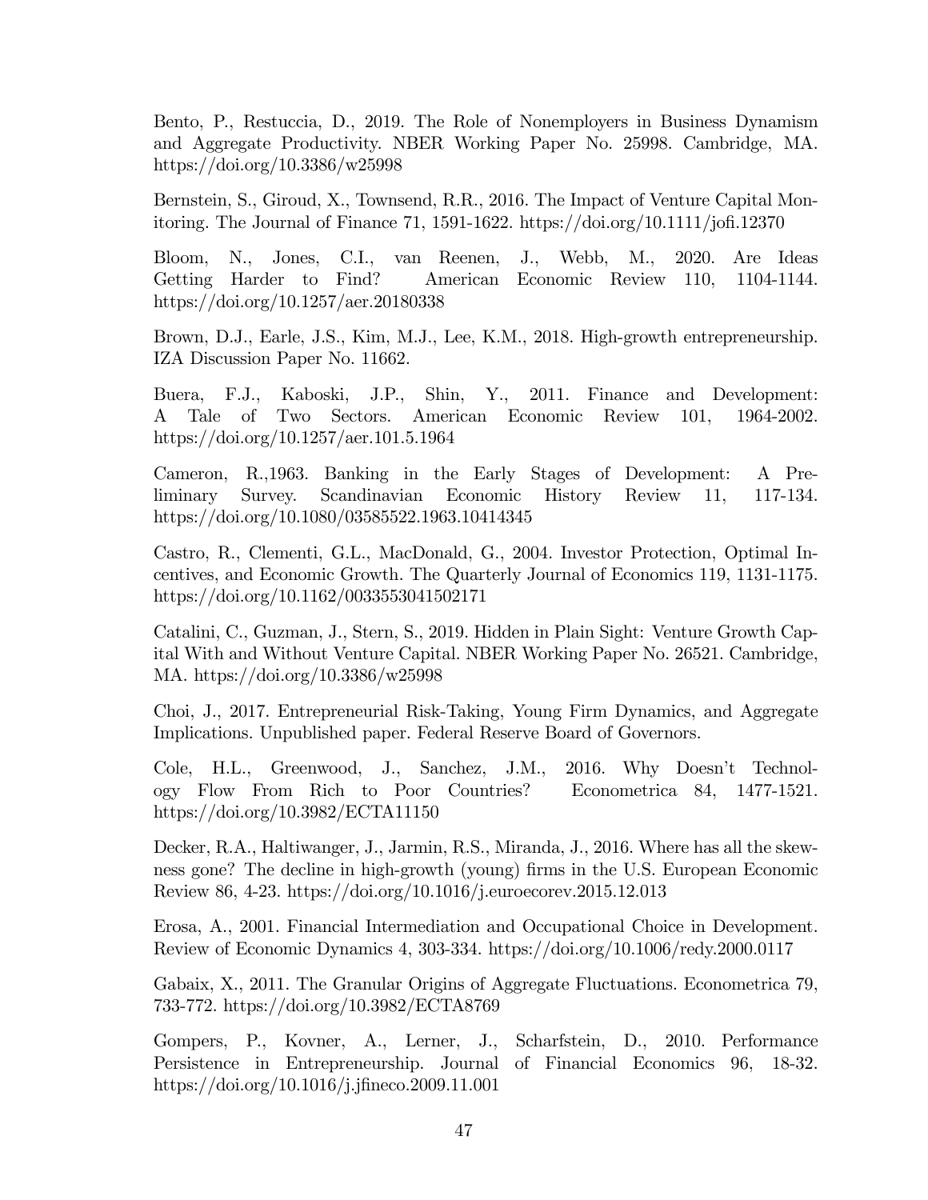Bento, P., Restuccia, D., 2019. The Role of Nonemployers in Business Dynamism and Aggregate Productivity. NBER Working Paper No. 25998. Cambridge, MA. https://doi.org/10.3386/w25998

Bernstein, S., Giroud, X., Townsend, R.R., 2016. The Impact of Venture Capital Monitoring. The Journal of Finance 71, 1591-1622. https://doi.org/10.1111/jofi.12370

Bloom, N., Jones, C.I., van Reenen, J., Webb, M., 2020. Are Ideas Getting Harder to Find? American Economic Review 110, 1104-1144. https://doi.org/10.1257/aer.20180338

Brown, D.J., Earle, J.S., Kim, M.J., Lee, K.M., 2018. High-growth entrepreneurship. IZA Discussion Paper No. 11662.

Buera, F.J., Kaboski, J.P., Shin, Y., 2011. Finance and Development: A Tale of Two Sectors. American Economic Review 101, 1964-2002. https://doi.org/10.1257/aer.101.5.1964

Cameron, R.,1963. Banking in the Early Stages of Development: A Preliminary Survey. Scandinavian Economic History Review 11, 117-134. https://doi.org/10.1080/03585522.1963.10414345

Castro, R., Clementi, G.L., MacDonald, G., 2004. Investor Protection, Optimal Incentives, and Economic Growth. The Quarterly Journal of Economics 119, 1131-1175. https://doi.org/10.1162/0033553041502171

Catalini, C., Guzman, J., Stern, S., 2019. Hidden in Plain Sight: Venture Growth Capital With and Without Venture Capital. NBER Working Paper No. 26521. Cambridge, MA. https://doi.org/10.3386/w25998

Choi, J., 2017. Entrepreneurial Risk-Taking, Young Firm Dynamics, and Aggregate Implications. Unpublished paper. Federal Reserve Board of Governors.

Cole, H.L., Greenwood, J., Sanchez, J.M., 2016. Why Doesn't Technology Flow From Rich to Poor Countries? Econometrica 84, 1477-1521. https://doi.org/10.3982/ECTA11150

Decker, R.A., Haltiwanger, J., Jarmin, R.S., Miranda, J., 2016. Where has all the skewness gone? The decline in high-growth (young) firms in the U.S. European Economic Review 86, 4-23. https://doi.org/10.1016/j.euroecorev.2015.12.013

Erosa, A., 2001. Financial Intermediation and Occupational Choice in Development. Review of Economic Dynamics 4, 303-334. https://doi.org/10.1006/redy.2000.0117

Gabaix, X., 2011. The Granular Origins of Aggregate Fluctuations. Econometrica 79, 733-772. https://doi.org/10.3982/ECTA8769

Gompers, P., Kovner, A., Lerner, J., Scharfstein, D., 2010. Performance Persistence in Entrepreneurship. Journal of Financial Economics 96, 18-32. https://doi.org/10.1016/j.jfineco.2009.11.001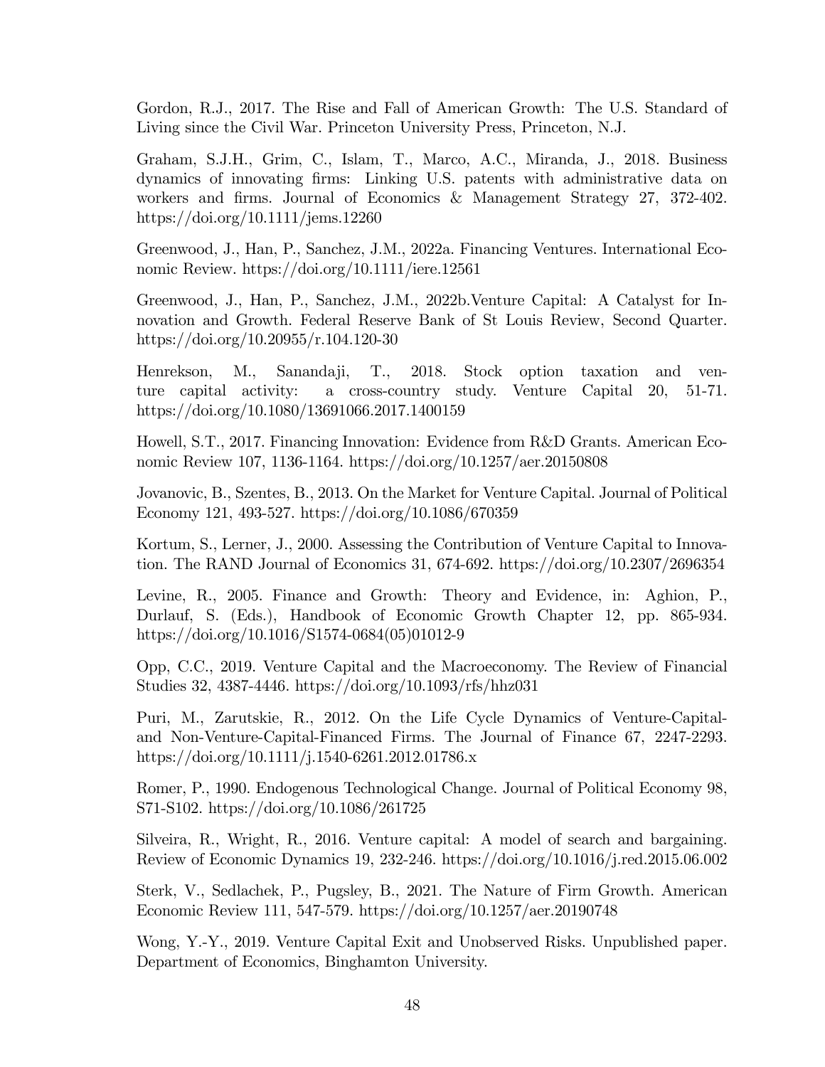Gordon, R.J., 2017. The Rise and Fall of American Growth: The U.S. Standard of Living since the Civil War. Princeton University Press, Princeton, N.J.

Graham, S.J.H., Grim, C., Islam, T., Marco, A.C., Miranda, J., 2018. Business dynamics of innovating firms: Linking U.S. patents with administrative data on workers and firms. Journal of Economics & Management Strategy 27, 372-402. https://doi.org/10.1111/jems.12260

Greenwood, J., Han, P., Sanchez, J.M., 2022a. Financing Ventures. International Economic Review. https://doi.org/10.1111/iere.12561

Greenwood, J., Han, P., Sanchez, J.M., 2022b.Venture Capital: A Catalyst for Innovation and Growth. Federal Reserve Bank of St Louis Review, Second Quarter. https://doi.org/10.20955/r.104.120-30

Henrekson, M., Sanandaji, T., 2018. Stock option taxation and venture capital activity: a cross-country study. Venture Capital 20, 51-71. https://doi.org/10.1080/13691066.2017.1400159

Howell, S.T., 2017. Financing Innovation: Evidence from R&D Grants. American Economic Review 107, 1136-1164. https://doi.org/10.1257/aer.20150808

Jovanovic, B., Szentes, B., 2013. On the Market for Venture Capital. Journal of Political Economy 121, 493-527. https://doi.org/10.1086/670359

Kortum, S., Lerner, J., 2000. Assessing the Contribution of Venture Capital to Innovation. The RAND Journal of Economics 31, 674-692. https://doi.org/10.2307/2696354

Levine, R., 2005. Finance and Growth: Theory and Evidence, in: Aghion, P., Durlauf, S. (Eds.), Handbook of Economic Growth Chapter 12, pp. 865-934. https://doi.org/10.1016/S1574-0684(05)01012-9

Opp, C.C., 2019. Venture Capital and the Macroeconomy. The Review of Financial Studies 32, 4387-4446. https://doi.org/10.1093/rfs/hhz031

Puri, M., Zarutskie, R., 2012. On the Life Cycle Dynamics of Venture-Capital- and Non-Venture-Capital-Financed Firms. The Journal of Finance 67, 2247-2293. https://doi.org/10.1111/j.1540-6261.2012.01786.x

Romer, P., 1990. Endogenous Technological Change. Journal of Political Economy 98, S71-S102. https://doi.org/10.1086/261725

Silveira, R., Wright, R., 2016. Venture capital: A model of search and bargaining. Review of Economic Dynamics 19, 232-246. https://doi.org/10.1016/j.red.2015.06.002

Sterk, V., Sedlachek, P., Pugsley, B., 2021. The Nature of Firm Growth. American Economic Review 111, 547-579. https://doi.org/10.1257/aer.20190748

Wong, Y.-Y., 2019. Venture Capital Exit and Unobserved Risks. Unpublished paper. Department of Economics, Binghamton University.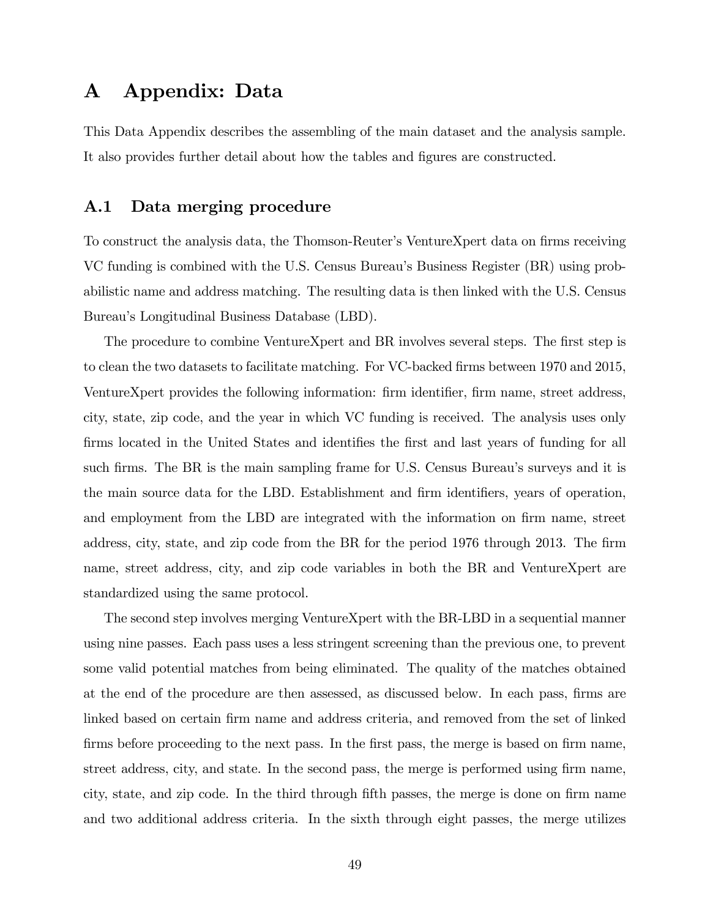# A Appendix: Data

This Data Appendix describes the assembling of the main dataset and the analysis sample. It also provides further detail about how the tables and figures are constructed.

## A.1 Data merging procedure

To construct the analysis data, the Thomson-Reuter's VentureXpert data on firms receiving VC funding is combined with the U.S. Census Bureau's Business Register (BR) using probabilistic name and address matching. The resulting data is then linked with the U.S. Census Bureau's Longitudinal Business Database (LBD).

The procedure to combine VentureXpert and BR involves several steps. The first step is to clean the two datasets to facilitate matching. For VC-backed firms between 1970 and 2015, VentureXpert provides the following information: firm identifier, firm name, street address, city, state, zip code, and the year in which VC funding is received. The analysis uses only firms located in the United States and identifies the first and last years of funding for all such firms. The BR is the main sampling frame for U.S. Census Bureau's surveys and it is the main source data for the LBD. Establishment and firm identifiers, years of operation, and employment from the LBD are integrated with the information on firm name, street address, city, state, and zip code from the BR for the period 1976 through 2013. The firm name, street address, city, and zip code variables in both the BR and VentureXpert are standardized using the same protocol.

The second step involves merging VentureXpert with the BR-LBD in a sequential manner using nine passes. Each pass uses a less stringent screening than the previous one, to prevent some valid potential matches from being eliminated. The quality of the matches obtained at the end of the procedure are then assessed, as discussed below. In each pass, firms are linked based on certain firm name and address criteria, and removed from the set of linked firms before proceeding to the next pass. In the first pass, the merge is based on firm name, street address, city, and state. In the second pass, the merge is performed using firm name, city, state, and zip code. In the third through fifth passes, the merge is done on firm name and two additional address criteria. In the sixth through eight passes, the merge utilizes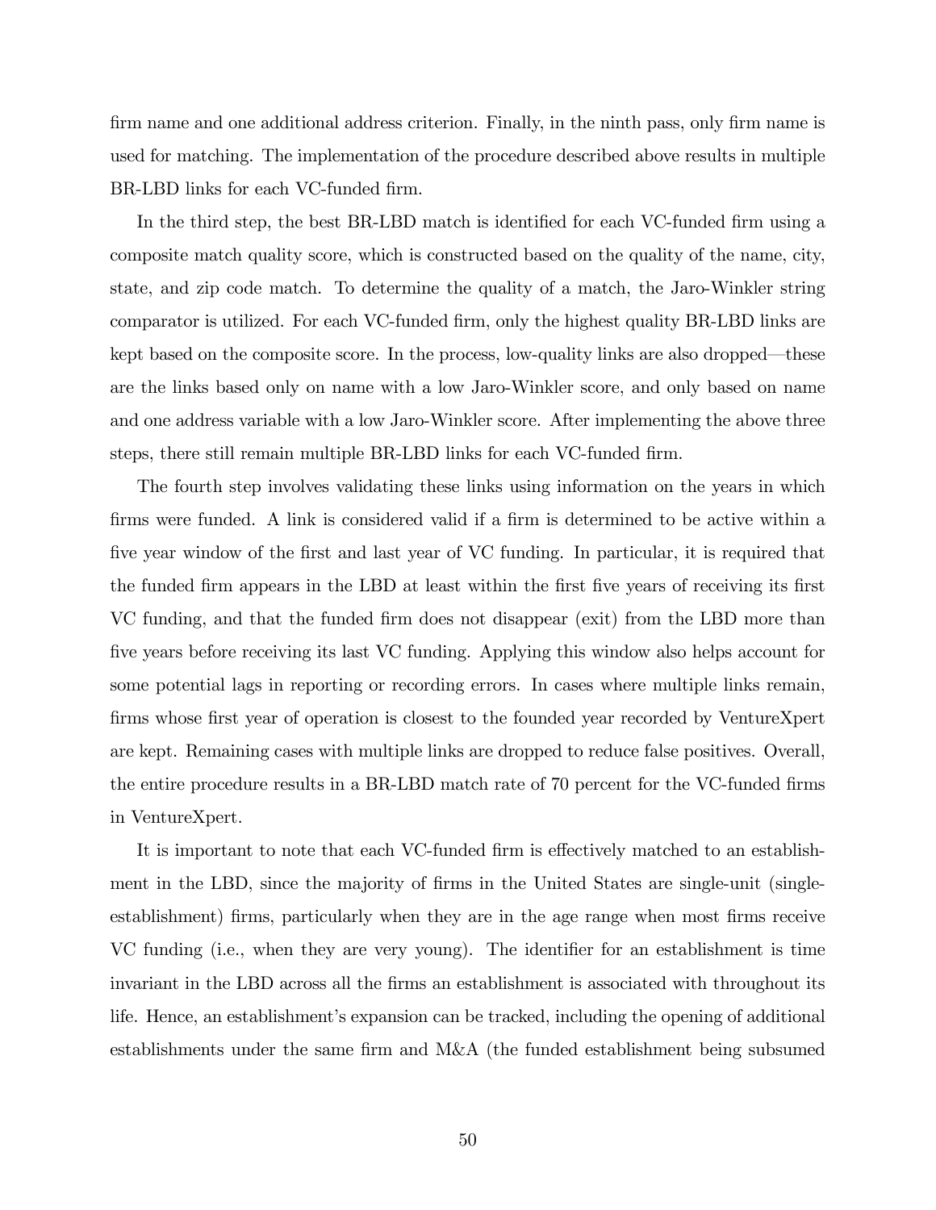firm name and one additional address criterion. Finally, in the ninth pass, only firm name is used for matching. The implementation of the procedure described above results in multiple BR-LBD links for each VC-funded firm.

In the third step, the best BR-LBD match is identified for each VC-funded firm using a composite match quality score, which is constructed based on the quality of the name, city, state, and zip code match. To determine the quality of a match, the Jaro-Winkler string comparator is utilized. For each VC-funded firm, only the highest quality BR-LBD links are kept based on the composite score. In the process, low-quality links are also dropped—these are the links based only on name with a low Jaro-Winkler score, and only based on name and one address variable with a low Jaro-Winkler score. After implementing the above three steps, there still remain multiple BR-LBD links for each VC-funded firm.

The fourth step involves validating these links using information on the years in which firms were funded. A link is considered valid if a firm is determined to be active within a five year window of the first and last year of VC funding. In particular, it is required that the funded firm appears in the LBD at least within the first five years of receiving its first VC funding, and that the funded firm does not disappear (exit) from the LBD more than five years before receiving its last VC funding. Applying this window also helps account for some potential lags in reporting or recording errors. In cases where multiple links remain, firms whose first year of operation is closest to the founded year recorded by VentureXpert are kept. Remaining cases with multiple links are dropped to reduce false positives. Overall, the entire procedure results in a BR-LBD match rate of 70 percent for the VC-funded firms in VentureXpert.

It is important to note that each VC-funded firm is effectively matched to an establishment in the LBD, since the majority of firms in the United States are single-unit (single-establishment) firms, particularly when they are in the age range when most firms receive VC funding (i.e., when they are very young). The identifier for an establishment is time invariant in the LBD across all the firms an establishment is associated with throughout its life. Hence, an establishment's expansion can be tracked, including the opening of additional establishments under the same firm and M&A (the funded establishment being subsumed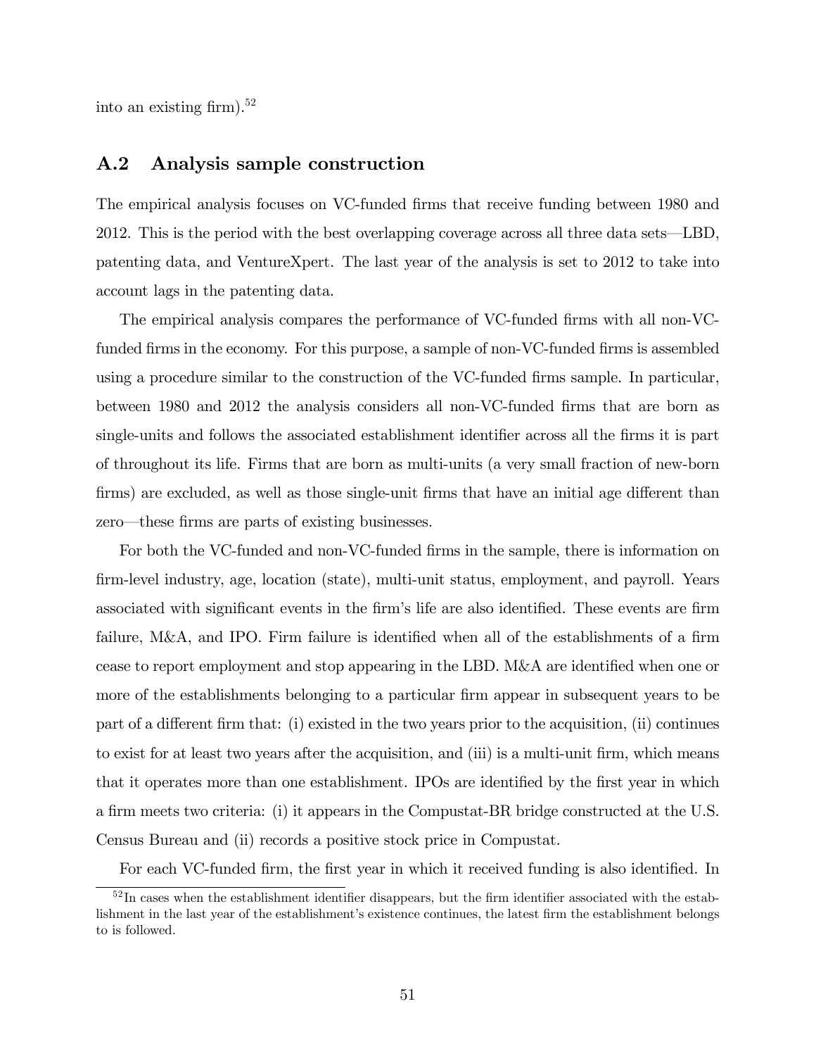into an existing firm).[52]

## A.2 Analysis sample construction

The empirical analysis focuses on VC-funded firms that receive funding between 1980 and 2012. This is the period with the best overlapping coverage across all three data sets—LBD, patenting data, and VentureXpert. The last year of the analysis is set to 2012 to take into account lags in the patenting data.

The empirical analysis compares the performance of VC-funded firms with all non-VC-funded firms in the economy. For this purpose, a sample of non-VC-funded firms is assembled using a procedure similar to the construction of the VC-funded firms sample. In particular, between 1980 and 2012 the analysis considers all non-VC-funded firms that are born as single-units and follows the associated establishment identifier across all the firms it is part of throughout its life. Firms that are born as multi-units (a very small fraction of new-born firms) are excluded, as well as those single-unit firms that have an initial age different than zero—these firms are parts of existing businesses.

For both the VC-funded and non-VC-funded firms in the sample, there is information on firm-level industry, age, location (state), multi-unit status, employment, and payroll. Years associated with significant events in the firm's life are also identified. These events are firm failure, M&A, and IPO. Firm failure is identified when all of the establishments of a firm cease to report employment and stop appearing in the LBD. M&A are identified when one or more of the establishments belonging to a particular firm appear in subsequent years to be part of a different firm that: (i) existed in the two years prior to the acquisition, (ii) continues to exist for at least two years after the acquisition, and (iii) is a multi-unit firm, which means that it operates more than one establishment. IPOs are identified by the first year in which a firm meets two criteria: (i) it appears in the Compustat-BR bridge constructed at the U.S. Census Bureau and (ii) records a positive stock price in Compustat.

For each VC-funded firm, the first year in which it received funding is also identified. In

[52] In cases when the establishment identifier disappears, but the firm identifier associated with the establishment in the last year of the establishment's existence continues, the latest firm the establishment belongs to is followed.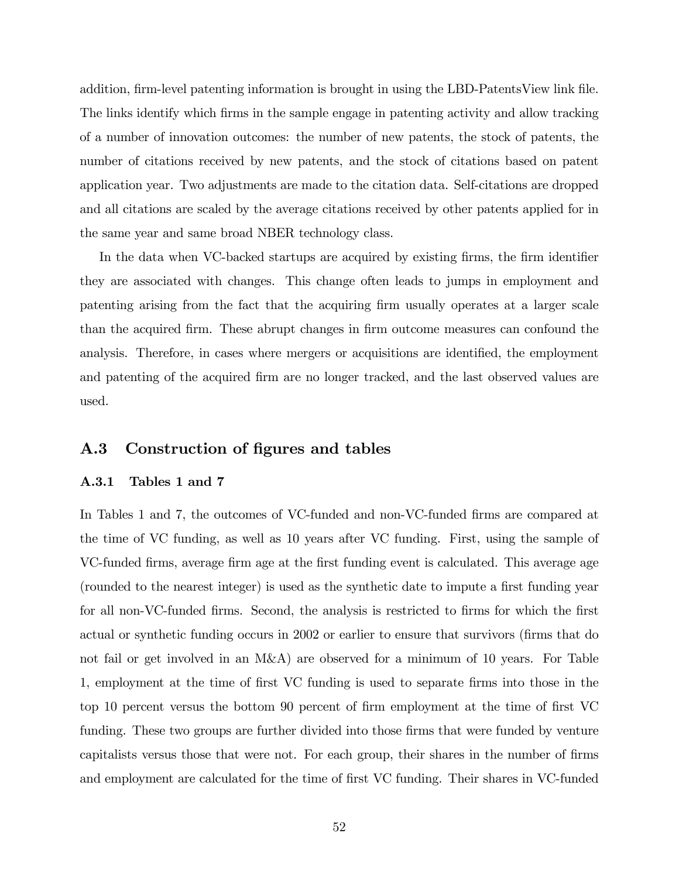addition, firm-level patenting information is brought in using the LBD-PatentsView link file. The links identify which firms in the sample engage in patenting activity and allow tracking of a number of innovation outcomes: the number of new patents, the stock of patents, the number of citations received by new patents, and the stock of citations based on patent application year. Two adjustments are made to the citation data. Self-citations are dropped and all citations are scaled by the average citations received by other patents applied for in the same year and same broad NBER technology class.

In the data when VC-backed startups are acquired by existing firms, the firm identifier they are associated with changes. This change often leads to jumps in employment and patenting arising from the fact that the acquiring firm usually operates at a larger scale than the acquired firm. These abrupt changes in firm outcome measures can confound the analysis. Therefore, in cases where mergers or acquisitions are identified, the employment and patenting of the acquired firm are no longer tracked, and the last observed values are used.

## A.3 Construction of figures and tables

### A.3.1 Tables 1 and 7

In Tables 1 and 7, the outcomes of VC-funded and non-VC-funded firms are compared at the time of VC funding, as well as 10 years after VC funding. First, using the sample of VC-funded firms, average firm age at the first funding event is calculated. This average age (rounded to the nearest integer) is used as the synthetic date to impute a first funding year for all non-VC-funded firms. Second, the analysis is restricted to firms for which the first actual or synthetic funding occurs in 2002 or earlier to ensure that survivors (firms that do not fail or get involved in an M&A) are observed for a minimum of 10 years. For Table 1, employment at the time of first VC funding is used to separate firms into those in the top 10 percent versus the bottom 90 percent of firm employment at the time of first VC funding. These two groups are further divided into those firms that were funded by venture capitalists versus those that were not. For each group, their shares in the number of firms and employment are calculated for the time of first VC funding. Their shares in VC-funded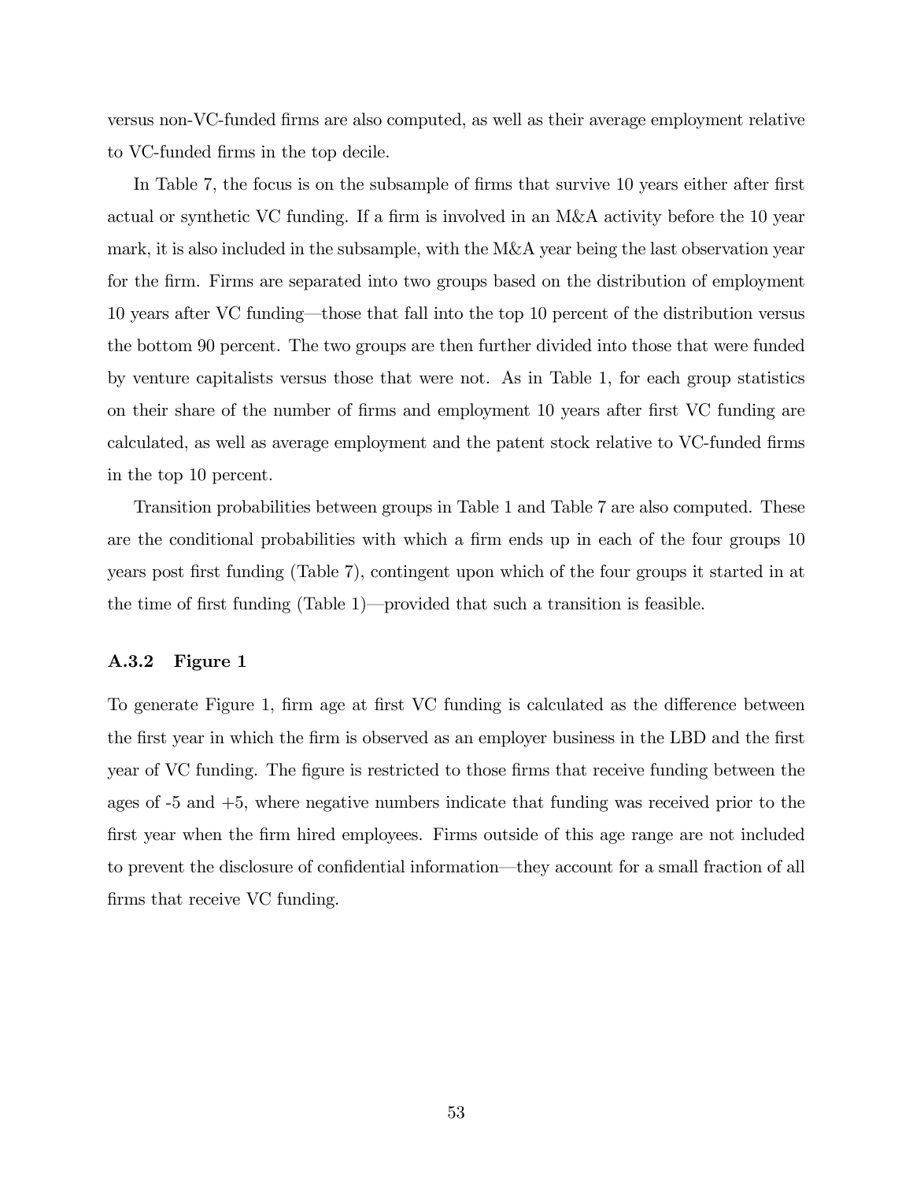versus non-VC-funded firms are also computed, as well as their average employment relative to VC-funded firms in the top decile.

In Table 7, the focus is on the subsample of firms that survive 10 years either after first actual or synthetic VC funding. If a firm is involved in an M&A activity before the 10 year mark, it is also included in the subsample, with the M&A year being the last observation year for the firm. Firms are separated into two groups based on the distribution of employment 10 years after VC funding—those that fall into the top 10 percent of the distribution versus the bottom 90 percent. The two groups are then further divided into those that were funded by venture capitalists versus those that were not. As in Table 1, for each group statistics on their share of the number of firms and employment 10 years after first VC funding are calculated, as well as average employment and the patent stock relative to VC-funded firms in the top 10 percent.

Transition probabilities between groups in Table 1 and Table 7 are also computed. These are the conditional probabilities with which a firm ends up in each of the four groups 10 years post first funding (Table 7), contingent upon which of the four groups it started in at the time of first funding (Table 1)—provided that such a transition is feasible.

### A.3.2 Figure 1

To generate Figure 1, firm age at first VC funding is calculated as the difference between the first year in which the firm is observed as an employer business in the LBD and the first year of VC funding. The figure is restricted to those firms that receive funding between the ages of -5 and +5, where negative numbers indicate that funding was received prior to the first year when the firm hired employees. Firms outside of this age range are not included to prevent the disclosure of confidential information—they account for a small fraction of all firms that receive VC funding.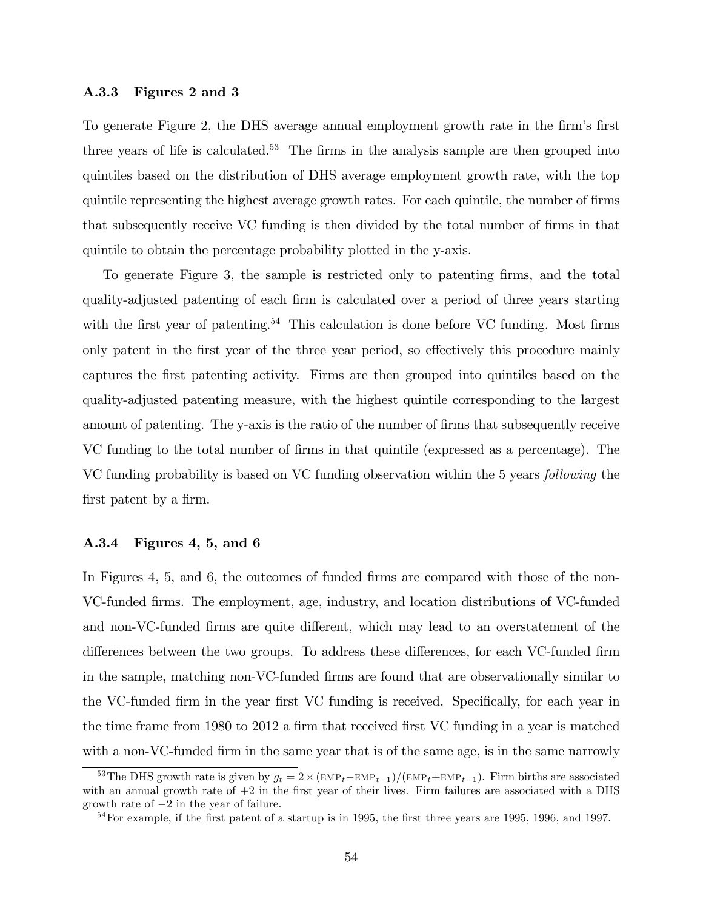### A.3.3 Figures 2 and 3

To generate Figure 2, the DHS average annual employment growth rate in the firm's first three years of life is calculated.[53] The firms in the analysis sample are then grouped into quintiles based on the distribution of DHS average employment growth rate, with the top quintile representing the highest average growth rates. For each quintile, the number of firms that subsequently receive VC funding is then divided by the total number of firms in that quintile to obtain the percentage probability plotted in the y-axis.

To generate Figure 3, the sample is restricted only to patenting firms, and the total quality-adjusted patenting of each firm is calculated over a period of three years starting with the first year of patenting.[54] This calculation is done before VC funding. Most firms only patent in the first year of the three year period, so effectively this procedure mainly captures the first patenting activity. Firms are then grouped into quintiles based on the quality-adjusted patenting measure, with the highest quintile corresponding to the largest amount of patenting. The y-axis is the ratio of the number of firms that subsequently receive VC funding to the total number of firms in that quintile (expressed as a percentage). The VC funding probability is based on VC funding observation within the 5 years *following* the first patent by a firm.

### A.3.4 Figures 4, 5, and 6

In Figures 4, 5, and 6, the outcomes of funded firms are compared with those of the non-VC-funded firms. The employment, age, industry, and location distributions of VC-funded and non-VC-funded firms are quite different, which may lead to an overstatement of the differences between the two groups. To address these differences, for each VC-funded firm in the sample, matching non-VC-funded firms are found that are observationally similar to the VC-funded firm in the year first VC funding is received. Specifically, for each year in the time frame from 1980 to 2012 a firm that received first VC funding in a year is matched with a non-VC-funded firm in the same year that is of the same age, is in the same narrowly

---

[53] The DHS growth rate is given by $g_t = 2 \times (\text{EMP}_t - \text{EMP}_{t-1})/(\text{EMP}_t + \text{EMP}_{t-1})$. Firm births are associated with an annual growth rate of $+2$ in the first year of their lives. Firm failures are associated with a DHS growth rate of $-2$ in the year of failure.

[54] For example, if the first patent of a startup is in 1995, the first three years are 1995, 1996, and 1997.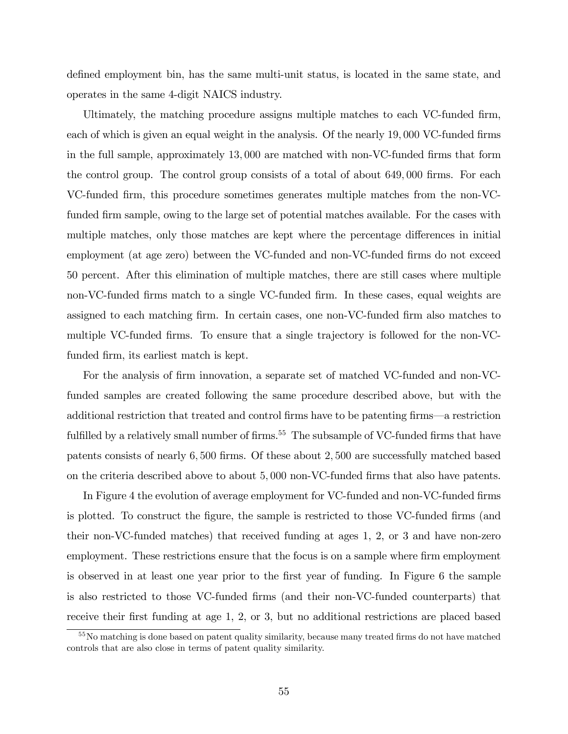defined employment bin, has the same multi-unit status, is located in the same state, and operates in the same 4-digit NAICS industry.

Ultimately, the matching procedure assigns multiple matches to each VC-funded firm, each of which is given an equal weight in the analysis. Of the nearly 19,000 VC-funded firms in the full sample, approximately 13,000 are matched with non-VC-funded firms that form the control group. The control group consists of a total of about 649,000 firms. For each VC-funded firm, this procedure sometimes generates multiple matches from the non-VC-funded firm sample, owing to the large set of potential matches available. For the cases with multiple matches, only those matches are kept where the percentage differences in initial employment (at age zero) between the VC-funded and non-VC-funded firms do not exceed 50 percent. After this elimination of multiple matches, there are still cases where multiple non-VC-funded firms match to a single VC-funded firm. In these cases, equal weights are assigned to each matching firm. In certain cases, one non-VC-funded firm also matches to multiple VC-funded firms. To ensure that a single trajectory is followed for the non-VC-funded firm, its earliest match is kept.

For the analysis of firm innovation, a separate set of matched VC-funded and non-VC-funded samples are created following the same procedure described above, but with the additional restriction that treated and control firms have to be patenting firms—a restriction fulfilled by a relatively small number of firms.[55] The subsample of VC-funded firms that have patents consists of nearly 6,500 firms. Of these about 2,500 are successfully matched based on the criteria described above to about 5,000 non-VC-funded firms that also have patents.

In Figure 4 the evolution of average employment for VC-funded and non-VC-funded firms is plotted. To construct the figure, the sample is restricted to those VC-funded firms (and their non-VC-funded matches) that received funding at ages 1, 2, or 3 and have non-zero employment. These restrictions ensure that the focus is on a sample where firm employment is observed in at least one year prior to the first year of funding. In Figure 6 the sample is also restricted to those VC-funded firms (and their non-VC-funded counterparts) that receive their first funding at age 1, 2, or 3, but no additional restrictions are placed based

[55] No matching is done based on patent quality similarity, because many treated firms do not have matched controls that are also close in terms of patent quality similarity.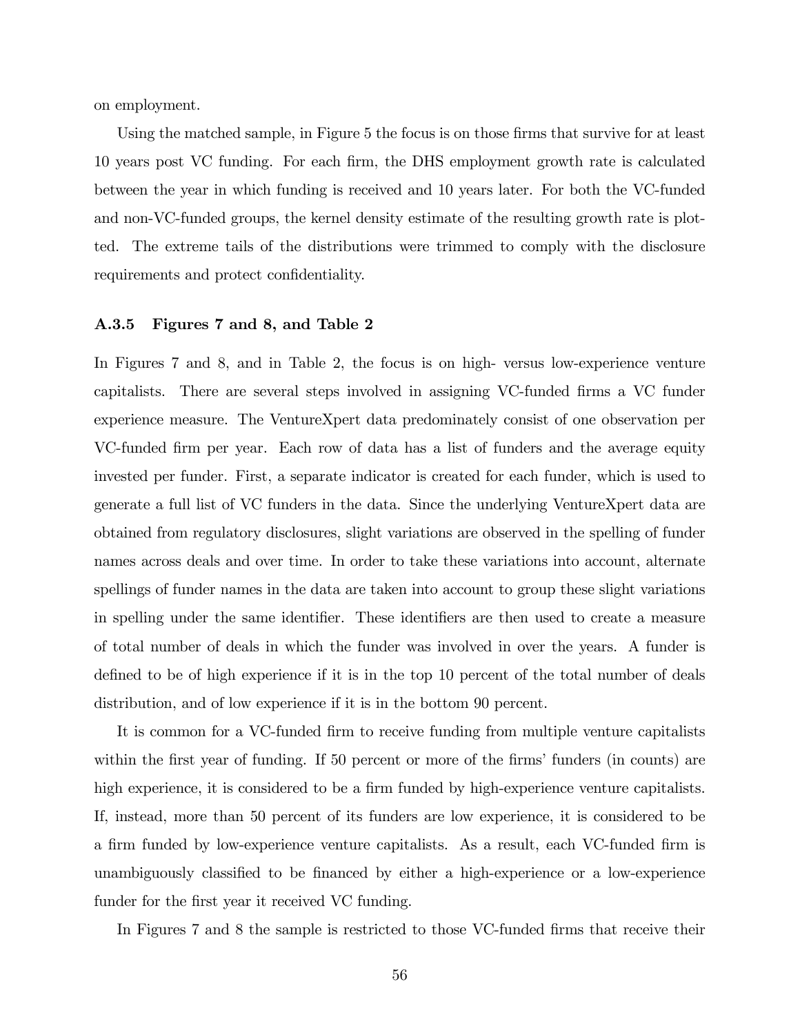on employment.

Using the matched sample, in Figure 5 the focus is on those firms that survive for at least 10 years post VC funding. For each firm, the DHS employment growth rate is calculated between the year in which funding is received and 10 years later. For both the VC-funded and non-VC-funded groups, the kernel density estimate of the resulting growth rate is plotted. The extreme tails of the distributions were trimmed to comply with the disclosure requirements and protect confidentiality.

### A.3.5 Figures 7 and 8, and Table 2

In Figures 7 and 8, and in Table 2, the focus is on high- versus low-experience venture capitalists. There are several steps involved in assigning VC-funded firms a VC funder experience measure. The VentureXpert data predominately consist of one observation per VC-funded firm per year. Each row of data has a list of funders and the average equity invested per funder. First, a separate indicator is created for each funder, which is used to generate a full list of VC funders in the data. Since the underlying VentureXpert data are obtained from regulatory disclosures, slight variations are observed in the spelling of funder names across deals and over time. In order to take these variations into account, alternate spellings of funder names in the data are taken into account to group these slight variations in spelling under the same identifier. These identifiers are then used to create a measure of total number of deals in which the funder was involved in over the years. A funder is defined to be of high experience if it is in the top 10 percent of the total number of deals distribution, and of low experience if it is in the bottom 90 percent.

It is common for a VC-funded firm to receive funding from multiple venture capitalists within the first year of funding. If 50 percent or more of the firms' funders (in counts) are high experience, it is considered to be a firm funded by high-experience venture capitalists. If, instead, more than 50 percent of its funders are low experience, it is considered to be a firm funded by low-experience venture capitalists. As a result, each VC-funded firm is unambiguously classified to be financed by either a high-experience or a low-experience funder for the first year it received VC funding.

In Figures 7 and 8 the sample is restricted to those VC-funded firms that receive their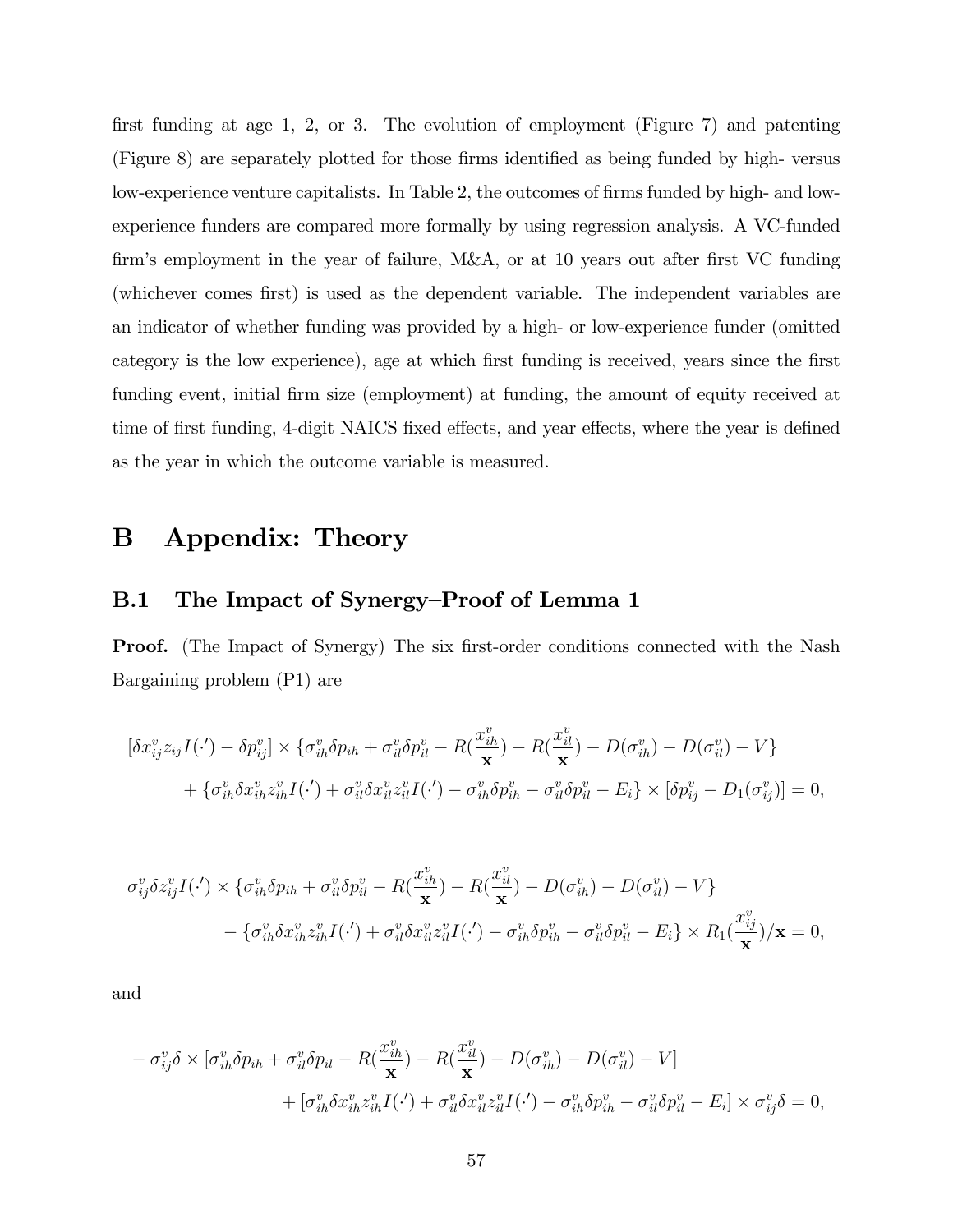first funding at age 1, 2, or 3. The evolution of employment (Figure 7) and patenting (Figure 8) are separately plotted for those firms identified as being funded by high- versus low-experience venture capitalists. In Table 2, the outcomes of firms funded by high- and low-experience funders are compared more formally by using regression analysis. A VC-funded firm's employment in the year of failure, M&A, or at 10 years out after first VC funding (whichever comes first) is used as the dependent variable. The independent variables are an indicator of whether funding was provided by a high- or low-experience funder (omitted category is the low experience), age at which first funding is received, years since the first funding event, initial firm size (employment) at funding, the amount of equity received at time of first funding, 4-digit NAICS fixed effects, and year effects, where the year is defined as the year in which the outcome variable is measured.

# B Appendix: Theory

## B.1 The Impact of Synergy–Proof of Lemma 1

**Proof.** (The Impact of Synergy) The six first-order conditions connected with the Nash Bargaining problem (P1) are

$$
\begin{aligned}
&[\delta x_{ij}^v z_{ij} I(\cdot') - \delta p_{ij}^v] \times \{\sigma_{ih}^v \delta p_{ih} + \sigma_{il}^v \delta p_{il}^v - R(\frac{x_{ih}^v}{\mathbf{x}}) - R(\frac{x_{il}^v}{\mathbf{x}}) - D(\sigma_{ih}^v) - D(\sigma_{il}^v) - V\} \\
&\quad + \{\sigma_{ih}^v \delta x_{ih}^v z_{ih}^v I(\cdot') + \sigma_{il}^v \delta x_{il}^v z_{il}^v I(\cdot') - \sigma_{ih}^v \delta p_{ih}^v - \sigma_{il}^v \delta p_{il}^v - E_i\} \times [\delta p_{ij}^v - D_1(\sigma_{ij}^v)] = 0,
\end{aligned}
$$

$$
\begin{aligned}
&\sigma_{ij}^v \delta z_{ij}^v I(\cdot') \times \{\sigma_{ih}^v \delta p_{ih} + \sigma_{il}^v \delta p_{il}^v - R(\frac{x_{ih}^v}{\mathbf{x}}) - R(\frac{x_{il}^v}{\mathbf{x}}) - D(\sigma_{ih}^v) - D(\sigma_{il}^v) - V\} \\
&\quad - \{\sigma_{ih}^v \delta x_{ih}^v z_{ih}^v I(\cdot') + \sigma_{il}^v \delta x_{il}^v z_{il}^v I(\cdot') - \sigma_{ih}^v \delta p_{ih}^v - \sigma_{il}^v \delta p_{il}^v - E_i\} \times R_1(\frac{x_{ij}^v}{\mathbf{x}})/\mathbf{x} = 0,
\end{aligned}
$$

and

$$
\begin{aligned}
&-\sigma_{ij}^v \delta \times [\sigma_{ih}^v \delta p_{ih} + \sigma_{il}^v \delta p_{il} - R(\frac{x_{ih}^v}{\mathbf{x}}) - R(\frac{x_{il}^v}{\mathbf{x}}) - D(\sigma_{ih}^v) - D(\sigma_{il}^v) - V] \\
&\quad + [\sigma_{ih}^v \delta x_{ih}^v z_{ih}^v I(\cdot') + \sigma_{il}^v \delta x_{il}^v z_{il}^v I(\cdot') - \sigma_{ih}^v \delta p_{ih}^v - \sigma_{il}^v \delta p_{il}^v - E_i] \times \sigma_{ij}^v \delta = 0,
\end{aligned}
$$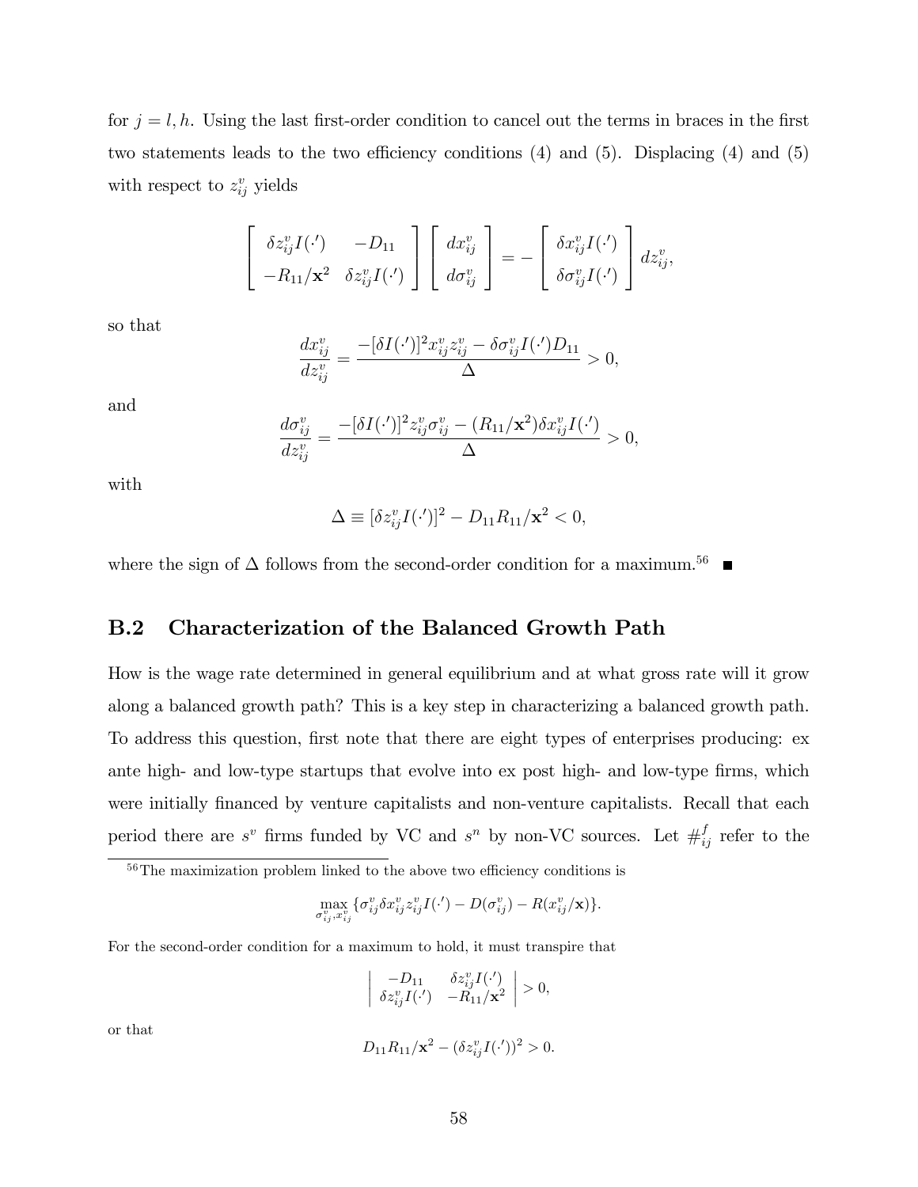for $j = l, h$. Using the last first-order condition to cancel out the terms in braces in the first two statements leads to the two efficiency conditions (4) and (5). Displacing (4) and (5) with respect to $z_{ij}^v$ yields

$$\begin{bmatrix} \delta z_{ij}^v I(\cdot') & -D_{11} \\ -R_{11}/\mathbf{x}^2 & \delta z_{ij}^v I(\cdot') \end{bmatrix} \begin{bmatrix} dx_{ij}^v \\ d\sigma_{ij}^v \end{bmatrix} = - \begin{bmatrix} \delta x_{ij}^v I(\cdot') \\ \delta \sigma_{ij}^v I(\cdot') \end{bmatrix} dz_{ij}^v,$$

so that

$$\frac{dx_{ij}^v}{dz_{ij}^v} = \frac{-[\delta I(\cdot')]^2 x_{ij}^v z_{ij}^v - \delta \sigma_{ij}^v I(\cdot') D_{11}}{\Delta} > 0,$$

and

$$\frac{d\sigma_{ij}^v}{dz_{ij}^v} = \frac{-[\delta I(\cdot')]^2 z_{ij}^v \sigma_{ij}^v - (R_{11}/\mathbf{x}^2)\delta x_{ij}^v I(\cdot')}{\Delta} > 0,$$

with

$$\Delta \equiv [\delta z_{ij}^v I(\cdot')]^2 - D_{11} R_{11}/\mathbf{x}^2 < 0,$$

where the sign of $\Delta$ follows from the second-order condition for a maximum.[56] ■

## B.2 Characterization of the Balanced Growth Path

How is the wage rate determined in general equilibrium and at what gross rate will it grow along a balanced growth path? This is a key step in characterizing a balanced growth path. To address this question, first note that there are eight types of enterprises producing: ex ante high- and low-type startups that evolve into ex post high- and low-type firms, which were initially financed by venture capitalists and non-venture capitalists. Recall that each period there are $s^v$ firms funded by VC and $s^n$ by non-VC sources. Let $\#_{ij}^f$ refer to the

---

[56] The maximization problem linked to the above two efficiency conditions is

$$\max_{\sigma_{ij}^v, x_{ij}^v} \{\sigma_{ij}^v \delta x_{ij}^v z_{ij}^v I(\cdot') - D(\sigma_{ij}^v) - R(x_{ij}^v/\mathbf{x})\}.$$

For the second-order condition for a maximum to hold, it must transpire that

$$\begin{vmatrix} -D_{11} & \delta z_{ij}^v I(\cdot') \\ \delta z_{ij}^v I(\cdot') & -R_{11}/\mathbf{x}^2 \end{vmatrix} > 0,$$

or that

$$D_{11} R_{11}/\mathbf{x}^2 - (\delta z_{ij}^v I(\cdot'))^2 > 0.$$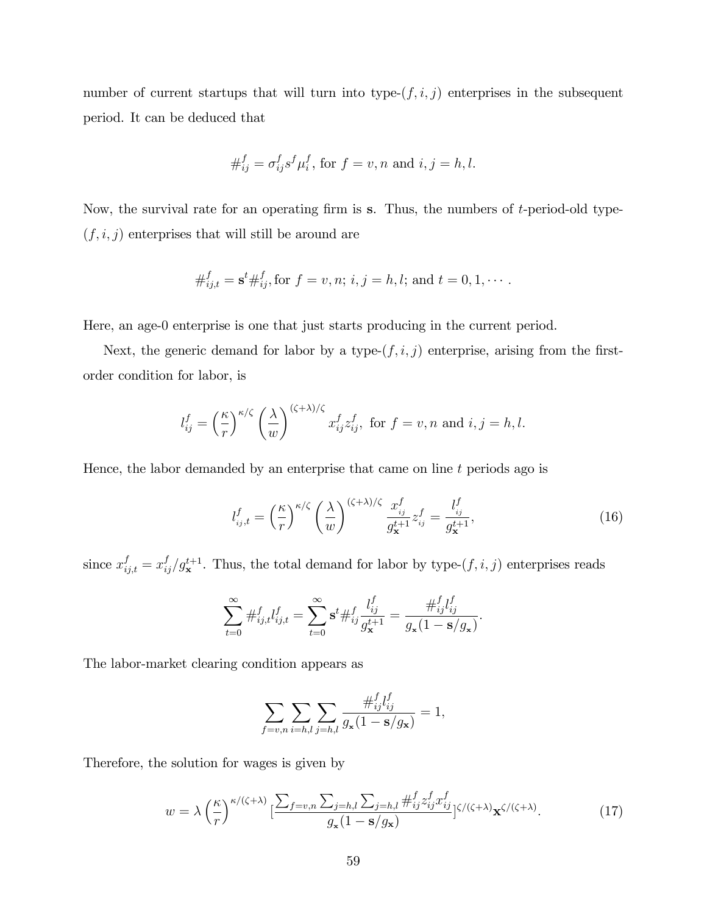number of current startups that will turn into type-$(f, i, j)$ enterprises in the subsequent period. It can be deduced that

$$\#_{ij}^f = \sigma_{ij}^f s^f \mu_i^f, \text{ for } f = v, n \text{ and } i, j = h, l.$$

Now, the survival rate for an operating firm is $\mathbf{s}$. Thus, the numbers of $t$-period-old type-$(f, i, j)$ enterprises that will still be around are

$$\#_{ij,t}^f = \mathbf{s}^t \#_{ij}^f, \text{for } f = v, n; \; i, j = h, l; \text{ and } t = 0, 1, \cdots .$$

Here, an age-0 enterprise is one that just starts producing in the current period.

Next, the generic demand for labor by a type-$(f, i, j)$ enterprise, arising from the first-order condition for labor, is

$$l_{ij}^f = \left(\frac{\kappa}{r}\right)^{\kappa/\zeta} \left(\frac{\lambda}{w}\right)^{(\zeta+\lambda)/\zeta} x_{ij}^f z_{ij}^f, \text{ for } f = v, n \text{ and } i, j = h, l.$$

Hence, the labor demanded by an enterprise that came on line $t$ periods ago is

$$l_{ij,t}^f = \left(\frac{\kappa}{r}\right)^{\kappa/\zeta} \left(\frac{\lambda}{w}\right)^{(\zeta+\lambda)/\zeta} \frac{x_{ij}^f}{g_{\mathbf{x}}^{t+1}} z_{ij}^f = \frac{l_{ij}^f}{g_{\mathbf{x}}^{t+1}}, \tag{16}$$

since $x_{ij,t}^f = x_{ij}^f / g_{\mathbf{x}}^{t+1}$. Thus, the total demand for labor by type-$(f, i, j)$ enterprises reads

$$\sum_{t=0}^{\infty} \#_{ij,t}^f l_{ij,t}^f = \sum_{t=0}^{\infty} \mathbf{s}^t \#_{ij}^f \frac{l_{ij}^f}{g_{\mathbf{x}}^{t+1}} = \frac{\#_{ij}^f l_{ij}^f}{g_{\mathbf{x}}(1 - \mathbf{s}/g_{\mathbf{x}})}.$$

The labor-market clearing condition appears as

$$\sum_{f=v,n} \sum_{i=h,l} \sum_{j=h,l} \frac{\#_{ij}^f l_{ij}^f}{g_{\mathbf{x}}(1 - \mathbf{s}/g_{\mathbf{x}})} = 1,$$

Therefore, the solution for wages is given by

$$w = \lambda \left(\frac{\kappa}{r}\right)^{\kappa/(\zeta+\lambda)} \left[\frac{\sum_{f=v,n} \sum_{j=h,l} \sum_{j=h,l} \#_{ij}^f z_{ij}^f x_{ij}^f}{g_{\mathbf{x}}(1 - \mathbf{s}/g_{\mathbf{x}})}\right]^{\zeta/(\zeta+\lambda)} \mathbf{x}^{\zeta/(\zeta+\lambda)}. \tag{17}$$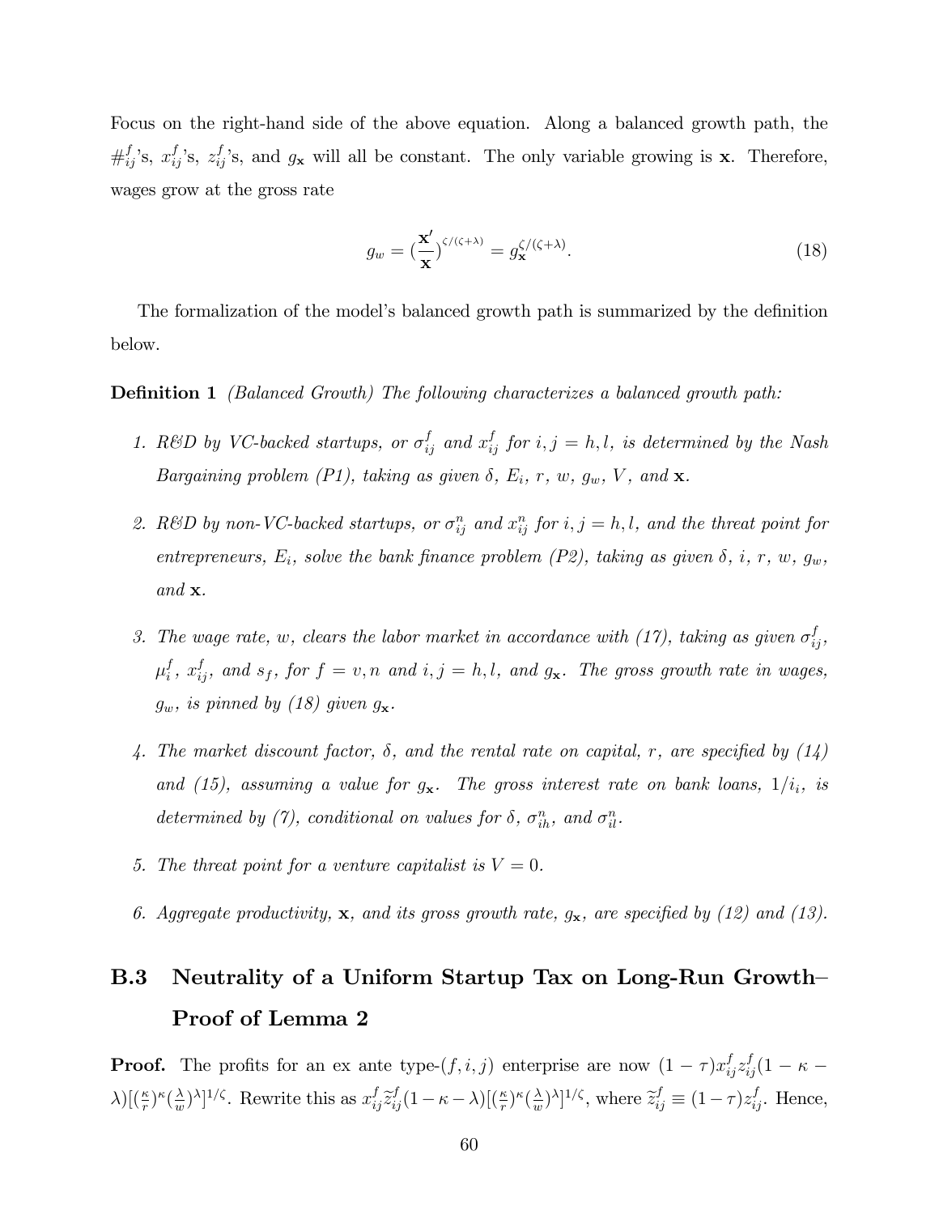Focus on the right-hand side of the above equation. Along a balanced growth path, the $\#_{ij}^{f}$'s, $x_{ij}^{f}$'s, $z_{ij}^{f}$'s, and $g_{\mathbf{x}}$ will all be constant. The only variable growing is $\mathbf{x}$. Therefore, wages grow at the gross rate

$$g_w = (\frac{\mathbf{x}'}{\mathbf{x}})^{\zeta/(\zeta+\lambda)} = g_{\mathbf{x}}^{\zeta/(\zeta+\lambda)}. \tag{18}$$

The formalization of the model's balanced growth path is summarized by the definition below.

**Definition 1** *(Balanced Growth) The following characterizes a balanced growth path:*

1. *R&D by VC-backed startups, or $\sigma_{ij}^{f}$ and $x_{ij}^{f}$ for $i, j = h, l$, is determined by the Nash Bargaining problem (P1), taking as given $\delta$, $E_i$, $r$, $w$, $g_w$, $V$, and $\mathbf{x}$.*

2. *R&D by non-VC-backed startups, or $\sigma_{ij}^{n}$ and $x_{ij}^{n}$ for $i, j = h, l$, and the threat point for entrepreneurs, $E_i$, solve the bank finance problem (P2), taking as given $\delta$, $i$, $r$, $w$, $g_w$, and $\mathbf{x}$.*

3. *The wage rate, $w$, clears the labor market in accordance with (17), taking as given $\sigma_{ij}^{f}$, $\mu_i^{f}$, $x_{ij}^{f}$, and $s_f$, for $f = v, n$ and $i, j = h, l$, and $g_{\mathbf{x}}$. The gross growth rate in wages, $g_w$, is pinned by (18) given $g_{\mathbf{x}}$.*

4. *The market discount factor, $\delta$, and the rental rate on capital, $r$, are specified by (14) and (15), assuming a value for $g_{\mathbf{x}}$. The gross interest rate on bank loans, $1/i_i$, is determined by (7), conditional on values for $\delta$, $\sigma_{ih}^{n}$, and $\sigma_{il}^{n}$.*

5. *The threat point for a venture capitalist is $V = 0$.*

6. *Aggregate productivity, $\mathbf{x}$, and its gross growth rate, $g_{\mathbf{x}}$, are specified by (12) and (13).*

## B.3 Neutrality of a Uniform Startup Tax on Long-Run Growth–Proof of Lemma 2

**Proof.** The profits for an ex ante type-$(f, i, j)$ enterprise are now $(1-\tau)x_{ij}^{f} z_{ij}^{f}(1-\kappa-\lambda)[(\frac{\kappa}{r})^{\kappa}(\frac{\lambda}{w})^{\lambda}]^{1/\zeta}$. Rewrite this as $x_{ij}^{f}\widetilde{z}_{ij}^{f}(1-\kappa-\lambda)[(\frac{\kappa}{r})^{\kappa}(\frac{\lambda}{w})^{\lambda}]^{1/\zeta}$, where $\widetilde{z}_{ij}^{f} \equiv (1-\tau)z_{ij}^{f}$. Hence,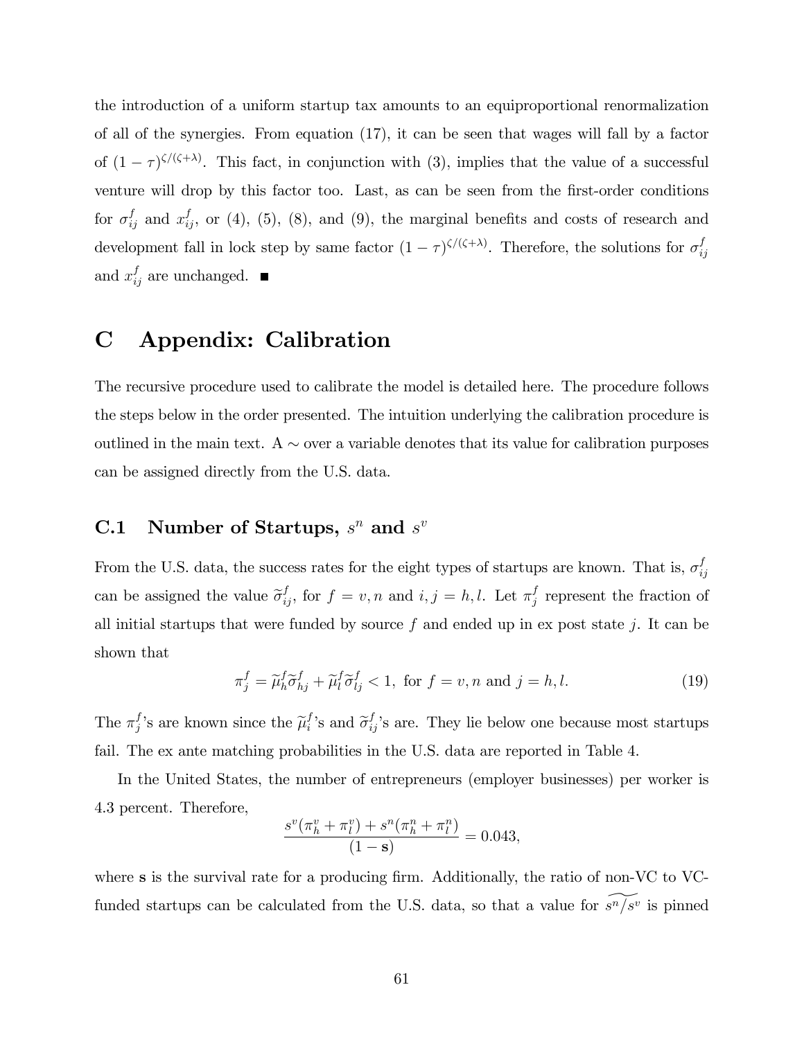the introduction of a uniform startup tax amounts to an equiproportional renormalization of all of the synergies. From equation (17), it can be seen that wages will fall by a factor of $(1-\tau)^{\zeta/(\zeta+\lambda)}$. This fact, in conjunction with (3), implies that the value of a successful venture will drop by this factor too. Last, as can be seen from the first-order conditions for $\sigma_{ij}^f$ and $x_{ij}^f$, or (4), (5), (8), and (9), the marginal benefits and costs of research and development fall in lock step by same factor $(1-\tau)^{\zeta/(\zeta+\lambda)}$. Therefore, the solutions for $\sigma_{ij}^f$ and $x_{ij}^f$ are unchanged. ■

# C Appendix: Calibration

The recursive procedure used to calibrate the model is detailed here. The procedure follows the steps below in the order presented. The intuition underlying the calibration procedure is outlined in the main text. A $\sim$ over a variable denotes that its value for calibration purposes can be assigned directly from the U.S. data.

## C.1 Number of Startups, $s^n$ and $s^v$

From the U.S. data, the success rates for the eight types of startups are known. That is, $\sigma_{ij}^f$ can be assigned the value $\widetilde{\sigma}_{ij}^f$, for $f=v,n$ and $i,j=h,l$. Let $\pi_j^f$ represent the fraction of all initial startups that were funded by source $f$ and ended up in ex post state $j$. It can be shown that

$$\pi_j^f = \widetilde{\mu}_h^f \widetilde{\sigma}_{hj}^f + \widetilde{\mu}_l^f \widetilde{\sigma}_{lj}^f < 1, \text{ for } f=v,n \text{ and } j=h,l. \tag{19}$$

The $\pi_j^f$'s are known since the $\widetilde{\mu}_i^f$'s and $\widetilde{\sigma}_{ij}^f$'s are. They lie below one because most startups fail. The ex ante matching probabilities in the U.S. data are reported in Table 4.

In the United States, the number of entrepreneurs (employer businesses) per worker is 4.3 percent. Therefore,

$$\frac{s^v(\pi_h^v + \pi_l^v) + s^n(\pi_h^n + \pi_l^n)}{(1-\mathbf{s})} = 0.043,$$

where $\mathbf{s}$ is the survival rate for a producing firm. Additionally, the ratio of non-VC to VC-funded startups can be calculated from the U.S. data, so that a value for $\widetilde{s^n/s^v}$ is pinned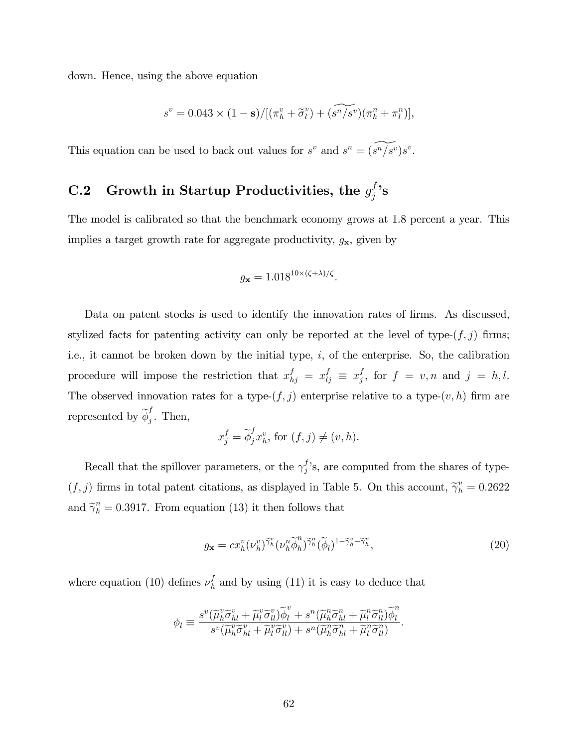down. Hence, using the above equation

$$s^v = 0.043 \times (1 - \mathbf{s})/[(\pi_h^v + \widetilde{\sigma}_l^v) + (\widetilde{s^n/s^v})(\pi_h^n + \pi_l^n)],$$

This equation can be used to back out values for $s^v$ and $s^n = (\widetilde{s^n/s^v})s^v$.

## C.2 Growth in Startup Productivities, the $g_j^f$'s

The model is calibrated so that the benchmark economy grows at 1.8 percent a year. This implies a target growth rate for aggregate productivity, $g_{\mathbf{x}}$, given by

$$g_{\mathbf{x}} = 1.018^{10 \times (\zeta + \lambda)/\zeta}.$$

Data on patent stocks is used to identify the innovation rates of firms. As discussed, stylized facts for patenting activity can only be reported at the level of type-$(f, j)$ firms; i.e., it cannot be broken down by the initial type, $i$, of the enterprise. So, the calibration procedure will impose the restriction that $x_{hj}^f = x_{lj}^f \equiv x_j^f$, for $f = v, n$ and $j = h, l$. The observed innovation rates for a type-$(f, j)$ enterprise relative to a type-$(v, h)$ firm are represented by $\widetilde{\phi}_j^f$. Then,

$$x_j^f = \widetilde{\phi}_j^f x_h^v, \text{ for } (f, j) \neq (v, h).$$

Recall that the spillover parameters, or the $\gamma_j^f$'s, are computed from the shares of type-$(f, j)$ firms in total patent citations, as displayed in Table 5. On this account, $\widetilde{\gamma}_h^v = 0.2622$ and $\widetilde{\gamma}_h^n = 0.3917$. From equation (13) it then follows that

$$g_{\mathbf{x}} = c x_h^v (\nu_h^v)^{\widetilde{\gamma}_h^v} (\nu_h^n \widetilde{\phi}_h^n)^{\widetilde{\gamma}_h^n} (\widetilde{\phi}_l)^{1 - \widetilde{\gamma}_h^v - \widetilde{\gamma}_h^n}, \tag{20}$$

where equation (10) defines $\nu_h^f$ and by using (11) it is easy to deduce that

$$\phi_l \equiv \frac{s^v(\widetilde{\mu}_h^v \widetilde{\sigma}_{hl}^v + \widetilde{\mu}_l^v \widetilde{\sigma}_{ll}^v)\widetilde{\phi}_l^v + s^n(\widetilde{\mu}_h^n \widetilde{\sigma}_{hl}^n + \widetilde{\mu}_l^n \widetilde{\sigma}_{ll}^n)\widetilde{\phi}_l^n}{s^v(\widetilde{\mu}_h^v \widetilde{\sigma}_{hl}^v + \widetilde{\mu}_l^v \widetilde{\sigma}_{ll}^v) + s^n(\widetilde{\mu}_h^n \widetilde{\sigma}_{hl}^n + \widetilde{\mu}_l^n \widetilde{\sigma}_{ll}^n)}.$$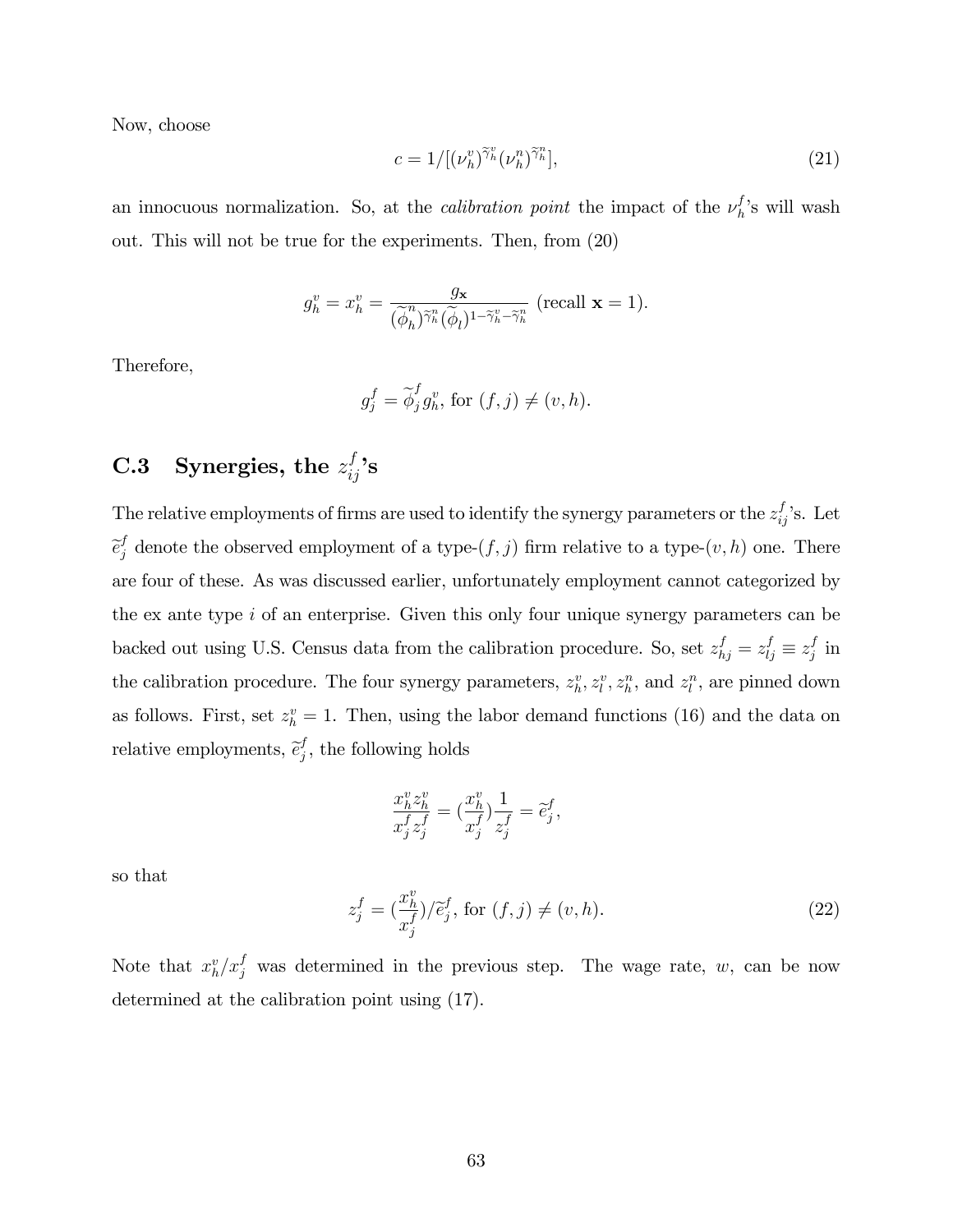Now, choose

$$c = 1/[(\nu_h^v)^{\widetilde{\gamma}_h^v}(\nu_h^n)^{\widetilde{\gamma}_h^n}], \tag{21}$$

an innocuous normalization. So, at the *calibration point* the impact of the $\nu_h^f$'s will wash out. This will not be true for the experiments. Then, from (20)

$$g_h^v = x_h^v = \frac{g_{\mathbf{x}}}{(\widetilde{\phi}_h^n)^{\widetilde{\gamma}_h^n}(\widetilde{\phi}_l)^{1-\widetilde{\gamma}_h^v-\widetilde{\gamma}_h^n}} \text{ (recall } \mathbf{x}=1).$$

Therefore,

$$g_j^f = \widetilde{\phi}_j^f g_h^v, \text{ for } (f,j) \neq (v,h).$$

## C.3 Synergies, the $z_{ij}^f$'s

The relative employments of firms are used to identify the synergy parameters or the $z_{ij}^f$'s. Let $\widetilde{e}_j^f$ denote the observed employment of a type-$(f,j)$ firm relative to a type-$(v,h)$ one. There are four of these. As was discussed earlier, unfortunately employment cannot categorized by the ex ante type $i$ of an enterprise. Given this only four unique synergy parameters can be backed out using U.S. Census data from the calibration procedure. So, set $z_{hj}^f = z_{lj}^f \equiv z_j^f$ in the calibration procedure. The four synergy parameters, $z_h^v$, $z_l^v$, $z_h^n$, and $z_l^n$, are pinned down as follows. First, set $z_h^v = 1$. Then, using the labor demand functions (16) and the data on relative employments, $\widetilde{e}_j^f$, the following holds

$$\frac{x_h^v z_h^v}{x_j^f z_j^f} = (\frac{x_h^v}{x_j^f})\frac{1}{z_j^f} = \widetilde{e}_j^f,$$

so that

$$z_j^f = (\frac{x_h^v}{x_j^f})/\widetilde{e}_j^f, \text{ for } (f,j) \neq (v,h). \tag{22}$$

Note that $x_h^v/x_j^f$ was determined in the previous step. The wage rate, $w$, can be now determined at the calibration point using (17).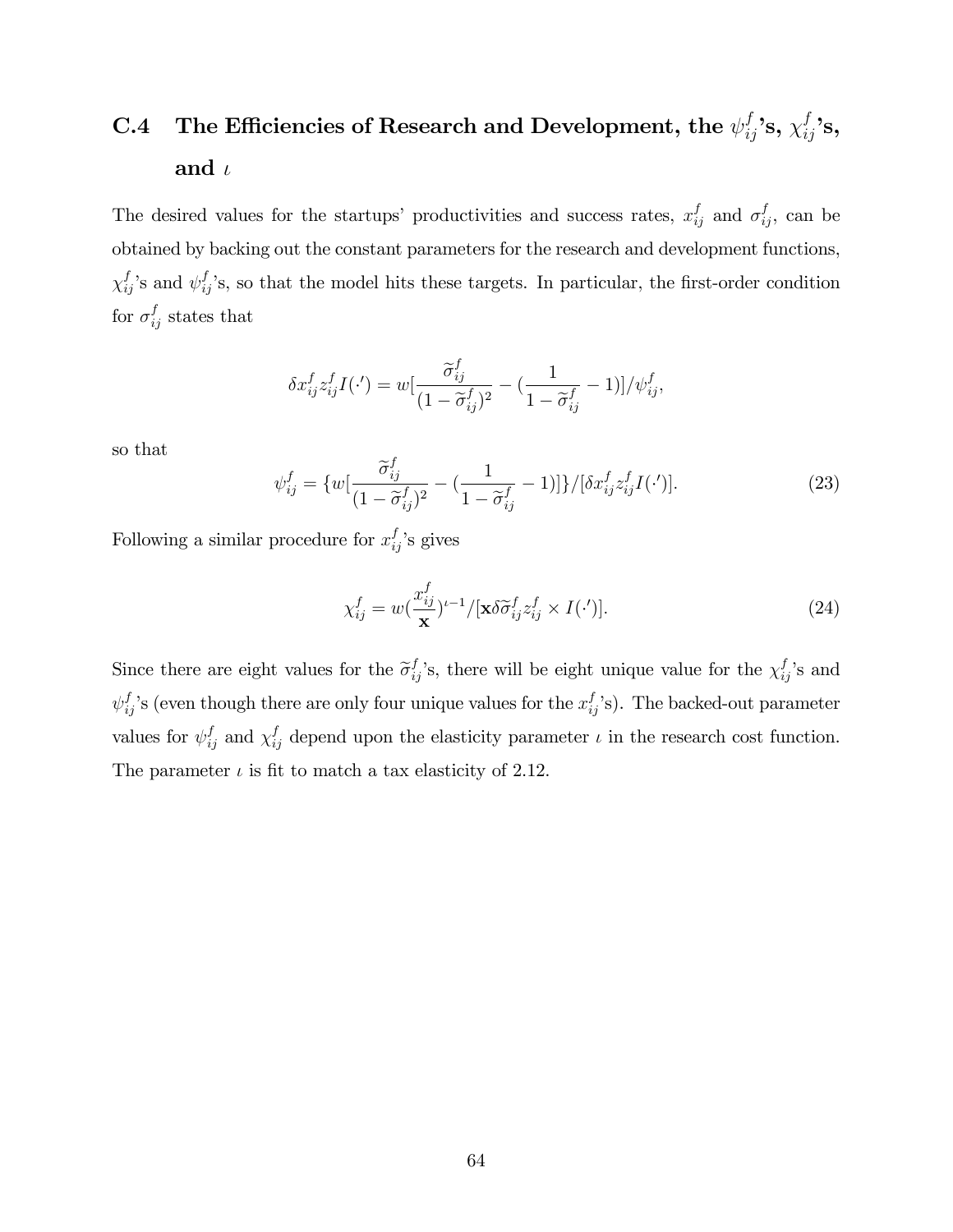## C.4 The Efficiencies of Research and Development, the $\psi_{ij}^f$'s, $\chi_{ij}^f$'s, and $\iota$

The desired values for the startups' productivities and success rates, $x_{ij}^f$ and $\sigma_{ij}^f$, can be obtained by backing out the constant parameters for the research and development functions, $\chi_{ij}^f$'s and $\psi_{ij}^f$'s, so that the model hits these targets. In particular, the first-order condition for $\sigma_{ij}^f$ states that

$$\delta x_{ij}^f z_{ij}^f I(\cdot') = w[\frac{\widetilde{\sigma}_{ij}^f}{(1-\widetilde{\sigma}_{ij}^f)^2} - (\frac{1}{1-\widetilde{\sigma}_{ij}^f} - 1)]/\psi_{ij}^f,$$

so that

$$\psi_{ij}^f = \{w[\frac{\widetilde{\sigma}_{ij}^f}{(1-\widetilde{\sigma}_{ij}^f)^2} - (\frac{1}{1-\widetilde{\sigma}_{ij}^f} - 1)]\}/[\delta x_{ij}^f z_{ij}^f I(\cdot')]. \tag{23}$$

Following a similar procedure for $x_{ij}^f$'s gives

$$\chi_{ij}^f = w(\frac{x_{ij}^f}{\mathbf{x}})^{\iota-1}/[\mathbf{x}\delta\widetilde{\sigma}_{ij}^f z_{ij}^f \times I(\cdot')]. \tag{24}$$

Since there are eight values for the $\widetilde{\sigma}_{ij}^f$'s, there will be eight unique value for the $\chi_{ij}^f$'s and $\psi_{ij}^f$'s (even though there are only four unique values for the $x_{ij}^f$'s). The backed-out parameter values for $\psi_{ij}^f$ and $\chi_{ij}^f$ depend upon the elasticity parameter $\iota$ in the research cost function. The parameter $\iota$ is fit to match a tax elasticity of 2.12.